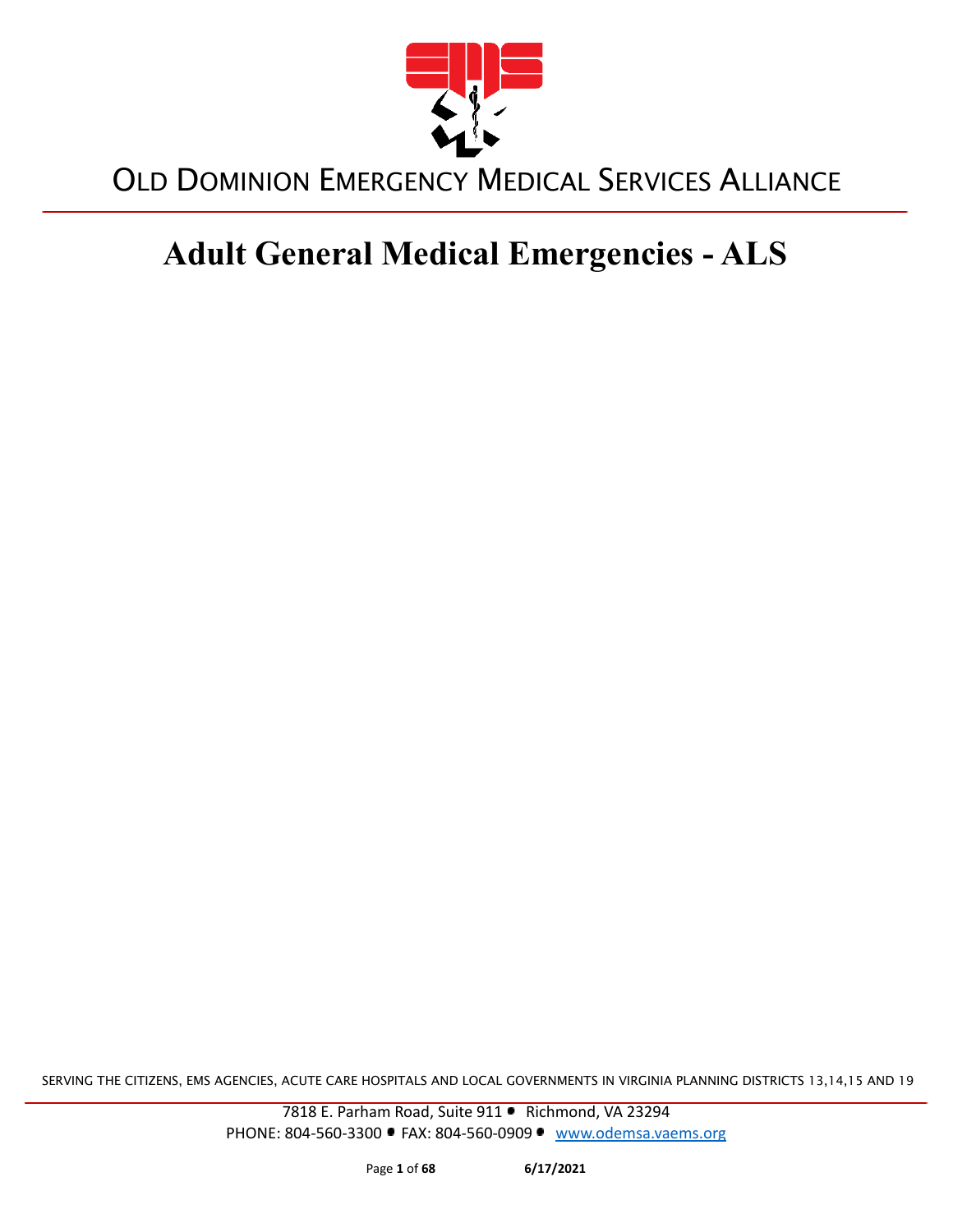# OLD DOMINION EMERGENCY MEDICAL SERVICES ALLIANCE

# Adult General Medical Emergencies - ALS

SERVING THE CITIZENS, EMS AGENCIES, ACUTE CARE HOSPITALS AND LOCAL GOVERNMENTS IN VIRGINIA PLANNING DISTRICTS 13,14,15 AND 19

7818 E. Parham Road, Suite 911 • Richmond, VA 23294
PHONE: 804-560-3300 • FAX: 804-560-0909 • www.odemsa.vaems.org

6/17/2021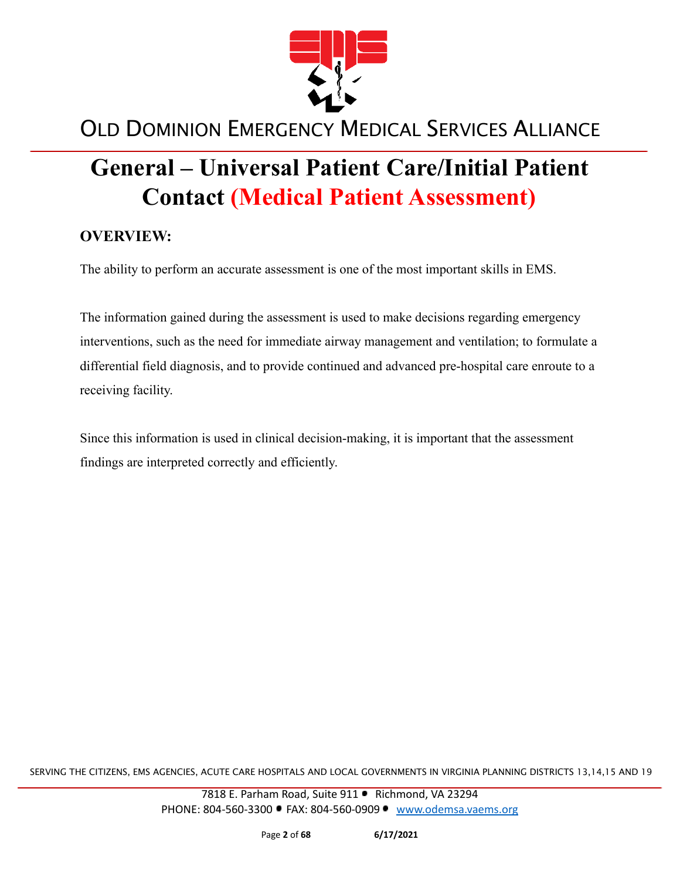# General – Universal Patient Care/Initial Patient Contact (Medical Patient Assessment)

## OVERVIEW:

The ability to perform an accurate assessment is one of the most important skills in EMS.

The information gained during the assessment is used to make decisions regarding emergency interventions, such as the need for immediate airway management and ventilation; to formulate a differential field diagnosis, and to provide continued and advanced pre-hospital care enroute to a receiving facility.

Since this information is used in clinical decision-making, it is important that the assessment findings are interpreted correctly and efficiently.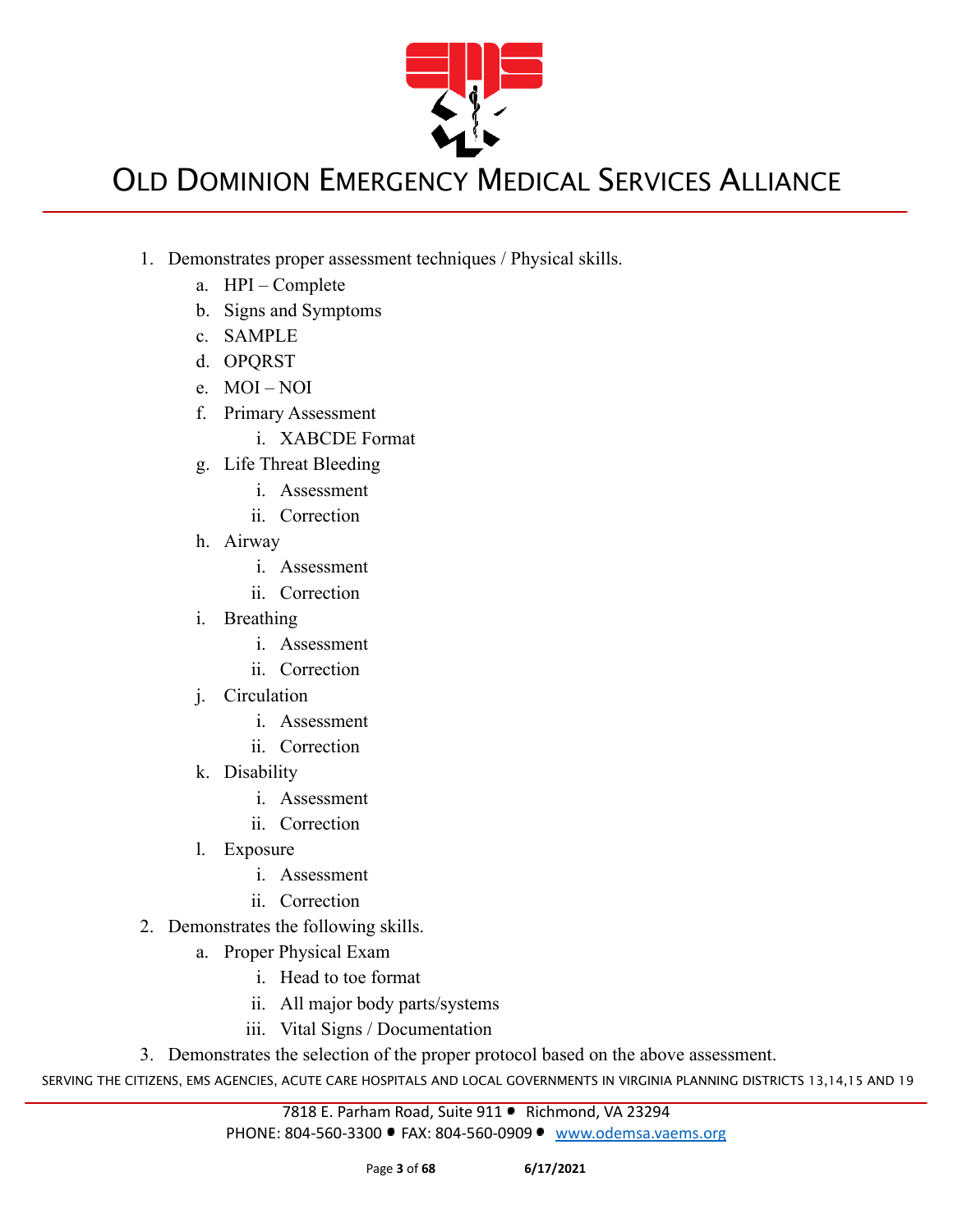1. Demonstrates proper assessment techniques / Physical skills.
    a. HPI – Complete
    b. Signs and Symptoms
    c. SAMPLE
    d. OPQRST
    e. MOI – NOI
    f. Primary Assessment
        i. XABCDE Format
    g. Life Threat Bleeding
        i. Assessment
        ii. Correction
    h. Airway
        i. Assessment
        ii. Correction
    i. Breathing
        i. Assessment
        ii. Correction
    j. Circulation
        i. Assessment
        ii. Correction
    k. Disability
        i. Assessment
        ii. Correction
    l. Exposure
        i. Assessment
        ii. Correction
2. Demonstrates the following skills.
    a. Proper Physical Exam
        i. Head to toe format
        ii. All major body parts/systems
        iii. Vital Signs / Documentation
3. Demonstrates the selection of the proper protocol based on the above assessment.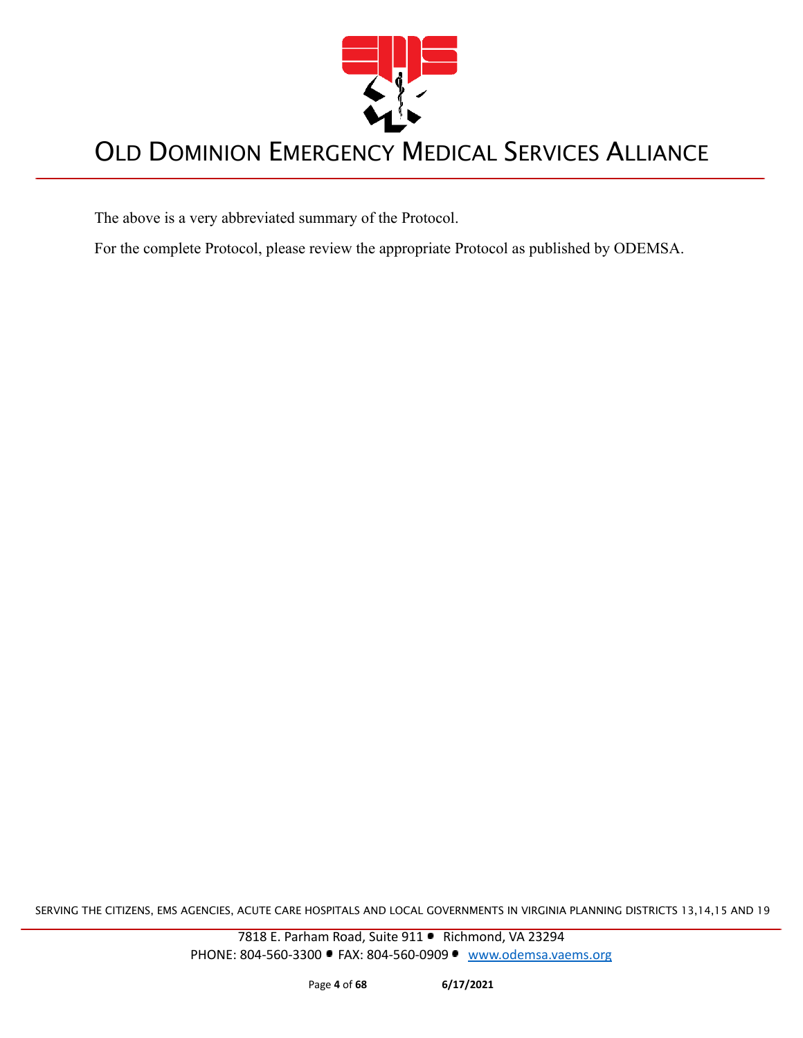The above is a very abbreviated summary of the Protocol.

For the complete Protocol, please review the appropriate Protocol as published by ODEMSA.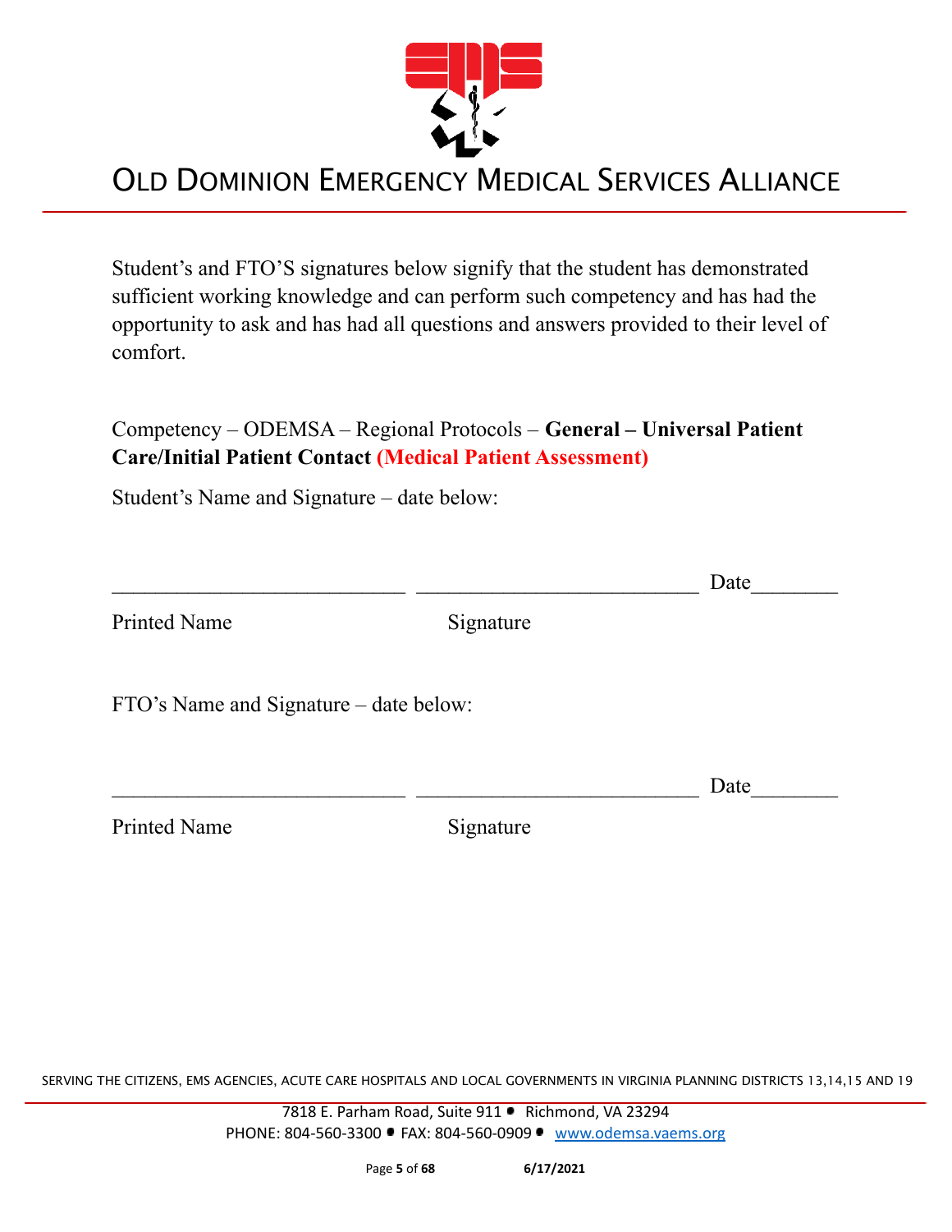Student's and FTO'S signatures below signify that the student has demonstrated sufficient working knowledge and can perform such competency and has had the opportunity to ask and has had all questions and answers provided to their level of comfort.

Competency – ODEMSA – Regional Protocols – **General – Universal Patient Care/Initial Patient Contact (Medical Patient Assessment)**

Student's Name and Signature – date below:

___________________________ __________________________ Date________

Printed Name Signature

FTO's Name and Signature – date below:

___________________________ __________________________ Date________

Printed Name Signature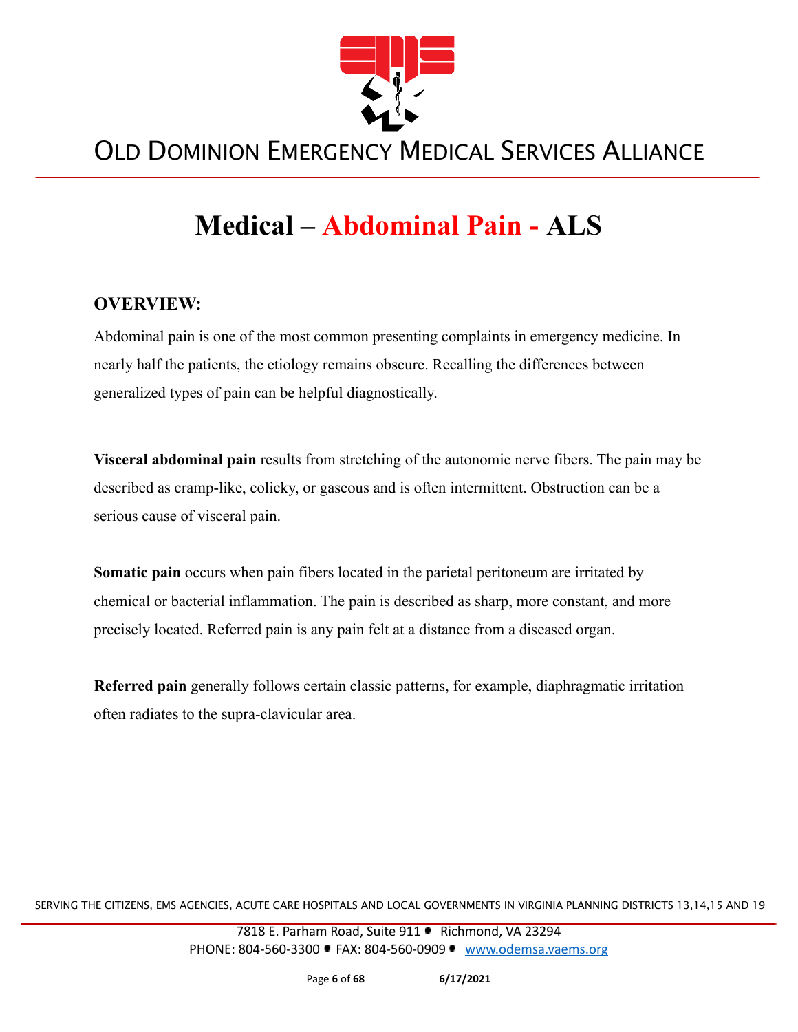# Medical – Abdominal Pain - ALS

## OVERVIEW:

Abdominal pain is one of the most common presenting complaints in emergency medicine. In nearly half the patients, the etiology remains obscure. Recalling the differences between generalized types of pain can be helpful diagnostically.

**Visceral abdominal pain** results from stretching of the autonomic nerve fibers. The pain may be described as cramp-like, colicky, or gaseous and is often intermittent. Obstruction can be a serious cause of visceral pain.

**Somatic pain** occurs when pain fibers located in the parietal peritoneum are irritated by chemical or bacterial inflammation. The pain is described as sharp, more constant, and more precisely located. Referred pain is any pain felt at a distance from a diseased organ.

**Referred pain** generally follows certain classic patterns, for example, diaphragmatic irritation often radiates to the supra-clavicular area.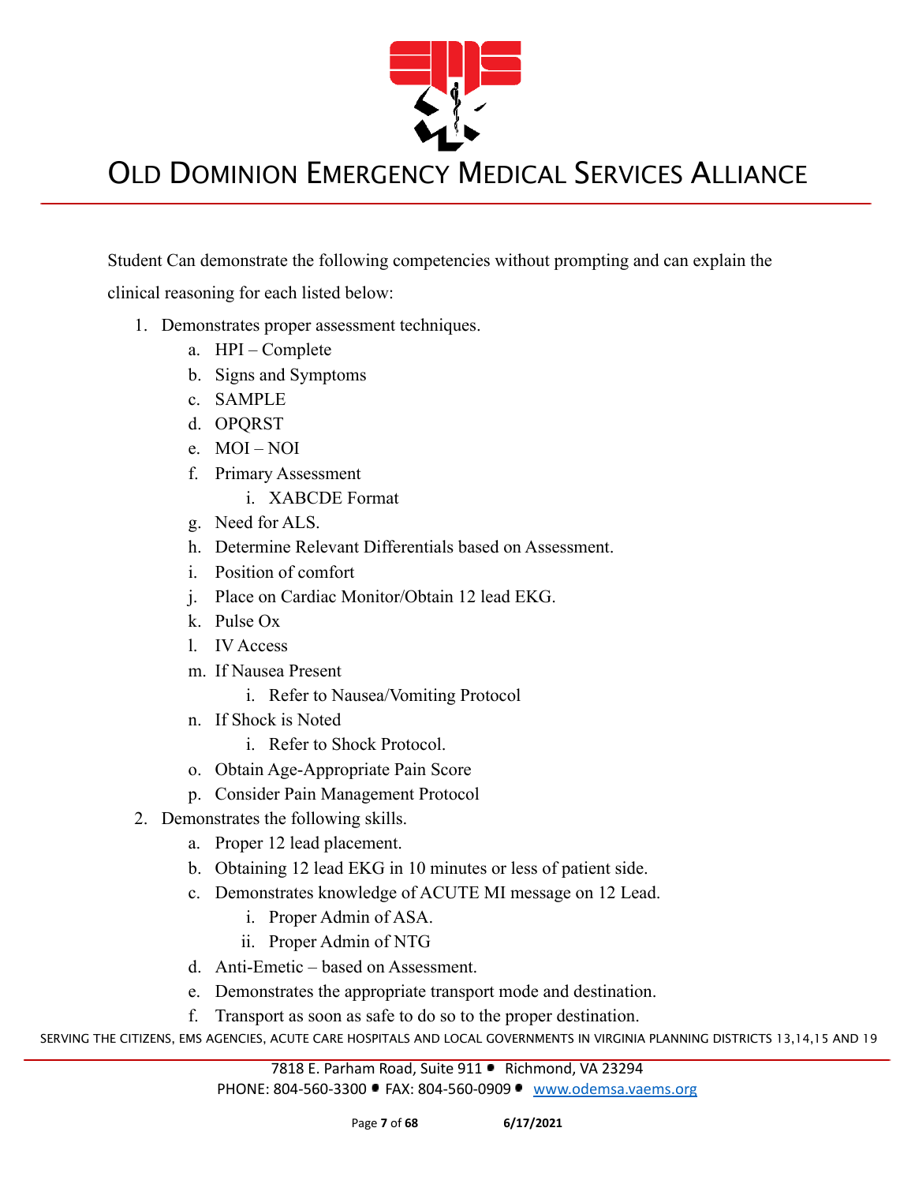Student Can demonstrate the following competencies without prompting and can explain the clinical reasoning for each listed below:

1. Demonstrates proper assessment techniques.
    a. HPI – Complete
    b. Signs and Symptoms
    c. SAMPLE
    d. OPQRST
    e. MOI – NOI
    f. Primary Assessment
        i. XABCDE Format
    g. Need for ALS.
    h. Determine Relevant Differentials based on Assessment.
    i. Position of comfort
    j. Place on Cardiac Monitor/Obtain 12 lead EKG.
    k. Pulse Ox
    l. IV Access
    m. If Nausea Present
        i. Refer to Nausea/Vomiting Protocol
    n. If Shock is Noted
        i. Refer to Shock Protocol.
    o. Obtain Age-Appropriate Pain Score
    p. Consider Pain Management Protocol
2. Demonstrates the following skills.
    a. Proper 12 lead placement.
    b. Obtaining 12 lead EKG in 10 minutes or less of patient side.
    c. Demonstrates knowledge of ACUTE MI message on 12 Lead.
        i. Proper Admin of ASA.
        ii. Proper Admin of NTG
    d. Anti-Emetic – based on Assessment.
    e. Demonstrates the appropriate transport mode and destination.
    f. Transport as soon as safe to do so to the proper destination.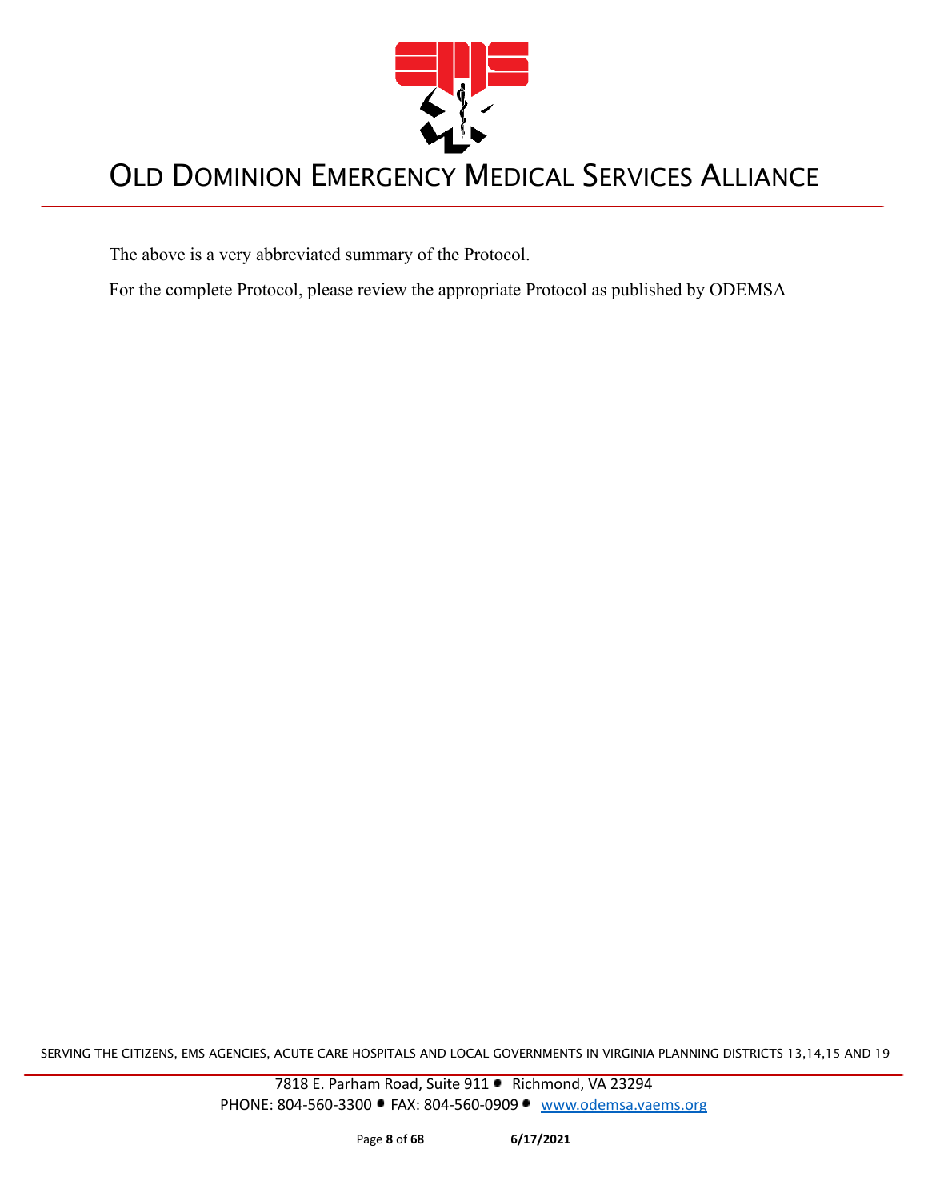The above is a very abbreviated summary of the Protocol.

For the complete Protocol, please review the appropriate Protocol as published by ODEMSA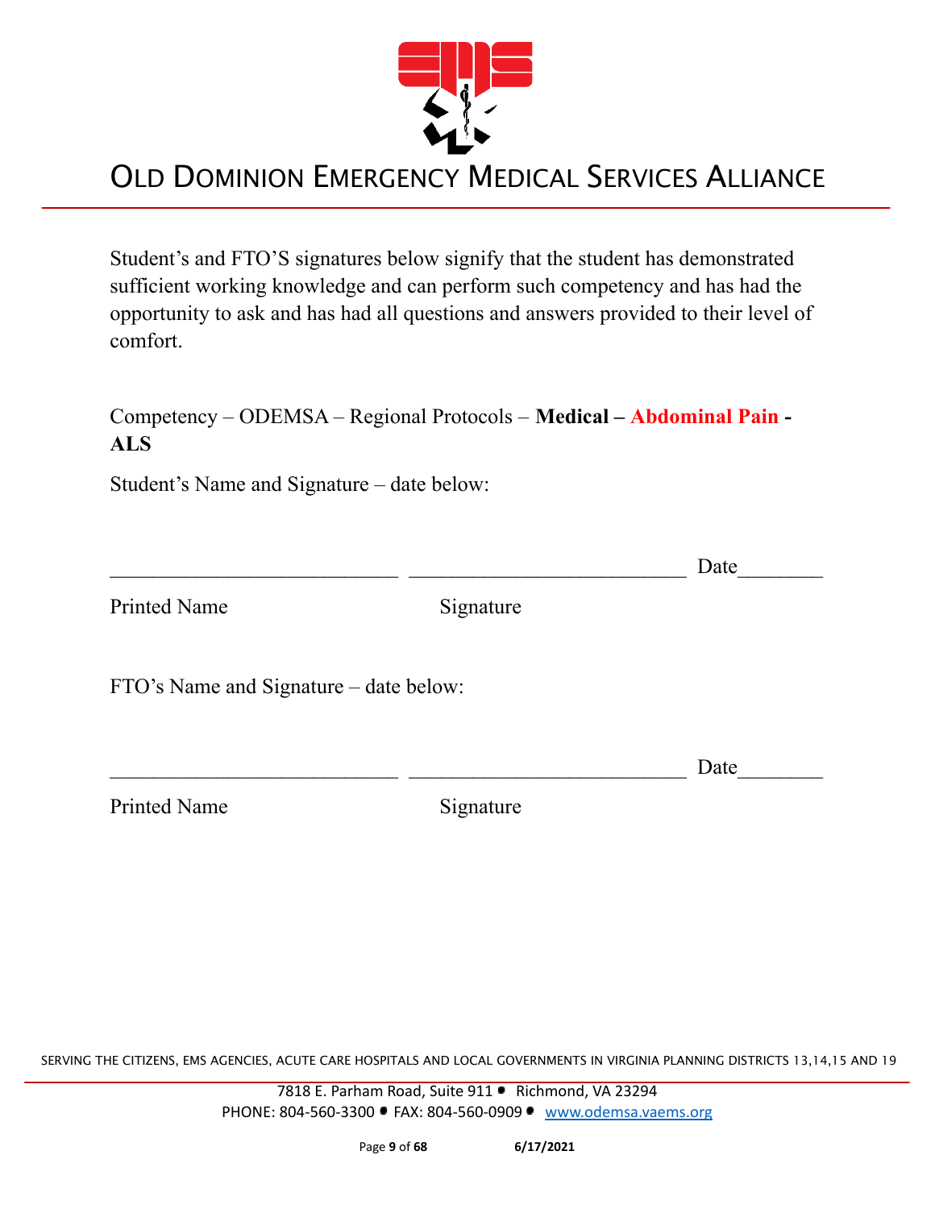Student's and FTO'S signatures below signify that the student has demonstrated sufficient working knowledge and can perform such competency and has had the opportunity to ask and has had all questions and answers provided to their level of comfort.

Competency – ODEMSA – Regional Protocols – **Medical – Abdominal Pain - ALS**

Student's Name and Signature – date below:

___________________________ ___________________________ Date________

Printed Name Signature

FTO's Name and Signature – date below:

___________________________ ___________________________ Date________

Printed Name Signature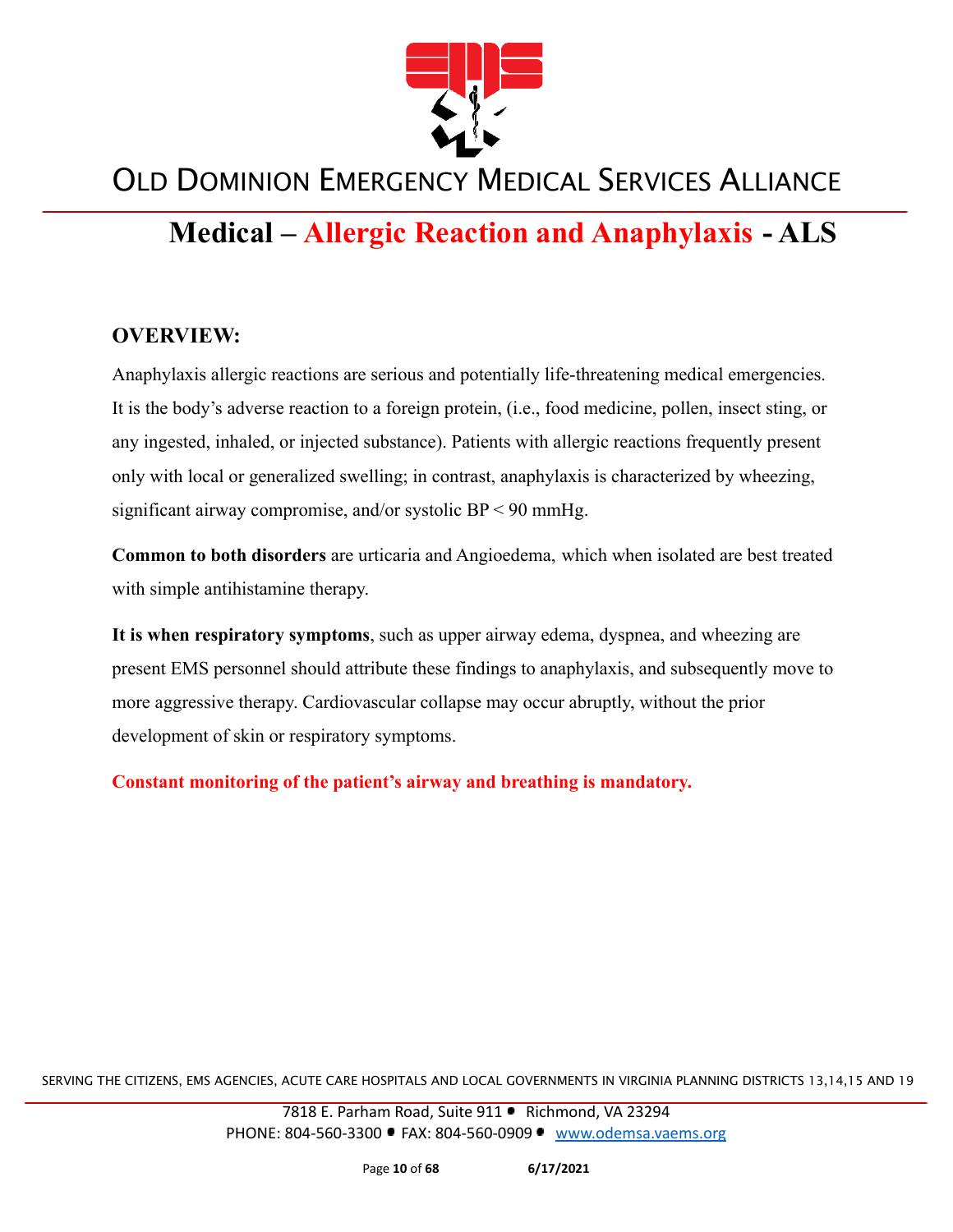# Old Dominion Emergency Medical Services Alliance

## Medical – Allergic Reaction and Anaphylaxis - ALS

### OVERVIEW:

Anaphylaxis allergic reactions are serious and potentially life-threatening medical emergencies. It is the body's adverse reaction to a foreign protein, (i.e., food medicine, pollen, insect sting, or any ingested, inhaled, or injected substance). Patients with allergic reactions frequently present only with local or generalized swelling; in contrast, anaphylaxis is characterized by wheezing, significant airway compromise, and/or systolic BP < 90 mmHg.

**Common to both disorders** are urticaria and Angioedema, which when isolated are best treated with simple antihistamine therapy.

**It is when respiratory symptoms**, such as upper airway edema, dyspnea, and wheezing are present EMS personnel should attribute these findings to anaphylaxis, and subsequently move to more aggressive therapy. Cardiovascular collapse may occur abruptly, without the prior development of skin or respiratory symptoms.

**Constant monitoring of the patient's airway and breathing is mandatory.**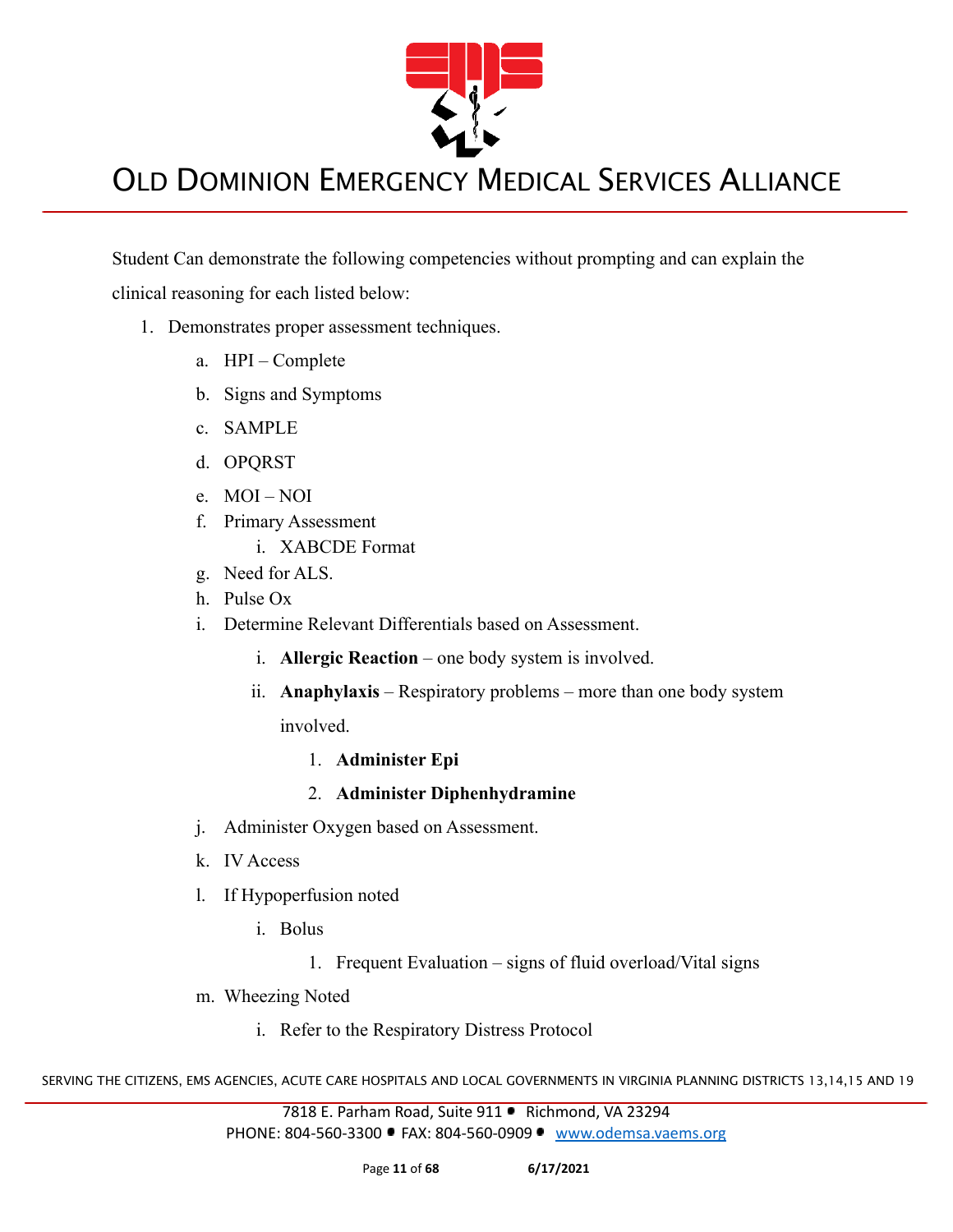Student Can demonstrate the following competencies without prompting and can explain the clinical reasoning for each listed below:

1. Demonstrates proper assessment techniques.
   a. HPI – Complete
   b. Signs and Symptoms
   c. SAMPLE
   d. OPQRST
   e. MOI – NOI
   f. Primary Assessment
      i. XABCDE Format
   g. Need for ALS.
   h. Pulse Ox
   i. Determine Relevant Differentials based on Assessment.
      i. **Allergic Reaction** – one body system is involved.
      ii. **Anaphylaxis** – Respiratory problems – more than one body system involved.
         1. **Administer Epi**
         2. **Administer Diphenhydramine**
   j. Administer Oxygen based on Assessment.
   k. IV Access
   l. If Hypoperfusion noted
      i. Bolus
         1. Frequent Evaluation – signs of fluid overload/Vital signs
   m. Wheezing Noted
      i. Refer to the Respiratory Distress Protocol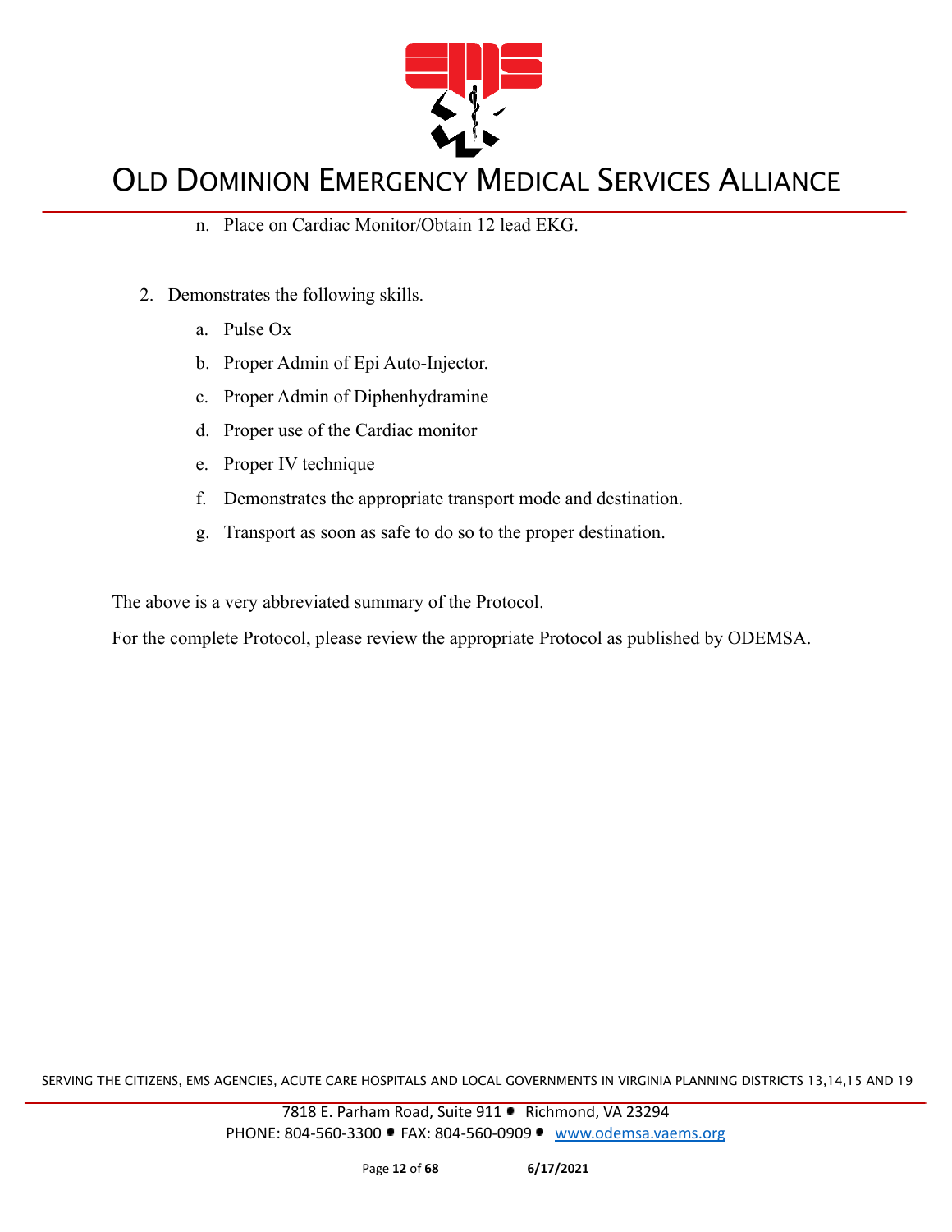n. Place on Cardiac Monitor/Obtain 12 lead EKG.

2. Demonstrates the following skills.
   a. Pulse Ox
   b. Proper Admin of Epi Auto-Injector.
   c. Proper Admin of Diphenhydramine
   d. Proper use of the Cardiac monitor
   e. Proper IV technique
   f. Demonstrates the appropriate transport mode and destination.
   g. Transport as soon as safe to do so to the proper destination.

The above is a very abbreviated summary of the Protocol.

For the complete Protocol, please review the appropriate Protocol as published by ODEMSA.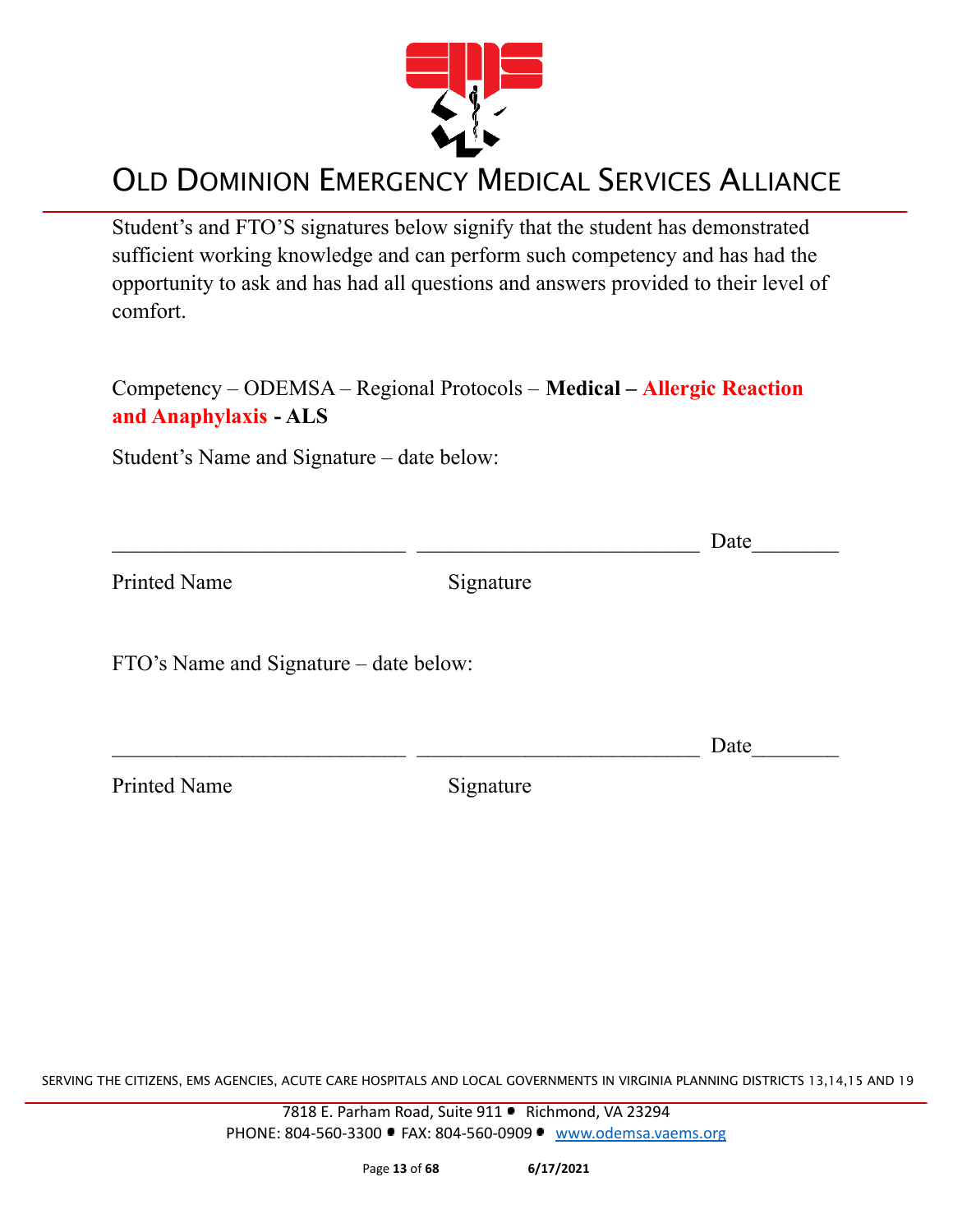Student's and FTO'S signatures below signify that the student has demonstrated sufficient working knowledge and can perform such competency and has had the opportunity to ask and has had all questions and answers provided to their level of comfort.

Competency – ODEMSA – Regional Protocols – **Medical – Allergic Reaction and Anaphylaxis - ALS**

Student's Name and Signature – date below:

\_\_\_\_\_\_\_\_\_\_\_\_\_\_\_\_\_\_\_\_\_\_\_\_\_\_\_\_ \_\_\_\_\_\_\_\_\_\_\_\_\_\_\_\_\_\_\_\_\_\_\_\_\_\_\_ Date\_\_\_\_\_\_\_\_

Printed Name Signature

FTO's Name and Signature – date below:

\_\_\_\_\_\_\_\_\_\_\_\_\_\_\_\_\_\_\_\_\_\_\_\_\_\_\_\_ \_\_\_\_\_\_\_\_\_\_\_\_\_\_\_\_\_\_\_\_\_\_\_\_\_\_\_ Date\_\_\_\_\_\_\_\_

Printed Name Signature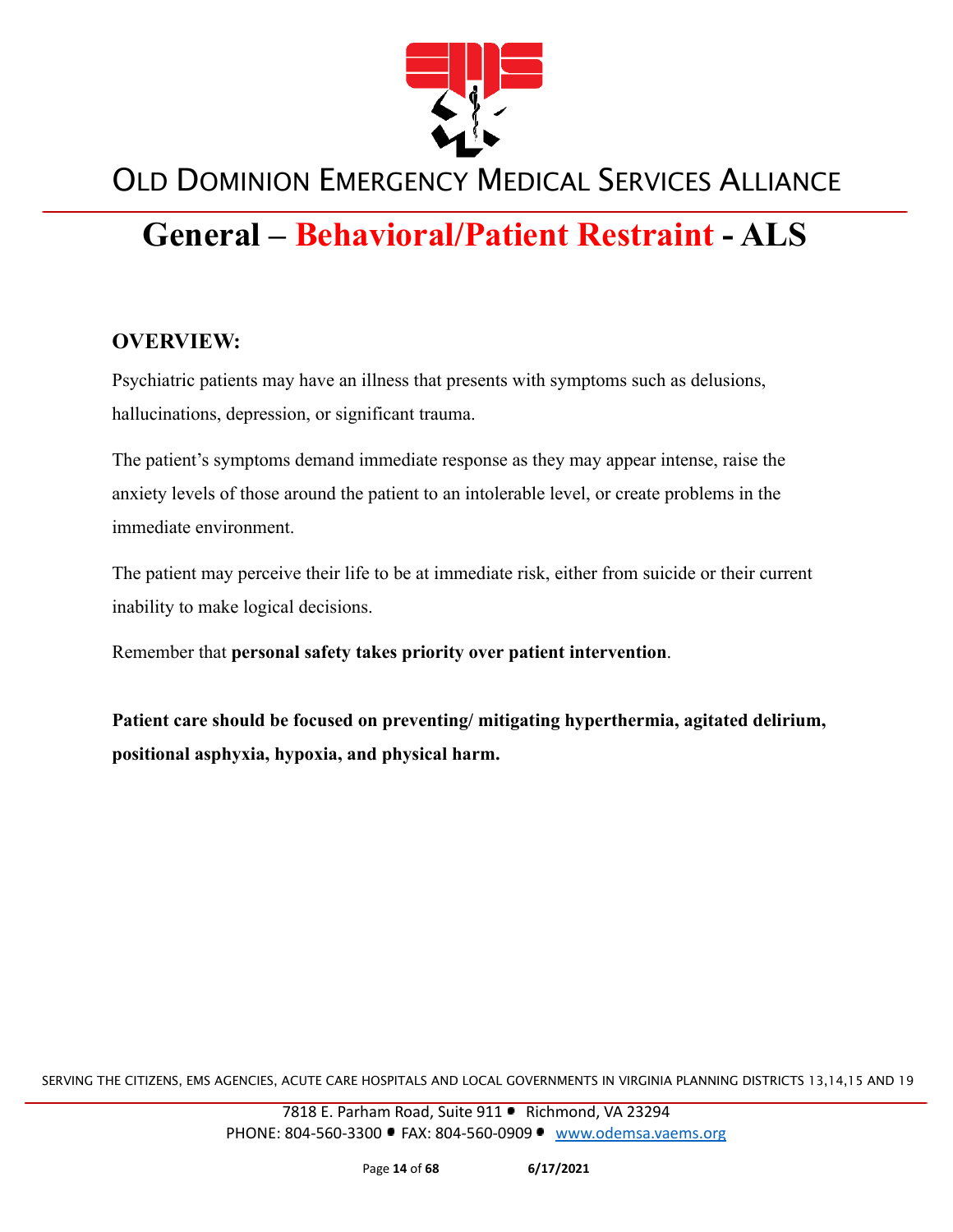# General – Behavioral/Patient Restraint - ALS

## OVERVIEW:

Psychiatric patients may have an illness that presents with symptoms such as delusions, hallucinations, depression, or significant trauma.

The patient's symptoms demand immediate response as they may appear intense, raise the anxiety levels of those around the patient to an intolerable level, or create problems in the immediate environment.

The patient may perceive their life to be at immediate risk, either from suicide or their current inability to make logical decisions.

Remember that **personal safety takes priority over patient intervention**.

**Patient care should be focused on preventing/ mitigating hyperthermia, agitated delirium, positional asphyxia, hypoxia, and physical harm.**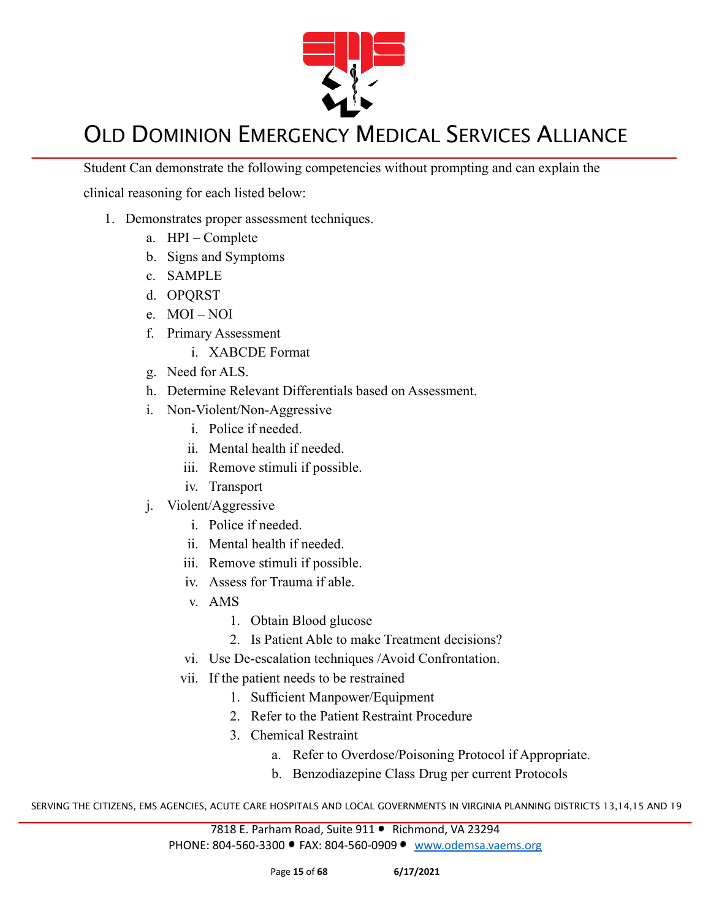Student Can demonstrate the following competencies without prompting and can explain the clinical reasoning for each listed below:

1. Demonstrates proper assessment techniques.
    a. HPI – Complete
    b. Signs and Symptoms
    c. SAMPLE
    d. OPQRST
    e. MOI – NOI
    f. Primary Assessment
        i. XABCDE Format
    g. Need for ALS.
    h. Determine Relevant Differentials based on Assessment.
    i. Non-Violent/Non-Aggressive
        i. Police if needed.
        ii. Mental health if needed.
        iii. Remove stimuli if possible.
        iv. Transport
    j. Violent/Aggressive
        i. Police if needed.
        ii. Mental health if needed.
        iii. Remove stimuli if possible.
        iv. Assess for Trauma if able.
        v. AMS
            1. Obtain Blood glucose
            2. Is Patient Able to make Treatment decisions?
        vi. Use De-escalation techniques /Avoid Confrontation.
        vii. If the patient needs to be restrained
            1. Sufficient Manpower/Equipment
            2. Refer to the Patient Restraint Procedure
            3. Chemical Restraint
                a. Refer to Overdose/Poisoning Protocol if Appropriate.
                b. Benzodiazepine Class Drug per current Protocols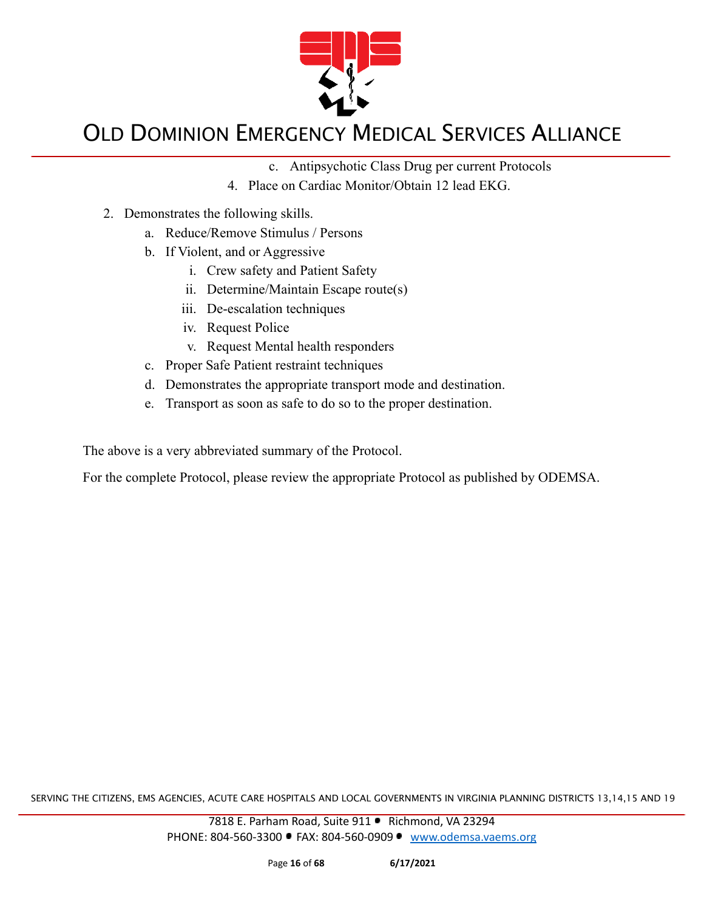c. Antipsychotic Class Drug per current Protocols

4. Place on Cardiac Monitor/Obtain 12 lead EKG.

2. Demonstrates the following skills.
   a. Reduce/Remove Stimulus / Persons
   b. If Violent, and or Aggressive
      i. Crew safety and Patient Safety
      ii. Determine/Maintain Escape route(s)
      iii. De-escalation techniques
      iv. Request Police
      v. Request Mental health responders
   c. Proper Safe Patient restraint techniques
   d. Demonstrates the appropriate transport mode and destination.
   e. Transport as soon as safe to do so to the proper destination.

The above is a very abbreviated summary of the Protocol.

For the complete Protocol, please review the appropriate Protocol as published by ODEMSA.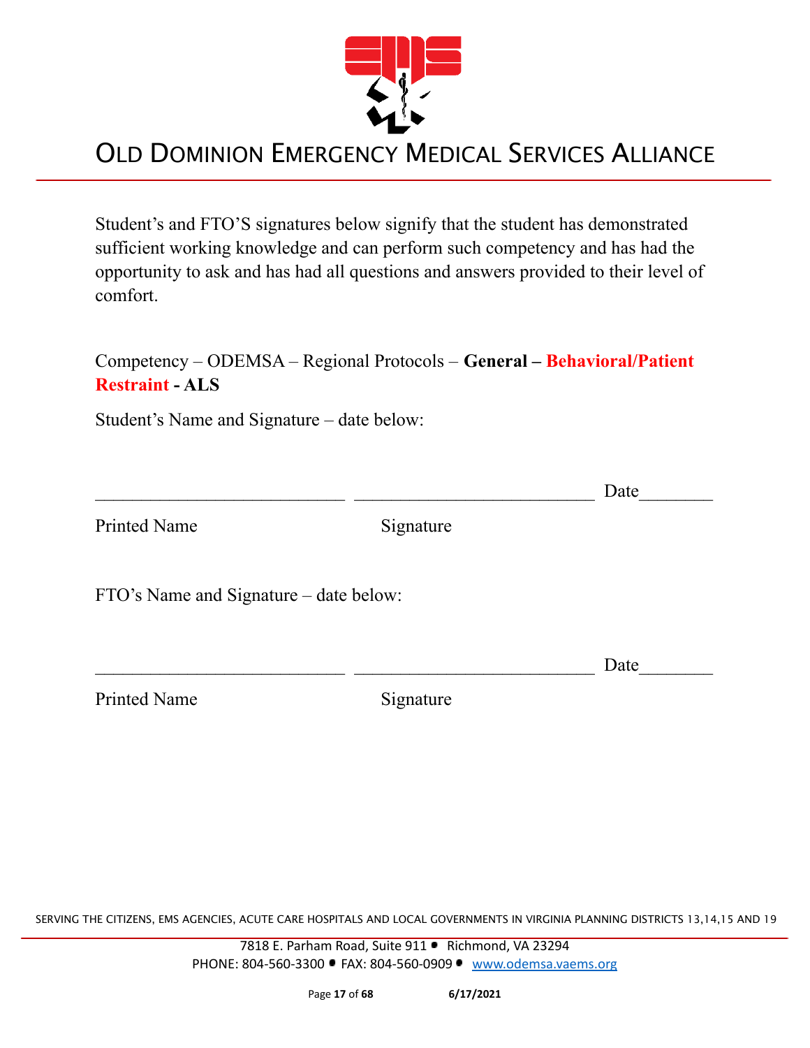# OLD DOMINION EMERGENCY MEDICAL SERVICES ALLIANCE

Student's and FTO'S signatures below signify that the student has demonstrated sufficient working knowledge and can perform such competency and has had the opportunity to ask and has had all questions and answers provided to their level of comfort.

Competency – ODEMSA – Regional Protocols – **General – Behavioral/Patient Restraint - ALS**

Student's Name and Signature – date below:

___________________________ ___________________________ Date________

Printed Name Signature

FTO's Name and Signature – date below:

___________________________ ___________________________ Date________

Printed Name Signature

SERVING THE CITIZENS, EMS AGENCIES, ACUTE CARE HOSPITALS AND LOCAL GOVERNMENTS IN VIRGINIA PLANNING DISTRICTS 13,14,15 AND 19

7818 E. Parham Road, Suite 911 • Richmond, VA 23294
PHONE: 804-560-3300 • FAX: 804-560-0909 • www.odemsa.vaems.org

6/17/2021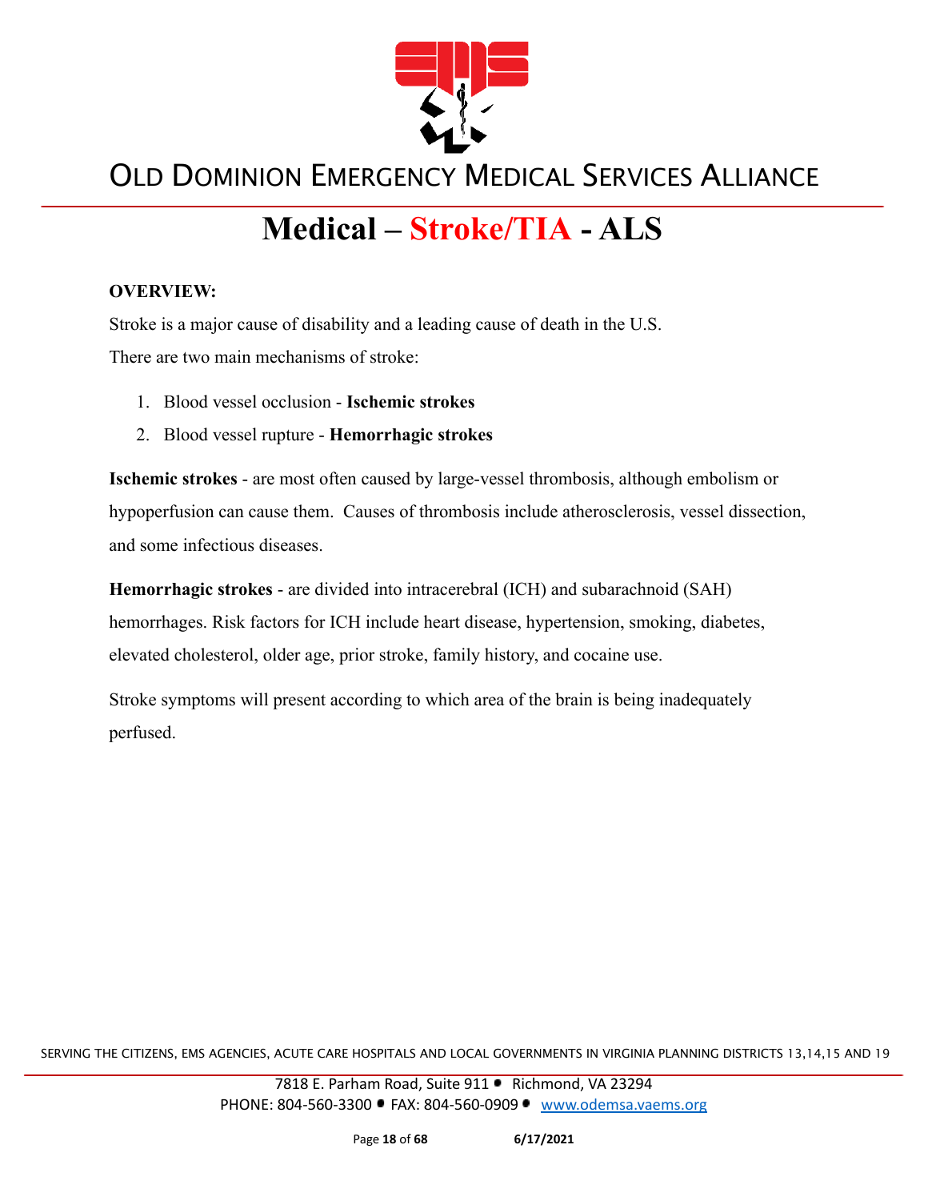# Medical – Stroke/TIA - ALS

**OVERVIEW:**

Stroke is a major cause of disability and a leading cause of death in the U.S.

There are two main mechanisms of stroke:

1. Blood vessel occlusion - **Ischemic strokes**
2. Blood vessel rupture - **Hemorrhagic strokes**

**Ischemic strokes** - are most often caused by large-vessel thrombosis, although embolism or hypoperfusion can cause them. Causes of thrombosis include atherosclerosis, vessel dissection, and some infectious diseases.

**Hemorrhagic strokes** - are divided into intracerebral (ICH) and subarachnoid (SAH) hemorrhages. Risk factors for ICH include heart disease, hypertension, smoking, diabetes, elevated cholesterol, older age, prior stroke, family history, and cocaine use.

Stroke symptoms will present according to which area of the brain is being inadequately perfused.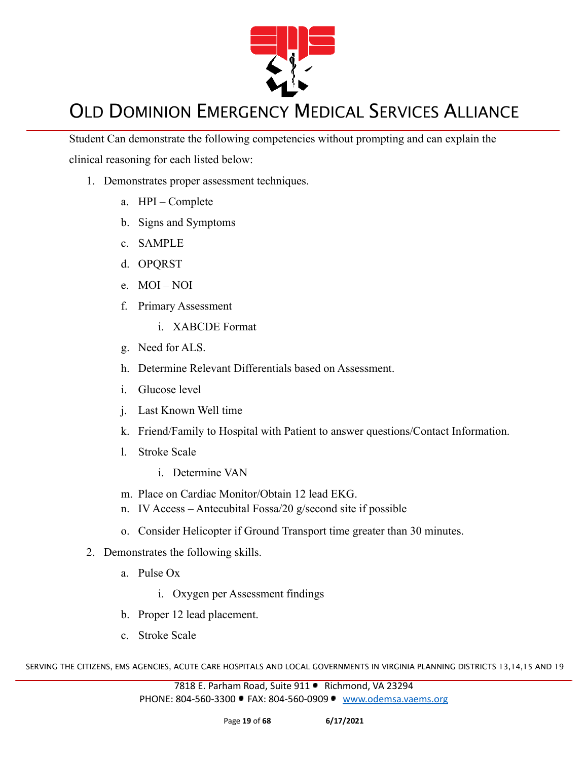Student Can demonstrate the following competencies without prompting and can explain the clinical reasoning for each listed below:

1. Demonstrates proper assessment techniques.
    a. HPI – Complete
    b. Signs and Symptoms
    c. SAMPLE
    d. OPQRST
    e. MOI – NOI
    f. Primary Assessment
        i. XABCDE Format
    g. Need for ALS.
    h. Determine Relevant Differentials based on Assessment.
    i. Glucose level
    j. Last Known Well time
    k. Friend/Family to Hospital with Patient to answer questions/Contact Information.
    l. Stroke Scale
        i. Determine VAN
    m. Place on Cardiac Monitor/Obtain 12 lead EKG.
    n. IV Access – Antecubital Fossa/20 g/second site if possible
    o. Consider Helicopter if Ground Transport time greater than 30 minutes.
2. Demonstrates the following skills.
    a. Pulse Ox
        i. Oxygen per Assessment findings
    b. Proper 12 lead placement.
    c. Stroke Scale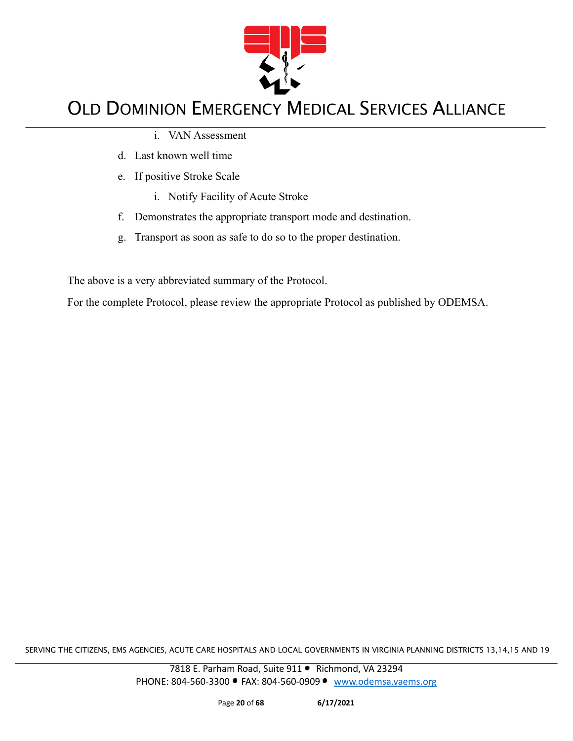i. VAN Assessment

d. Last known well time

e. If positive Stroke Scale

   i. Notify Facility of Acute Stroke

f. Demonstrates the appropriate transport mode and destination.

g. Transport as soon as safe to do so to the proper destination.

The above is a very abbreviated summary of the Protocol.

For the complete Protocol, please review the appropriate Protocol as published by ODEMSA.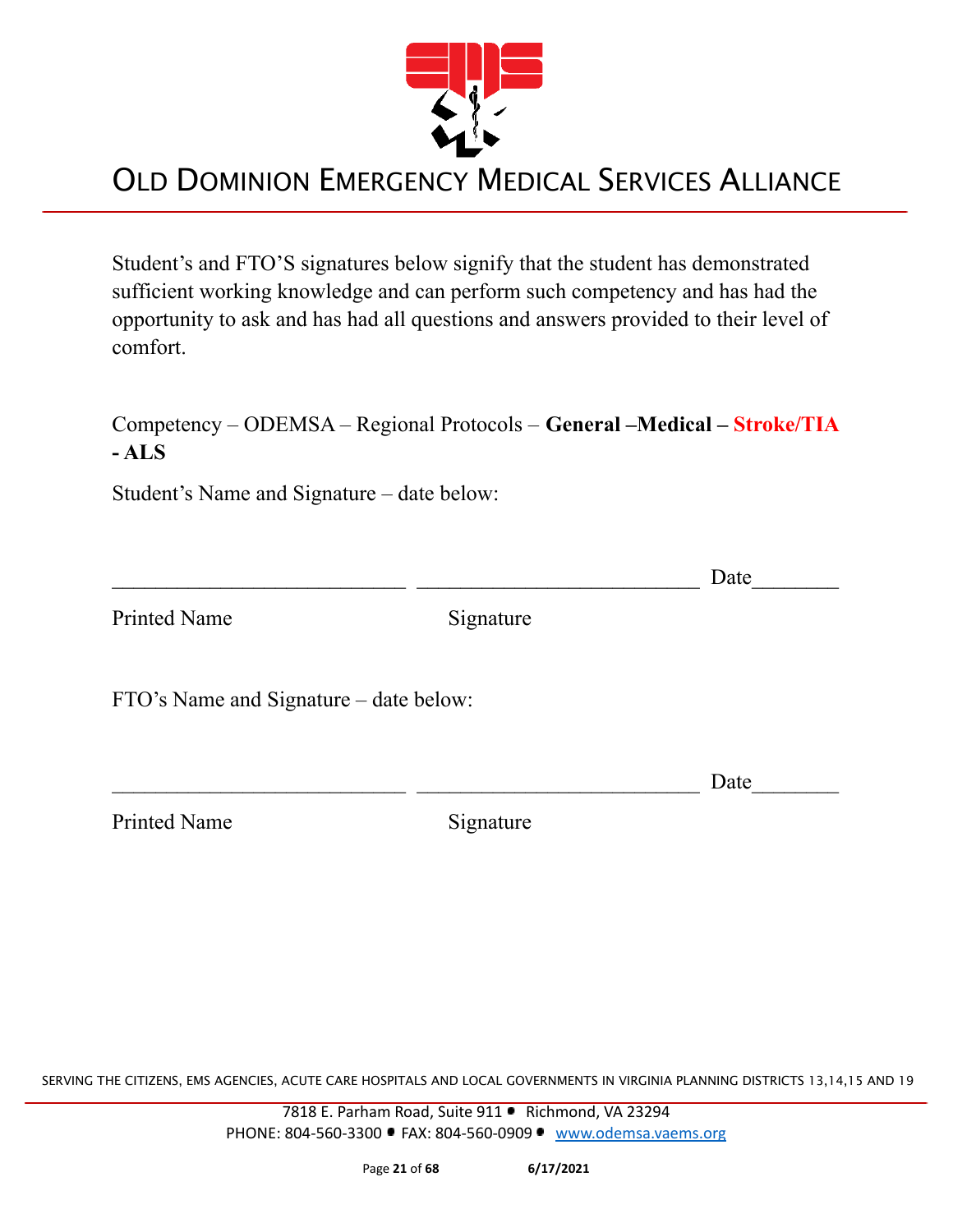# Old Dominion Emergency Medical Services Alliance

Student's and FTO'S signatures below signify that the student has demonstrated sufficient working knowledge and can perform such competency and has had the opportunity to ask and has had all questions and answers provided to their level of comfort.

Competency – ODEMSA – Regional Protocols – **General –Medical – Stroke/TIA - ALS**

Student's Name and Signature – date below:

___________________________ ___________________________ Date________

Printed Name Signature

FTO's Name and Signature – date below:

___________________________ ___________________________ Date________

Printed Name Signature

SERVING THE CITIZENS, EMS AGENCIES, ACUTE CARE HOSPITALS AND LOCAL GOVERNMENTS IN VIRGINIA PLANNING DISTRICTS 13,14,15 AND 19

7818 E. Parham Road, Suite 911 • Richmond, VA 23294
PHONE: 804-560-3300 • FAX: 804-560-0909 • www.odemsa.vaems.org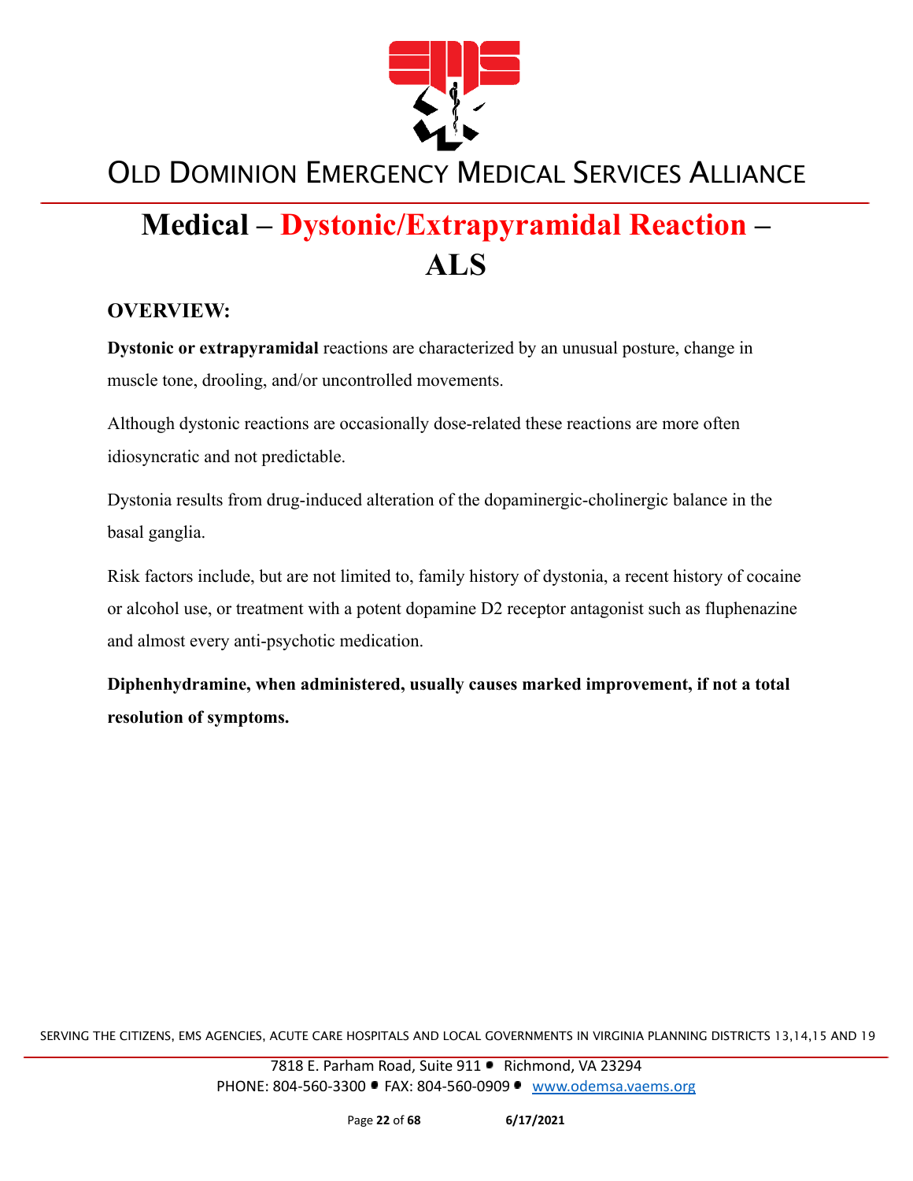# Medical – Dystonic/Extrapyramidal Reaction – ALS

## OVERVIEW:

**Dystonic or extrapyramidal** reactions are characterized by an unusual posture, change in muscle tone, drooling, and/or uncontrolled movements.

Although dystonic reactions are occasionally dose-related these reactions are more often idiosyncratic and not predictable.

Dystonia results from drug-induced alteration of the dopaminergic-cholinergic balance in the basal ganglia.

Risk factors include, but are not limited to, family history of dystonia, a recent history of cocaine or alcohol use, or treatment with a potent dopamine D2 receptor antagonist such as fluphenazine and almost every anti-psychotic medication.

**Diphenhydramine, when administered, usually causes marked improvement, if not a total resolution of symptoms.**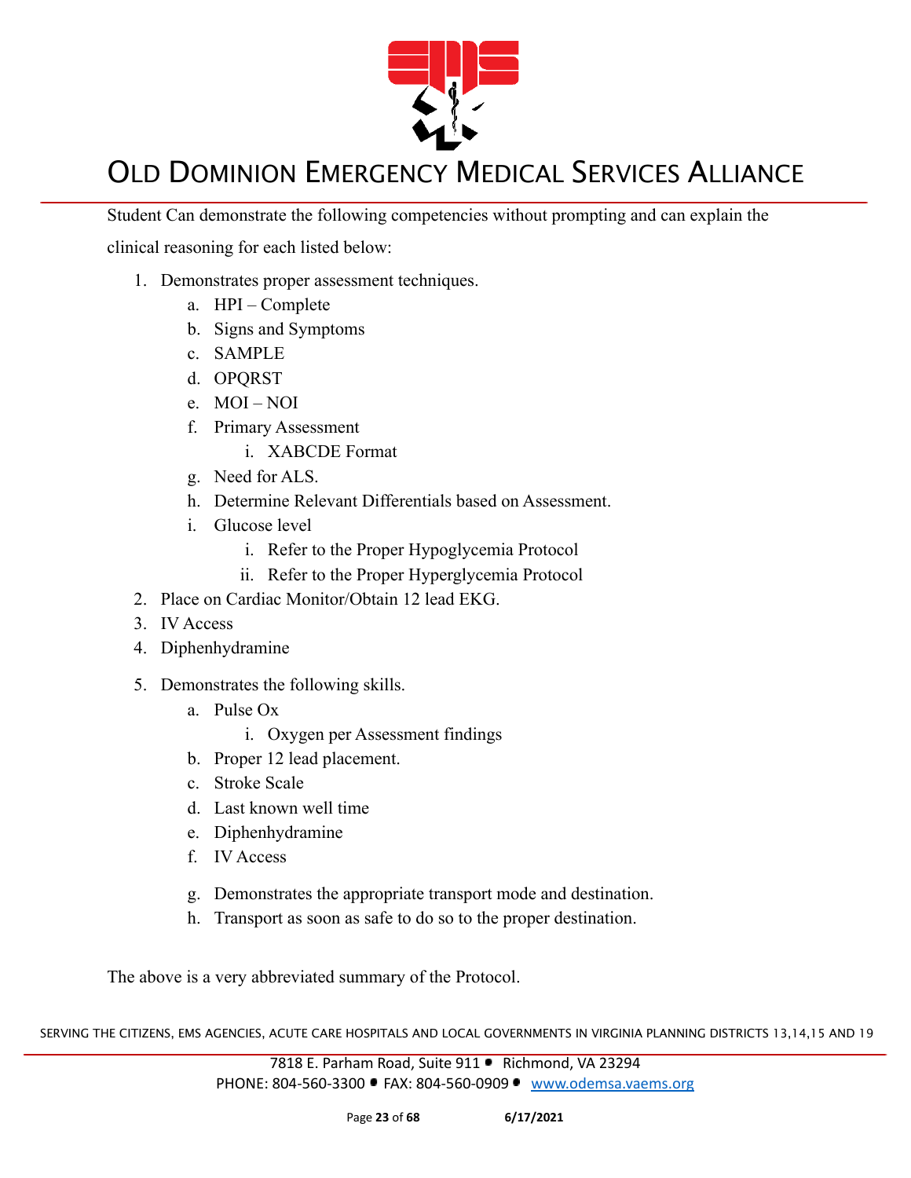Student Can demonstrate the following competencies without prompting and can explain the clinical reasoning for each listed below:

1. Demonstrates proper assessment techniques.
    a. HPI – Complete
    b. Signs and Symptoms
    c. SAMPLE
    d. OPQRST
    e. MOI – NOI
    f. Primary Assessment
        i. XABCDE Format
    g. Need for ALS.
    h. Determine Relevant Differentials based on Assessment.
    i. Glucose level
        i. Refer to the Proper Hypoglycemia Protocol
        ii. Refer to the Proper Hyperglycemia Protocol
2. Place on Cardiac Monitor/Obtain 12 lead EKG.
3. IV Access
4. Diphenhydramine
5. Demonstrates the following skills.
    a. Pulse Ox
        i. Oxygen per Assessment findings
    b. Proper 12 lead placement.
    c. Stroke Scale
    d. Last known well time
    e. Diphenhydramine
    f. IV Access
    g. Demonstrates the appropriate transport mode and destination.
    h. Transport as soon as safe to do so to the proper destination.

The above is a very abbreviated summary of the Protocol.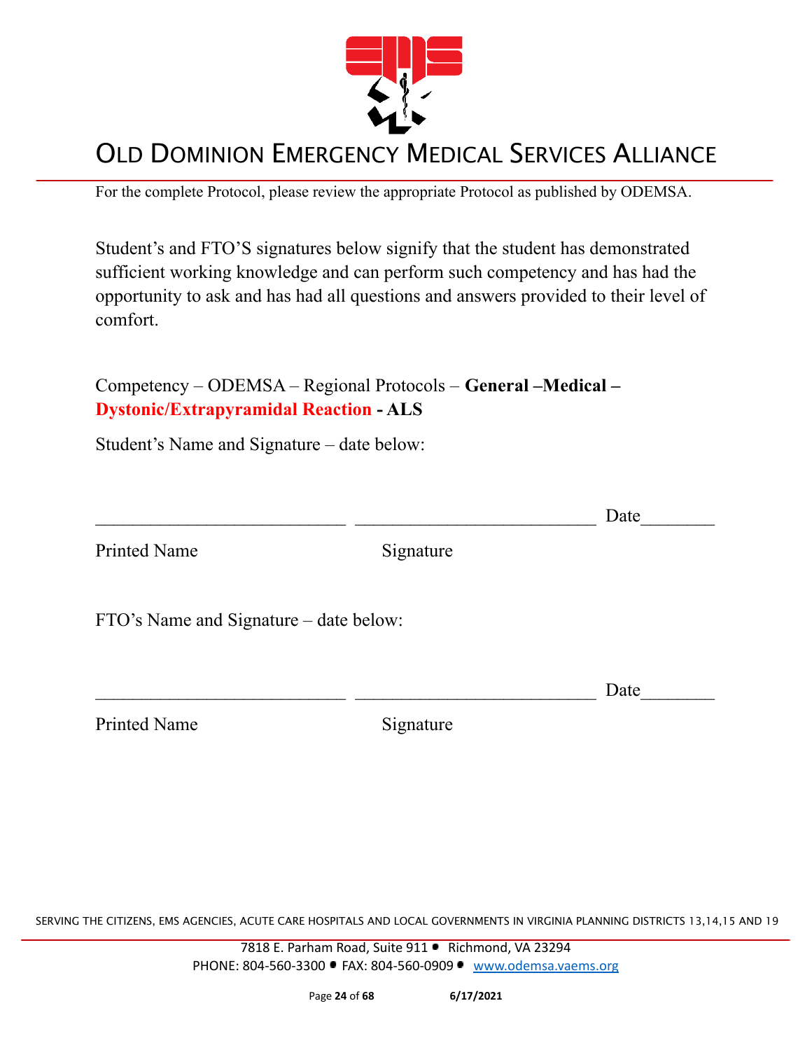# OLD DOMINION EMERGENCY MEDICAL SERVICES ALLIANCE

For the complete Protocol, please review the appropriate Protocol as published by ODEMSA.

Student's and FTO'S signatures below signify that the student has demonstrated sufficient working knowledge and can perform such competency and has had the opportunity to ask and has had all questions and answers provided to their level of comfort.

Competency – ODEMSA – Regional Protocols – **General –Medical – Dystonic/Extrapyramidal Reaction - ALS**

Student's Name and Signature – date below:

___________________________ __________________________ Date________

Printed Name Signature

FTO's Name and Signature – date below:

___________________________ __________________________ Date________

Printed Name Signature

SERVING THE CITIZENS, EMS AGENCIES, ACUTE CARE HOSPITALS AND LOCAL GOVERNMENTS IN VIRGINIA PLANNING DISTRICTS 13,14,15 AND 19

7818 E. Parham Road, Suite 911 • Richmond, VA 23294
PHONE: 804-560-3300 • FAX: 804-560-0909 • www.odemsa.vaems.org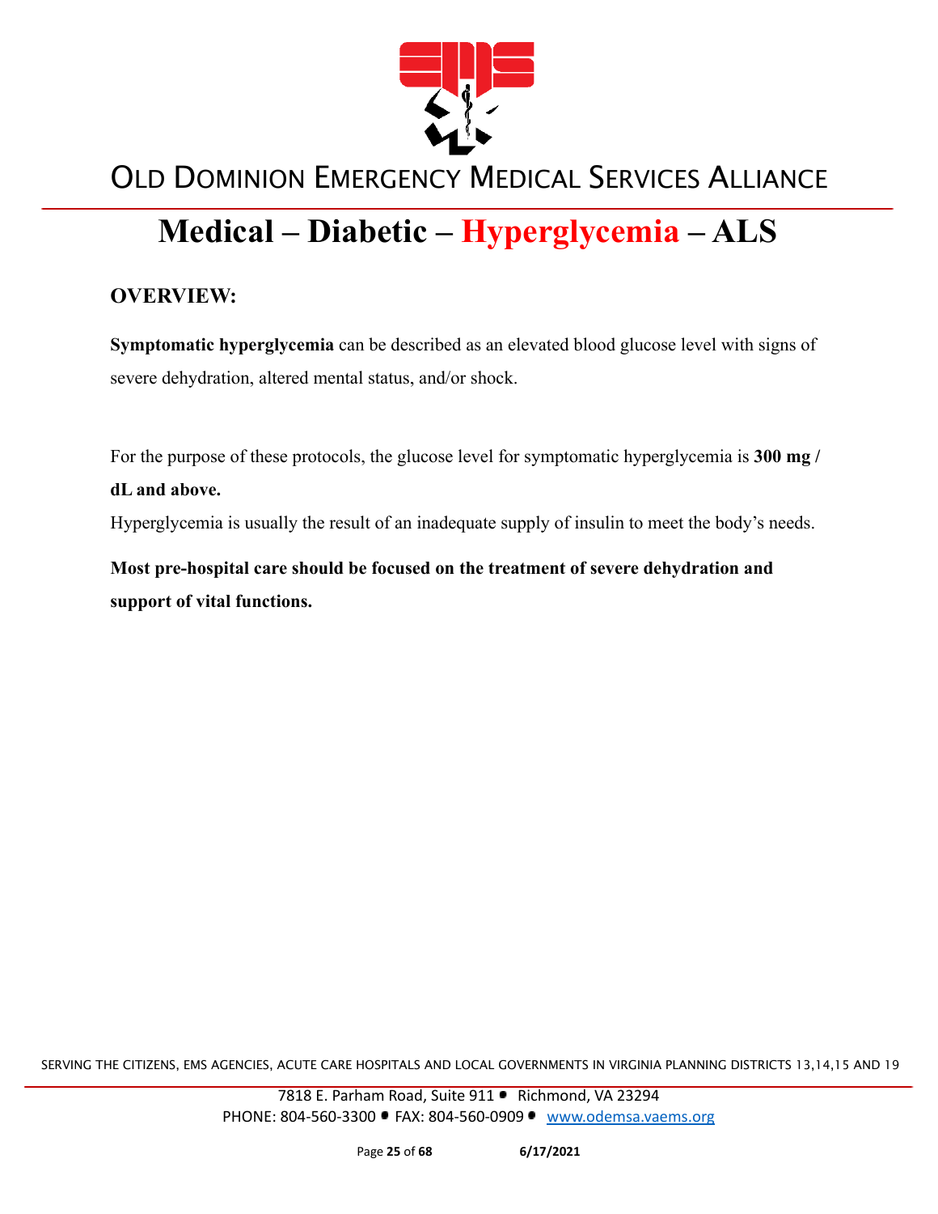# Medical – Diabetic – Hyperglycemia – ALS

## OVERVIEW:

**Symptomatic hyperglycemia** can be described as an elevated blood glucose level with signs of severe dehydration, altered mental status, and/or shock.

For the purpose of these protocols, the glucose level for symptomatic hyperglycemia is **300 mg / dL and above.**

Hyperglycemia is usually the result of an inadequate supply of insulin to meet the body's needs.

**Most pre-hospital care should be focused on the treatment of severe dehydration and support of vital functions.**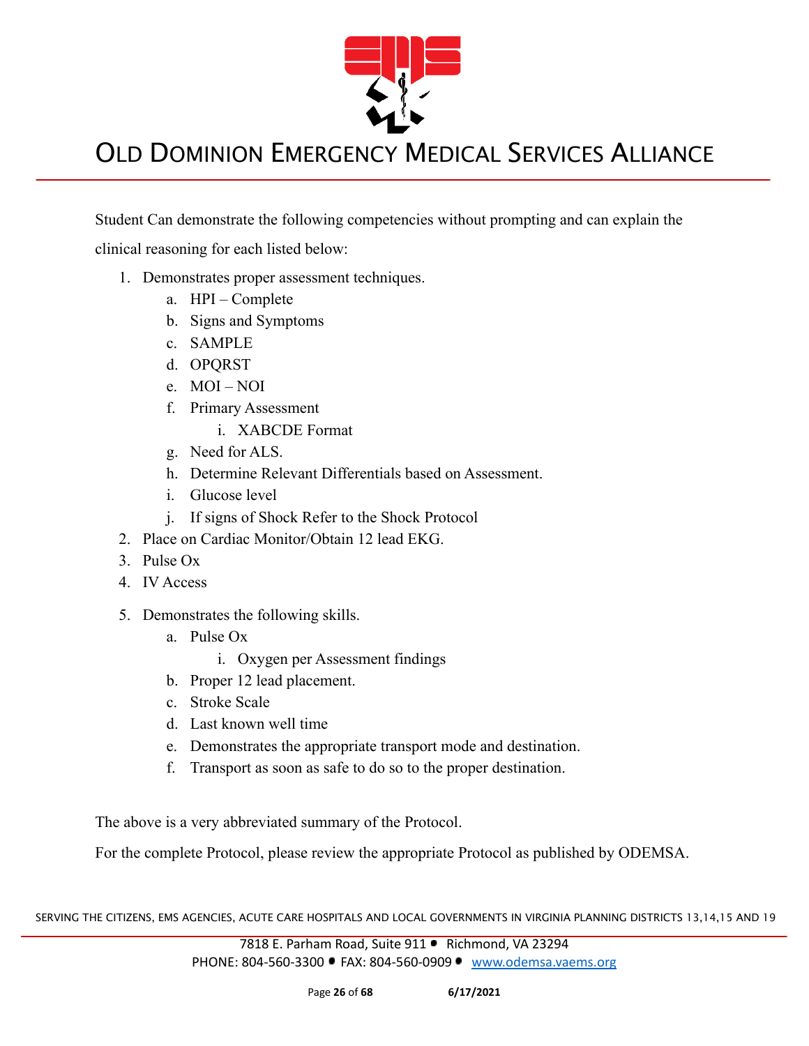Student Can demonstrate the following competencies without prompting and can explain the clinical reasoning for each listed below:

1. Demonstrates proper assessment techniques.
    a. HPI – Complete
    b. Signs and Symptoms
    c. SAMPLE
    d. OPQRST
    e. MOI – NOI
    f. Primary Assessment
        i. XABCDE Format
    g. Need for ALS.
    h. Determine Relevant Differentials based on Assessment.
    i. Glucose level
    j. If signs of Shock Refer to the Shock Protocol
2. Place on Cardiac Monitor/Obtain 12 lead EKG.
3. Pulse Ox
4. IV Access
5. Demonstrates the following skills.
    a. Pulse Ox
        i. Oxygen per Assessment findings
    b. Proper 12 lead placement.
    c. Stroke Scale
    d. Last known well time
    e. Demonstrates the appropriate transport mode and destination.
    f. Transport as soon as safe to do so to the proper destination.

The above is a very abbreviated summary of the Protocol.

For the complete Protocol, please review the appropriate Protocol as published by ODEMSA.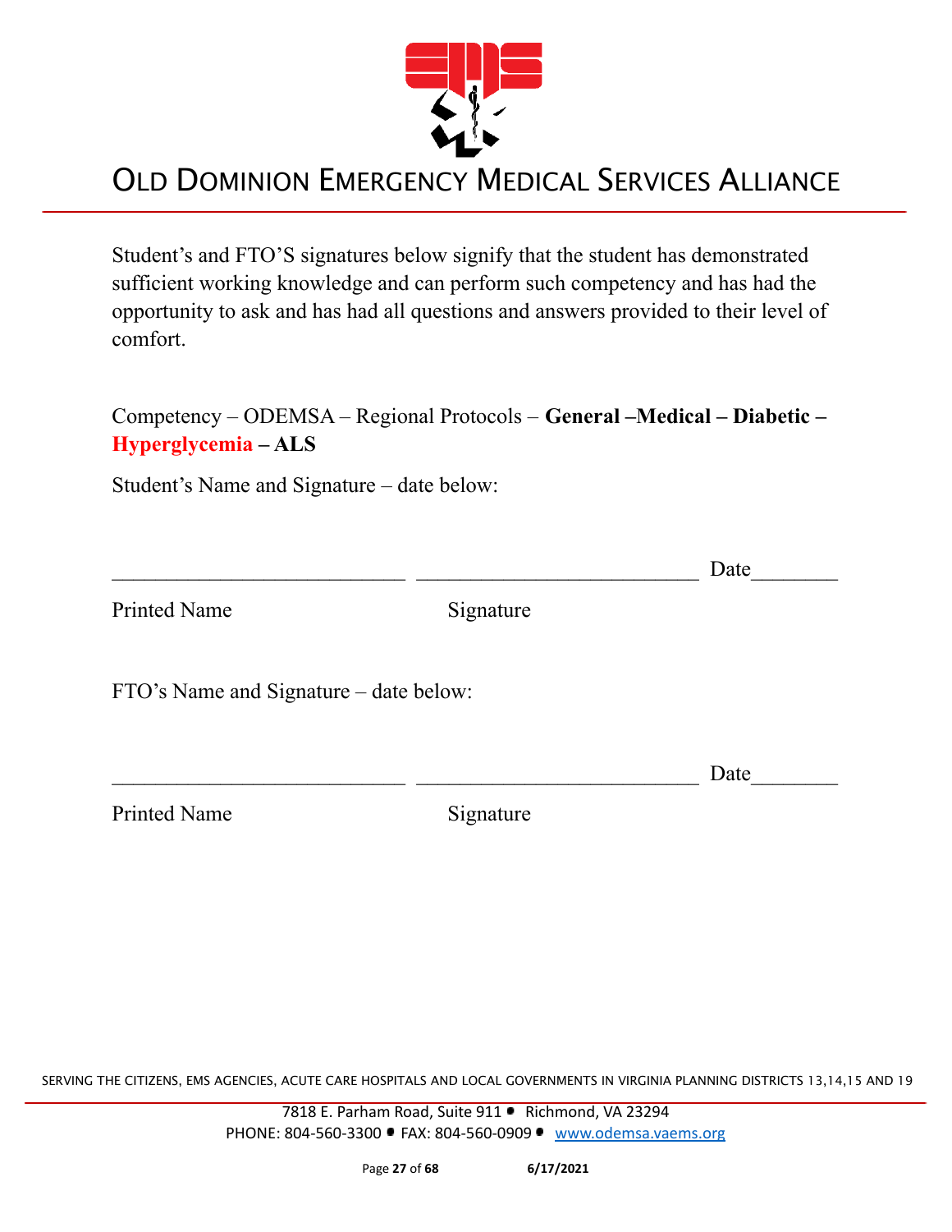Student's and FTO'S signatures below signify that the student has demonstrated sufficient working knowledge and can perform such competency and has had the opportunity to ask and has had all questions and answers provided to their level of comfort.

Competency – ODEMSA – Regional Protocols – **General –Medical – Diabetic – Hyperglycemia – ALS**

Student's Name and Signature – date below:

___________________________ ___________________________ Date________

Printed Name Signature

FTO's Name and Signature – date below:

___________________________ ___________________________ Date________

Printed Name Signature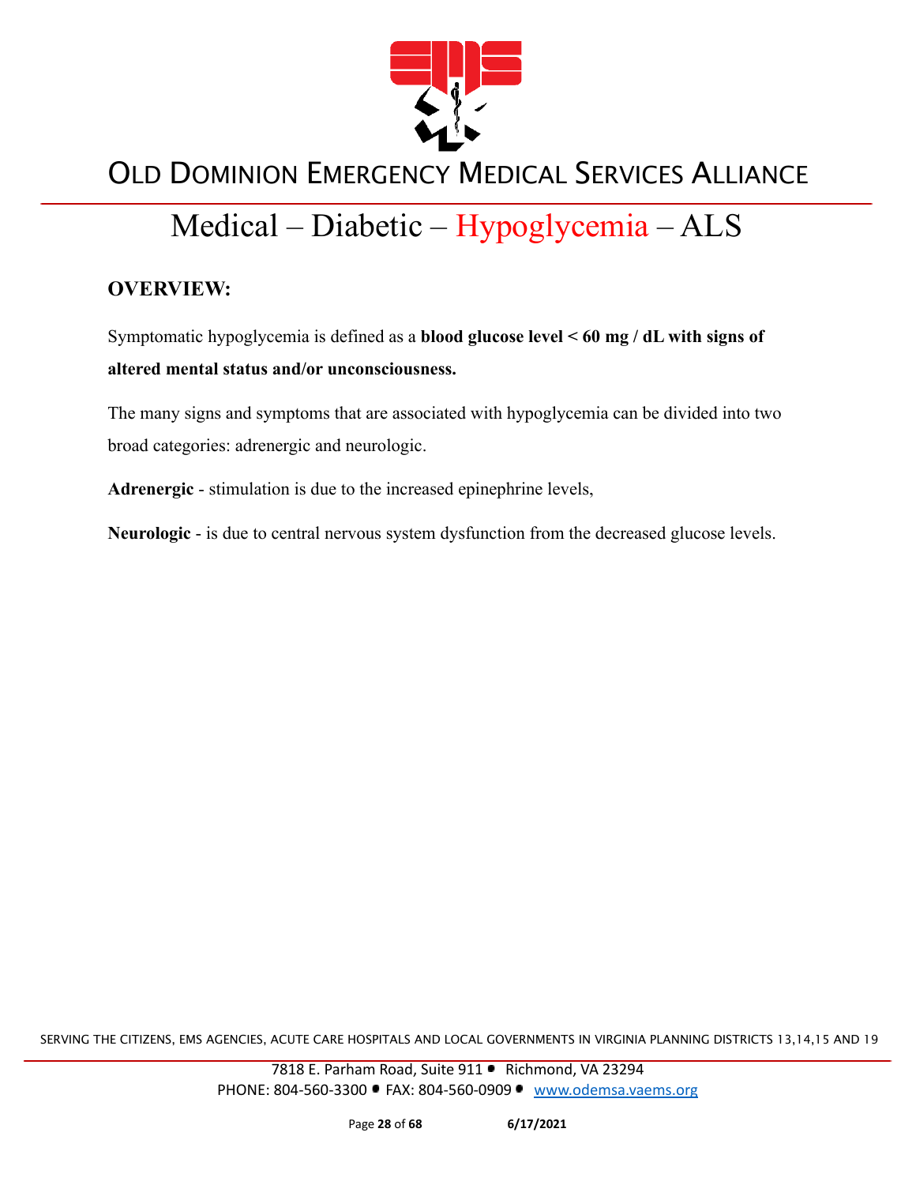# Medical – Diabetic – Hypoglycemia – ALS

## OVERVIEW:

Symptomatic hypoglycemia is defined as a **blood glucose level < 60 mg / dL with signs of altered mental status and/or unconsciousness.**

The many signs and symptoms that are associated with hypoglycemia can be divided into two broad categories: adrenergic and neurologic.

**Adrenergic** - stimulation is due to the increased epinephrine levels,

**Neurologic** - is due to central nervous system dysfunction from the decreased glucose levels.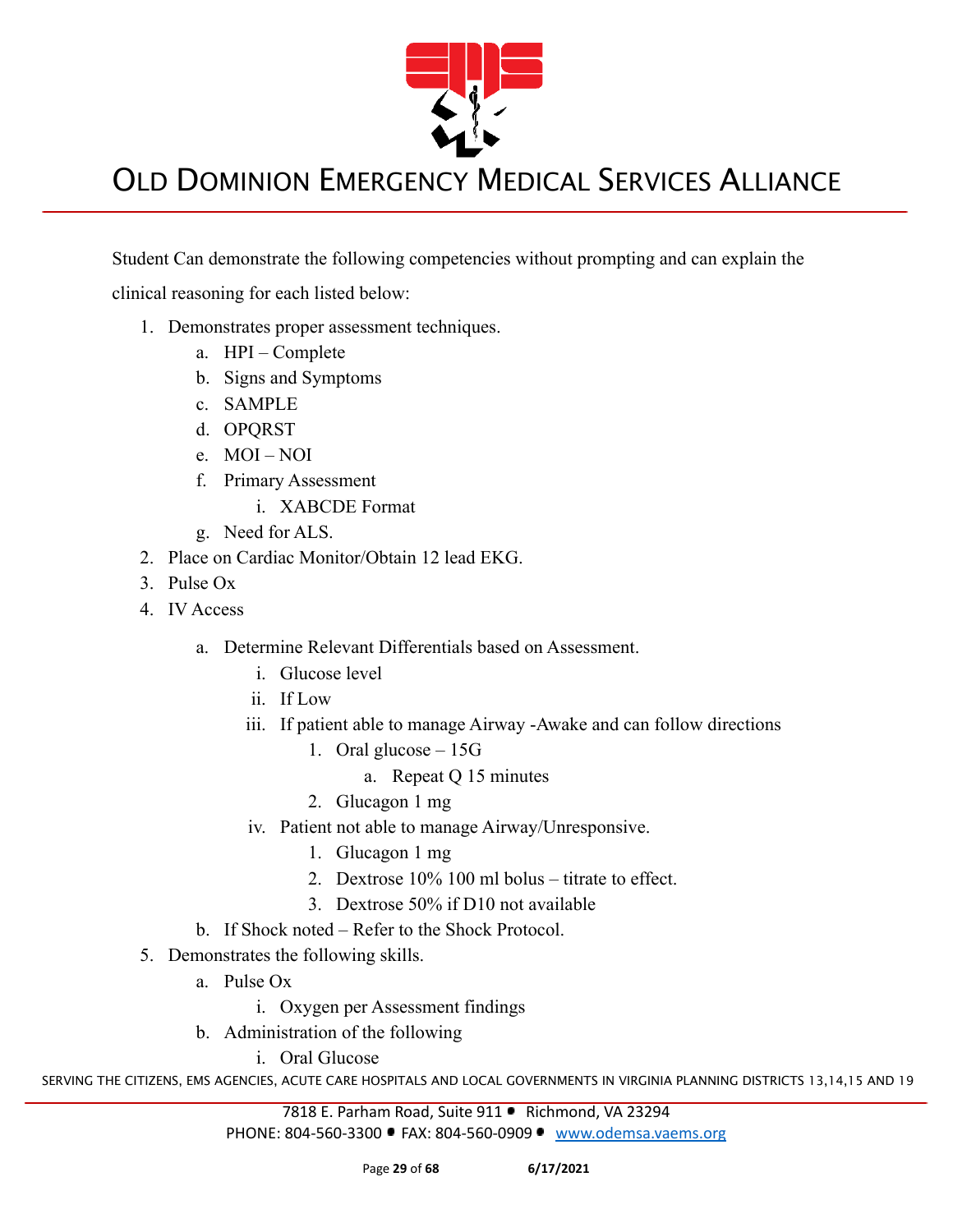Student Can demonstrate the following competencies without prompting and can explain the clinical reasoning for each listed below:

1. Demonstrates proper assessment techniques.
    a. HPI – Complete
    b. Signs and Symptoms
    c. SAMPLE
    d. OPQRST
    e. MOI – NOI
    f. Primary Assessment
        i. XABCDE Format
    g. Need for ALS.
2. Place on Cardiac Monitor/Obtain 12 lead EKG.
3. Pulse Ox
4. IV Access
    a. Determine Relevant Differentials based on Assessment.
        i. Glucose level
        ii. If Low
        iii. If patient able to manage Airway -Awake and can follow directions
            1. Oral glucose – 15G
                a. Repeat Q 15 minutes
            2. Glucagon 1 mg
        iv. Patient not able to manage Airway/Unresponsive.
            1. Glucagon 1 mg
            2. Dextrose 10% 100 ml bolus – titrate to effect.
            3. Dextrose 50% if D10 not available
    b. If Shock noted – Refer to the Shock Protocol.
5. Demonstrates the following skills.
    a. Pulse Ox
        i. Oxygen per Assessment findings
    b. Administration of the following
        i. Oral Glucose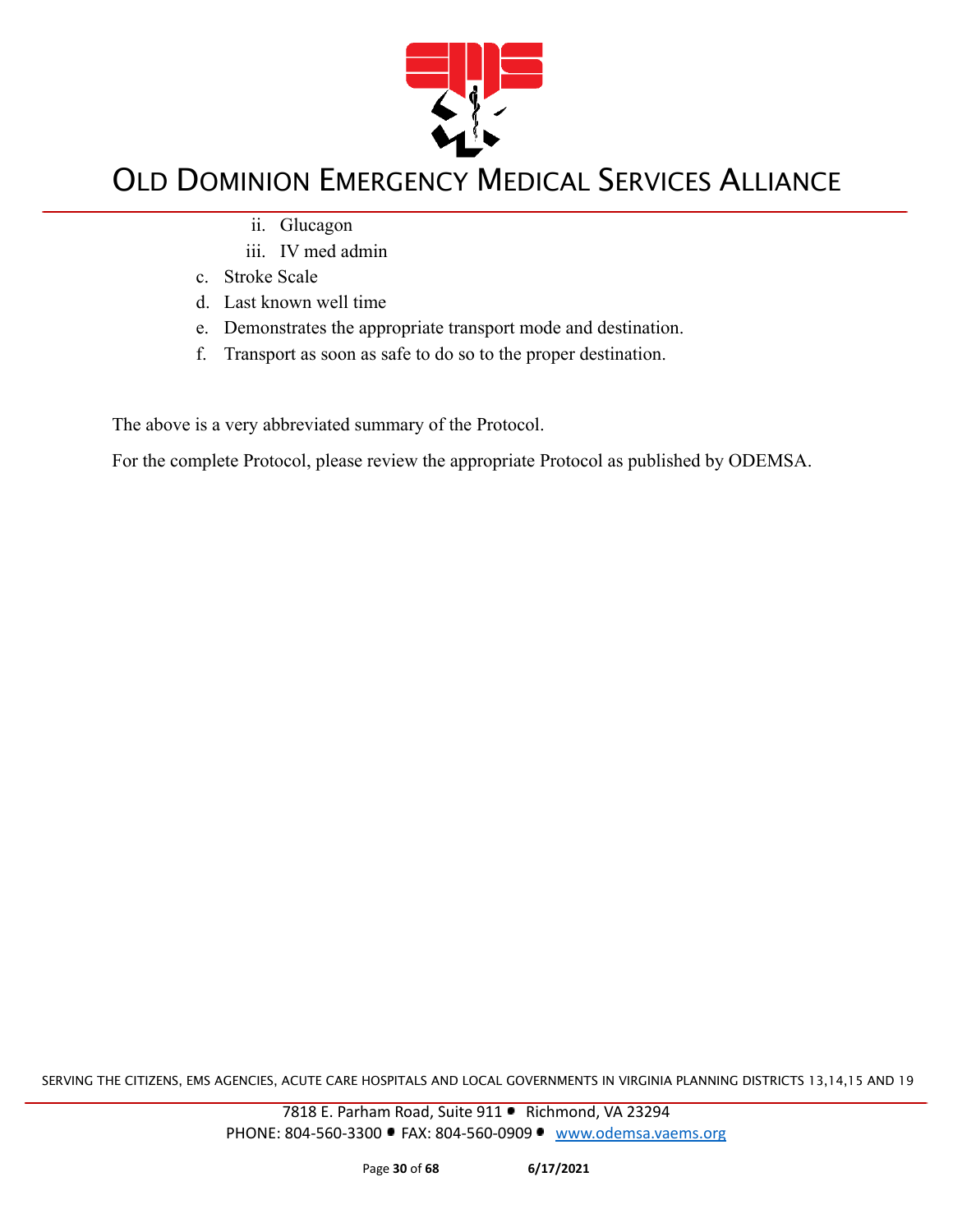ii. Glucagon
   iii. IV med admin

c. Stroke Scale
d. Last known well time
e. Demonstrates the appropriate transport mode and destination.
f. Transport as soon as safe to do so to the proper destination.

The above is a very abbreviated summary of the Protocol.

For the complete Protocol, please review the appropriate Protocol as published by ODEMSA.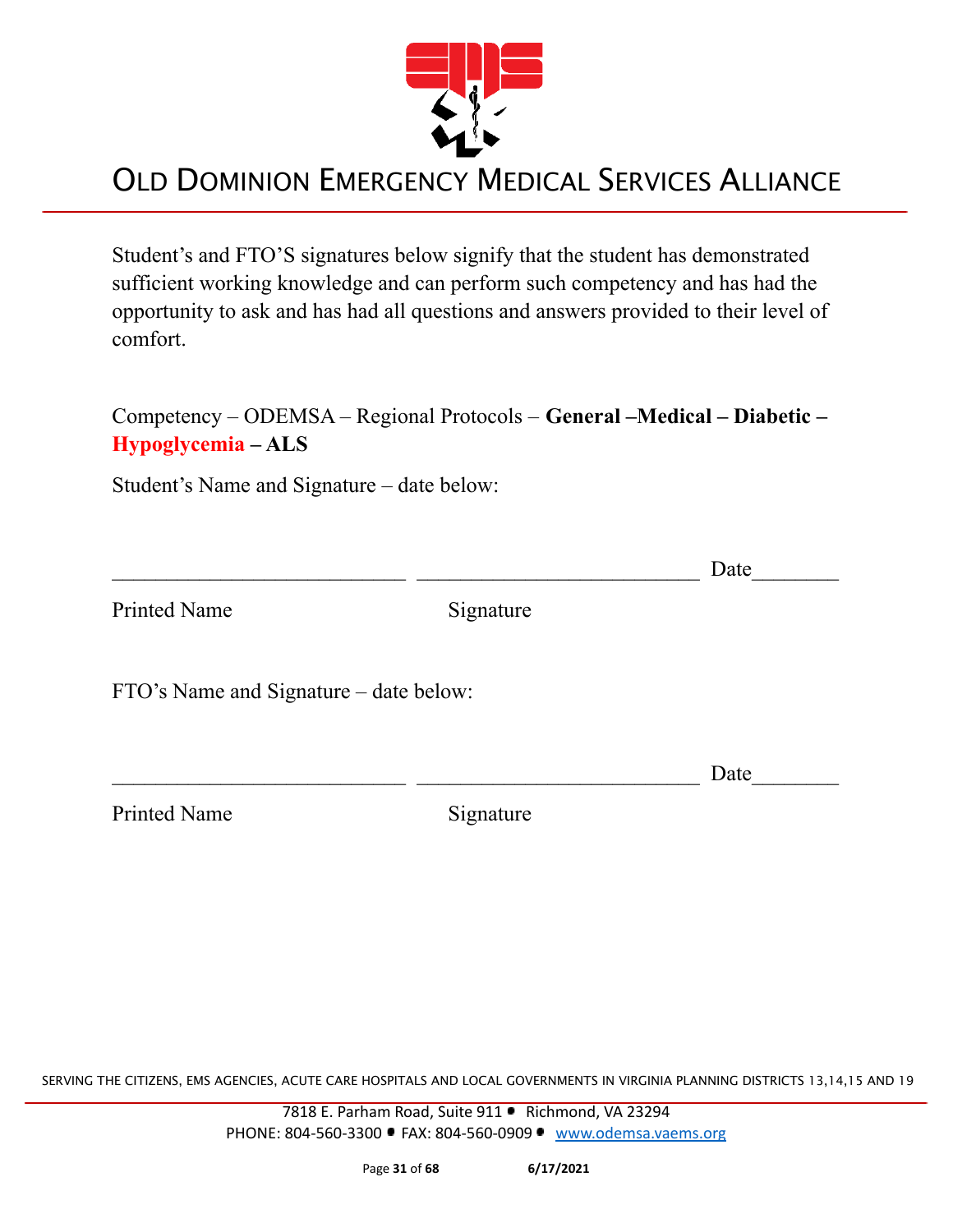# OLD DOMINION EMERGENCY MEDICAL SERVICES ALLIANCE

Student's and FTO'S signatures below signify that the student has demonstrated sufficient working knowledge and can perform such competency and has had the opportunity to ask and has had all questions and answers provided to their level of comfort.

Competency – ODEMSA – Regional Protocols – **General –Medical – Diabetic – Hypoglycemia – ALS**

Student's Name and Signature – date below:

\_\_\_\_\_\_\_\_\_\_\_\_\_\_\_\_\_\_\_\_\_\_\_\_\_\_\_ \_\_\_\_\_\_\_\_\_\_\_\_\_\_\_\_\_\_\_\_\_\_\_\_\_\_\_ Date\_\_\_\_\_\_\_\_

Printed Name Signature

FTO's Name and Signature – date below:

\_\_\_\_\_\_\_\_\_\_\_\_\_\_\_\_\_\_\_\_\_\_\_\_\_\_\_ \_\_\_\_\_\_\_\_\_\_\_\_\_\_\_\_\_\_\_\_\_\_\_\_\_\_\_ Date\_\_\_\_\_\_\_\_

Printed Name Signature

SERVING THE CITIZENS, EMS AGENCIES, ACUTE CARE HOSPITALS AND LOCAL GOVERNMENTS IN VIRGINIA PLANNING DISTRICTS 13,14,15 AND 19

7818 E. Parham Road, Suite 911 • Richmond, VA 23294
PHONE: 804-560-3300 • FAX: 804-560-0909 • www.odemsa.vaems.org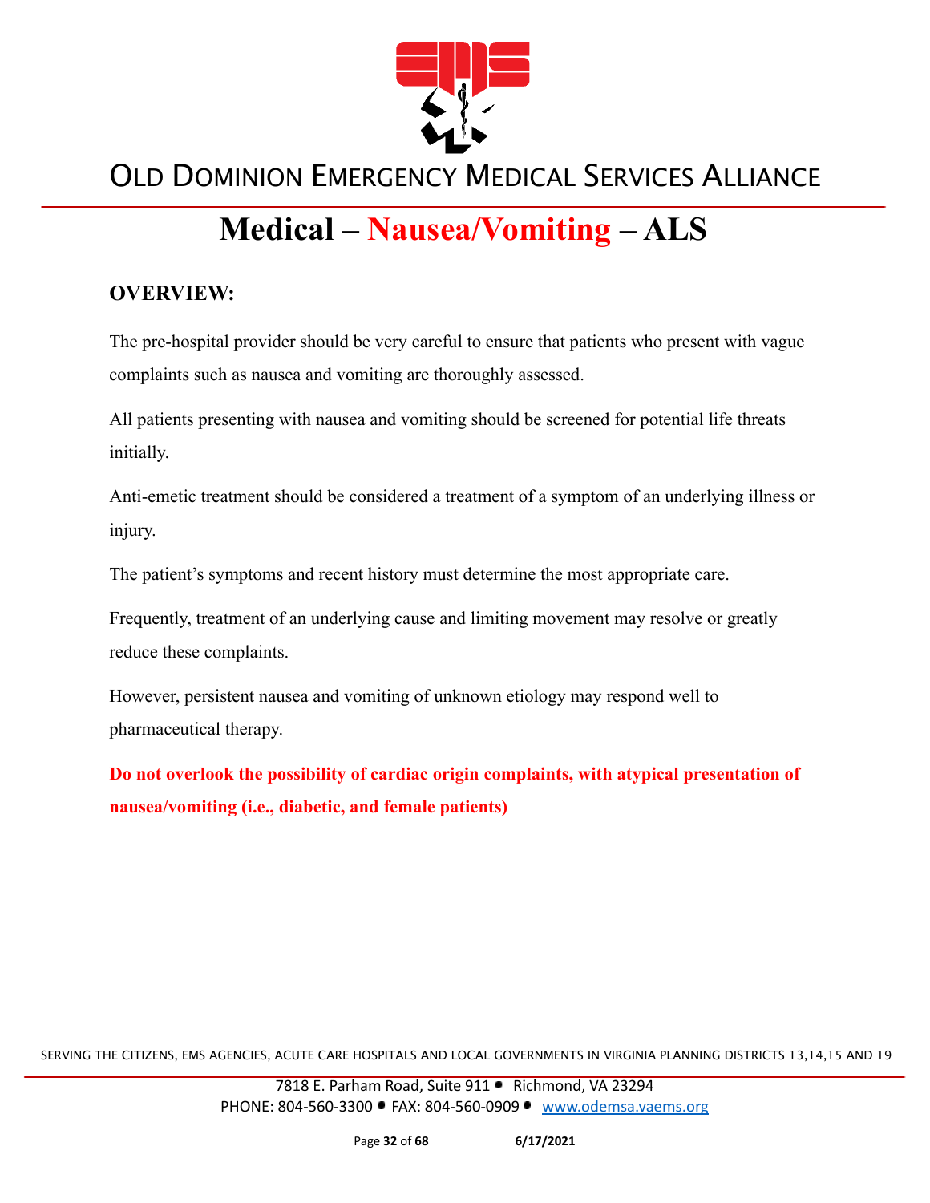OLD DOMINION EMERGENCY MEDICAL SERVICES ALLIANCE

# Medical – Nausea/Vomiting – ALS

## OVERVIEW:

The pre-hospital provider should be very careful to ensure that patients who present with vague complaints such as nausea and vomiting are thoroughly assessed.

All patients presenting with nausea and vomiting should be screened for potential life threats initially.

Anti-emetic treatment should be considered a treatment of a symptom of an underlying illness or injury.

The patient's symptoms and recent history must determine the most appropriate care.

Frequently, treatment of an underlying cause and limiting movement may resolve or greatly reduce these complaints.

However, persistent nausea and vomiting of unknown etiology may respond well to pharmaceutical therapy.

**Do not overlook the possibility of cardiac origin complaints, with atypical presentation of nausea/vomiting (i.e., diabetic, and female patients)**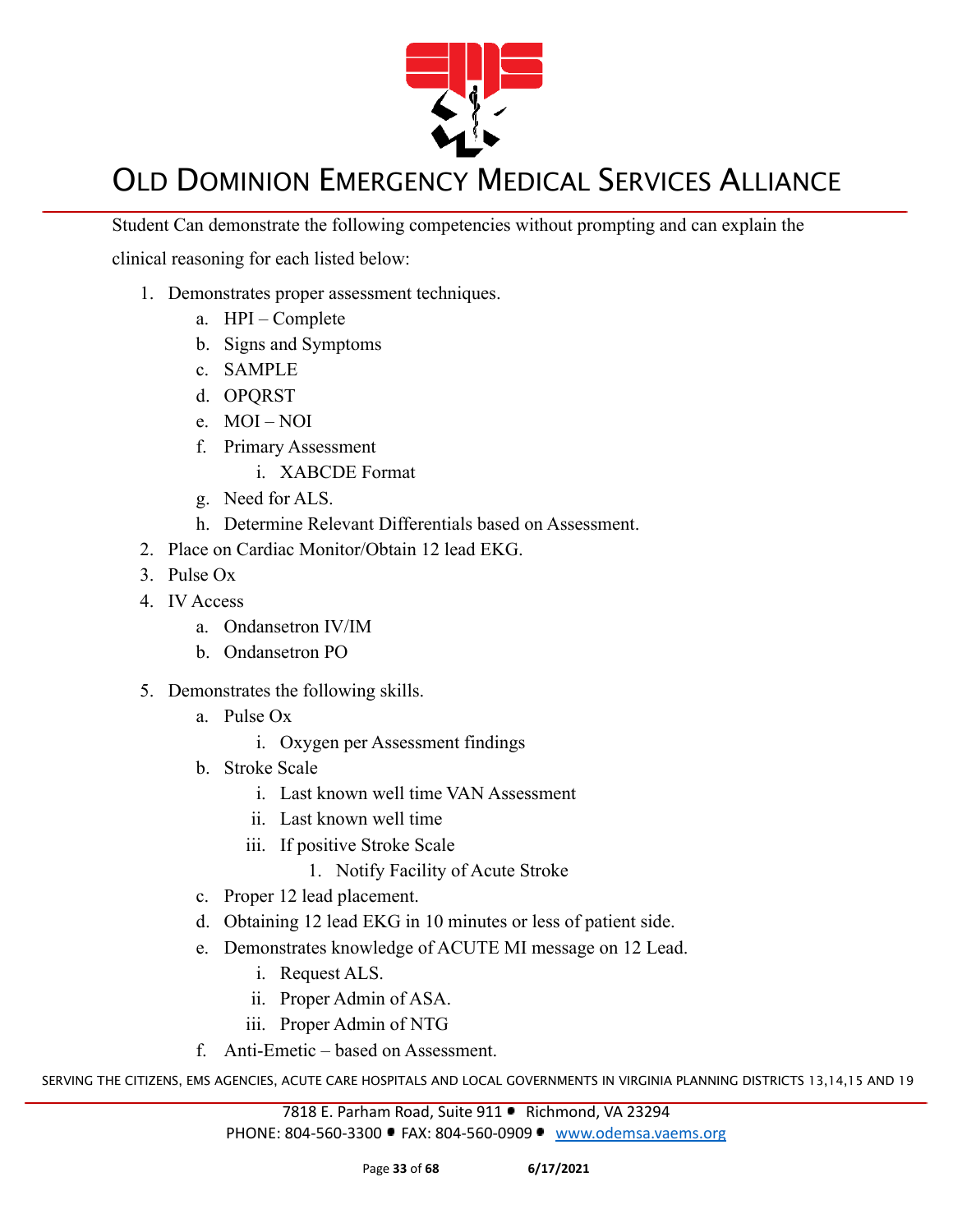Student Can demonstrate the following competencies without prompting and can explain the clinical reasoning for each listed below:

1. Demonstrates proper assessment techniques.
   a. HPI – Complete
   b. Signs and Symptoms
   c. SAMPLE
   d. OPQRST
   e. MOI – NOI
   f. Primary Assessment
      i. XABCDE Format
   g. Need for ALS.
   h. Determine Relevant Differentials based on Assessment.
2. Place on Cardiac Monitor/Obtain 12 lead EKG.
3. Pulse Ox
4. IV Access
   a. Ondansetron IV/IM
   b. Ondansetron PO
5. Demonstrates the following skills.
   a. Pulse Ox
      i. Oxygen per Assessment findings
   b. Stroke Scale
      i. Last known well time VAN Assessment
      ii. Last known well time
      iii. If positive Stroke Scale
         1. Notify Facility of Acute Stroke
   c. Proper 12 lead placement.
   d. Obtaining 12 lead EKG in 10 minutes or less of patient side.
   e. Demonstrates knowledge of ACUTE MI message on 12 Lead.
      i. Request ALS.
      ii. Proper Admin of ASA.
      iii. Proper Admin of NTG
   f. Anti-Emetic – based on Assessment.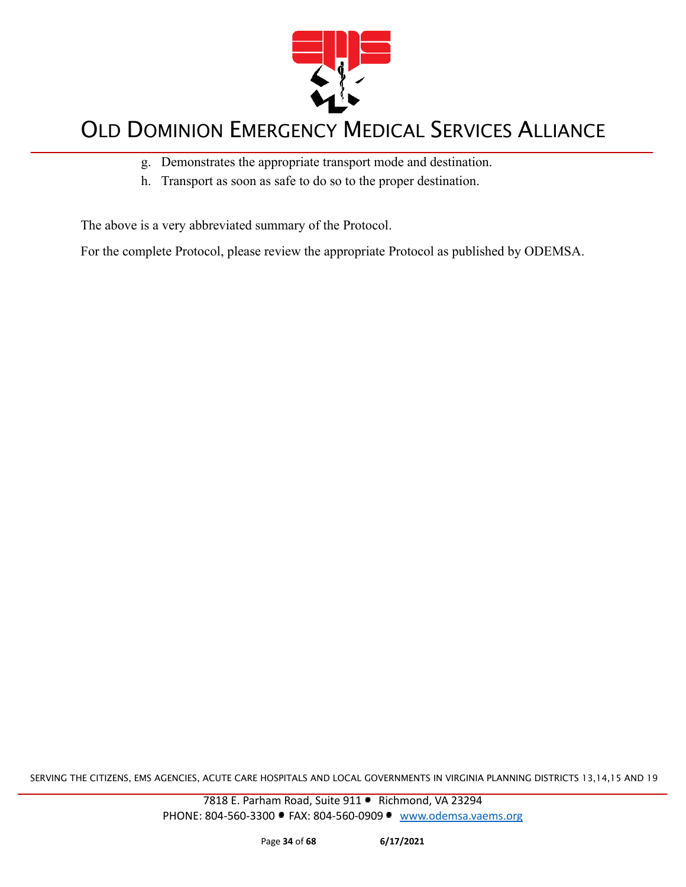g. Demonstrates the appropriate transport mode and destination.
h. Transport as soon as safe to do so to the proper destination.

The above is a very abbreviated summary of the Protocol.

For the complete Protocol, please review the appropriate Protocol as published by ODEMSA.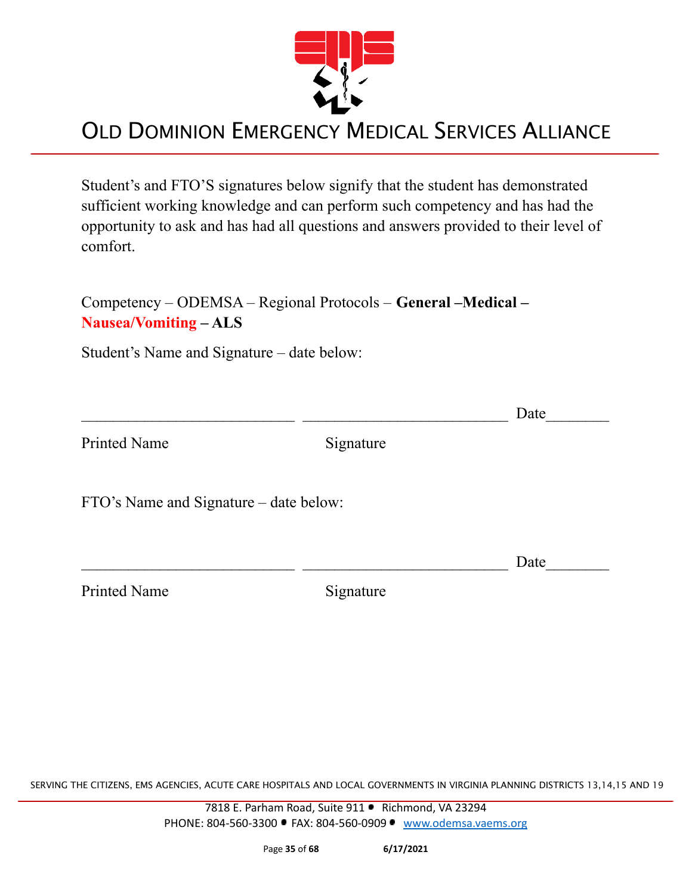# OLD DOMINION EMERGENCY MEDICAL SERVICES ALLIANCE

Student's and FTO'S signatures below signify that the student has demonstrated sufficient working knowledge and can perform such competency and has had the opportunity to ask and has had all questions and answers provided to their level of comfort.

Competency – ODEMSA – Regional Protocols – **General –Medical – Nausea/Vomiting – ALS**

Student's Name and Signature – date below:

___________________________ ___________________________ Date________

Printed Name Signature

FTO's Name and Signature – date below:

___________________________ ___________________________ Date________

Printed Name Signature

SERVING THE CITIZENS, EMS AGENCIES, ACUTE CARE HOSPITALS AND LOCAL GOVERNMENTS IN VIRGINIA PLANNING DISTRICTS 13,14,15 AND 19

7818 E. Parham Road, Suite 911 • Richmond, VA 23294
PHONE: 804-560-3300 • FAX: 804-560-0909 • www.odemsa.vaems.org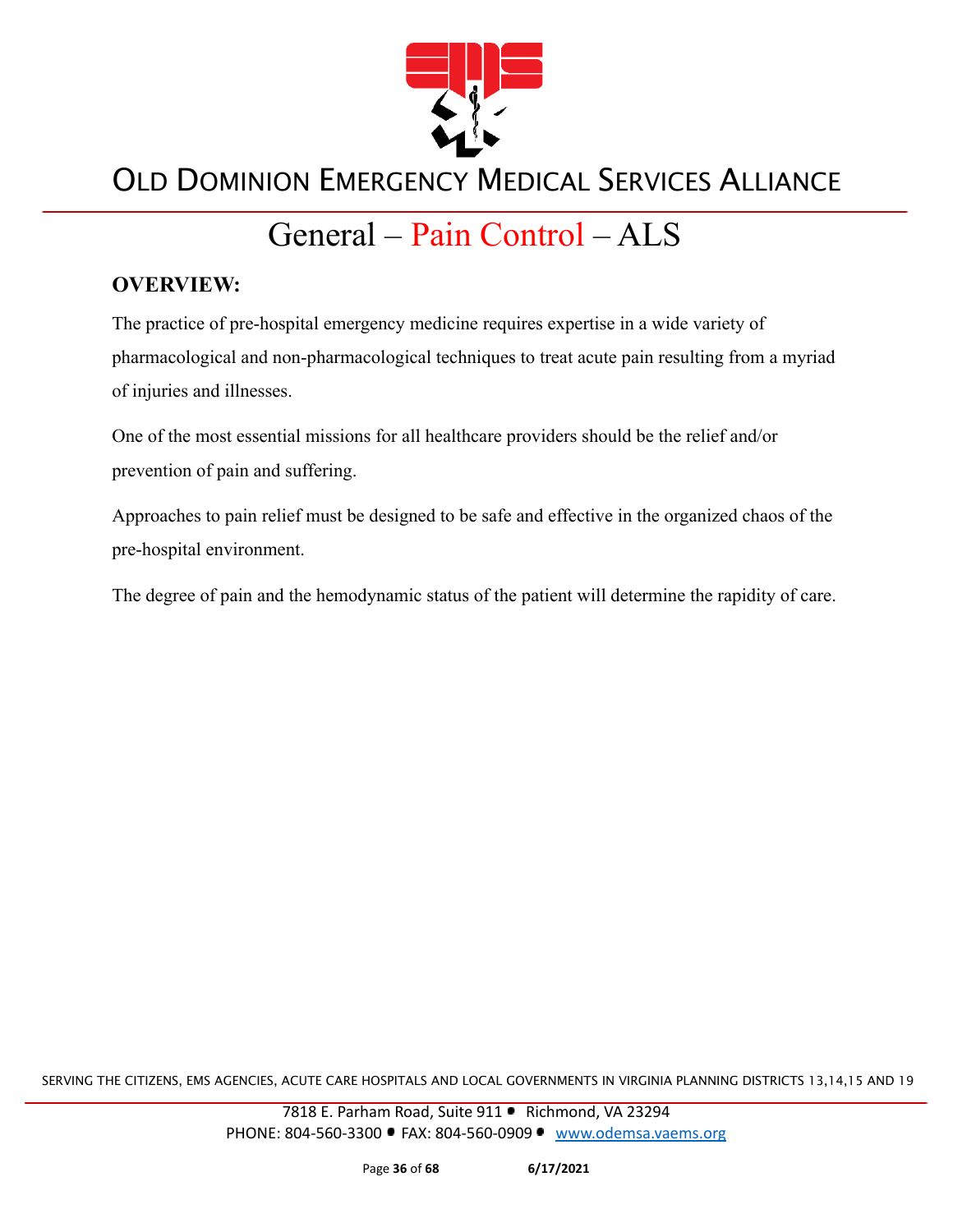# General – Pain Control – ALS

## OVERVIEW:

The practice of pre-hospital emergency medicine requires expertise in a wide variety of pharmacological and non-pharmacological techniques to treat acute pain resulting from a myriad of injuries and illnesses.

One of the most essential missions for all healthcare providers should be the relief and/or prevention of pain and suffering.

Approaches to pain relief must be designed to be safe and effective in the organized chaos of the pre-hospital environment.

The degree of pain and the hemodynamic status of the patient will determine the rapidity of care.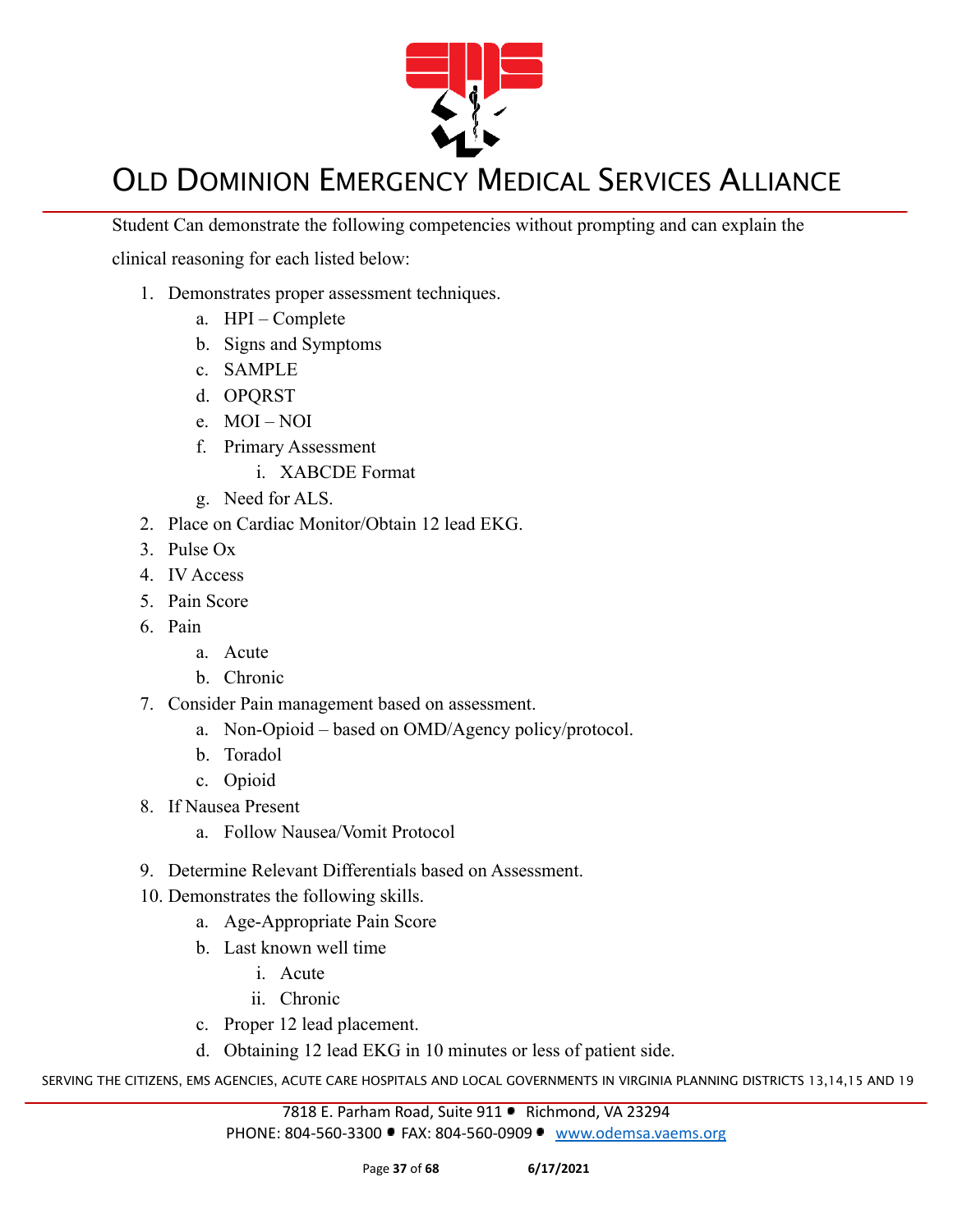Student Can demonstrate the following competencies without prompting and can explain the clinical reasoning for each listed below:

1. Demonstrates proper assessment techniques.
   a. HPI – Complete
   b. Signs and Symptoms
   c. SAMPLE
   d. OPQRST
   e. MOI – NOI
   f. Primary Assessment
      i. XABCDE Format
   g. Need for ALS.
2. Place on Cardiac Monitor/Obtain 12 lead EKG.
3. Pulse Ox
4. IV Access
5. Pain Score
6. Pain
   a. Acute
   b. Chronic
7. Consider Pain management based on assessment.
   a. Non-Opioid – based on OMD/Agency policy/protocol.
   b. Toradol
   c. Opioid
8. If Nausea Present
   a. Follow Nausea/Vomit Protocol
9. Determine Relevant Differentials based on Assessment.
10. Demonstrates the following skills.
    a. Age-Appropriate Pain Score
    b. Last known well time
       i. Acute
       ii. Chronic
    c. Proper 12 lead placement.
    d. Obtaining 12 lead EKG in 10 minutes or less of patient side.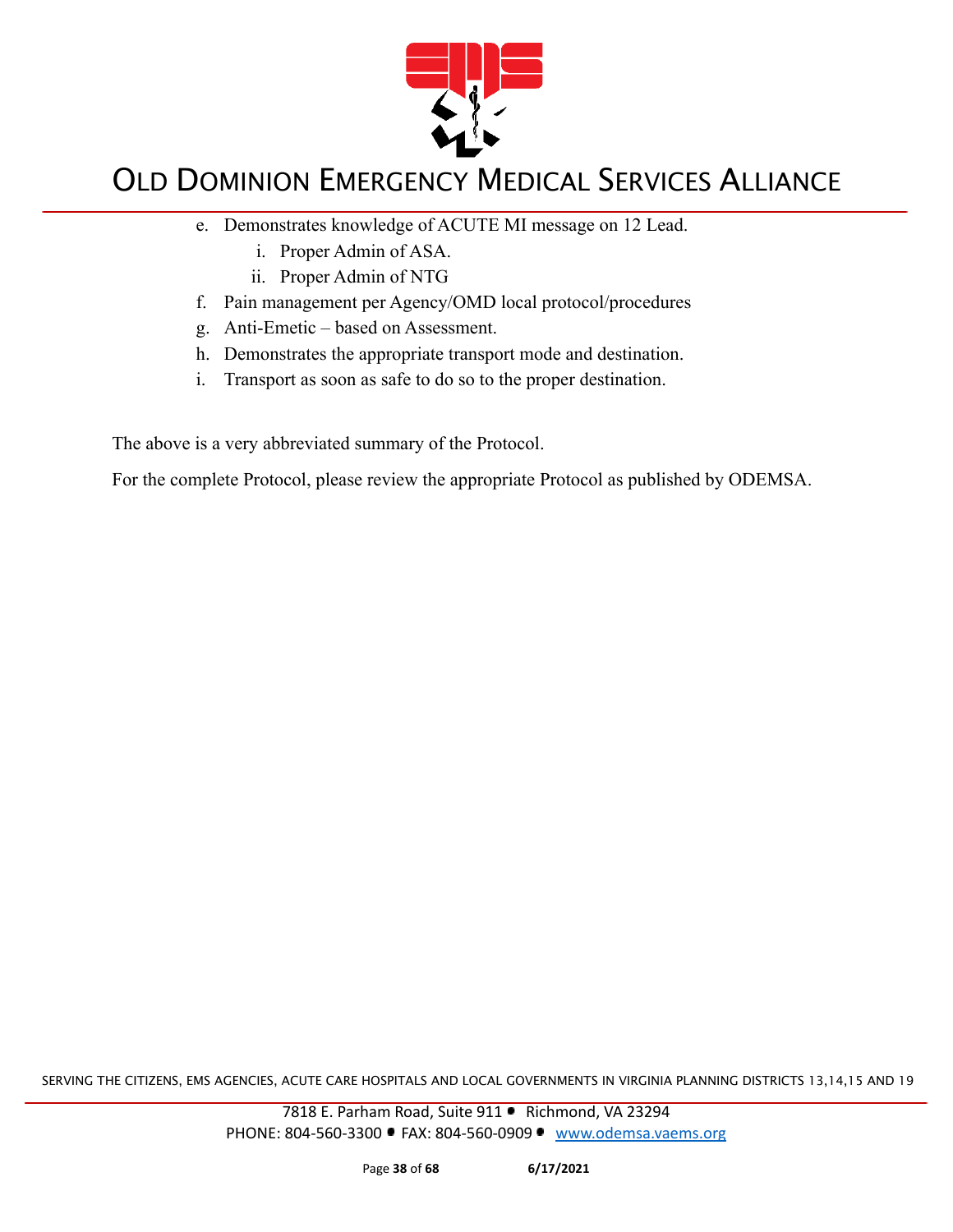e. Demonstrates knowledge of ACUTE MI message on 12 Lead.
   i. Proper Admin of ASA.
   ii. Proper Admin of NTG
f. Pain management per Agency/OMD local protocol/procedures
g. Anti-Emetic – based on Assessment.
h. Demonstrates the appropriate transport mode and destination.
i. Transport as soon as safe to do so to the proper destination.

The above is a very abbreviated summary of the Protocol.

For the complete Protocol, please review the appropriate Protocol as published by ODEMSA.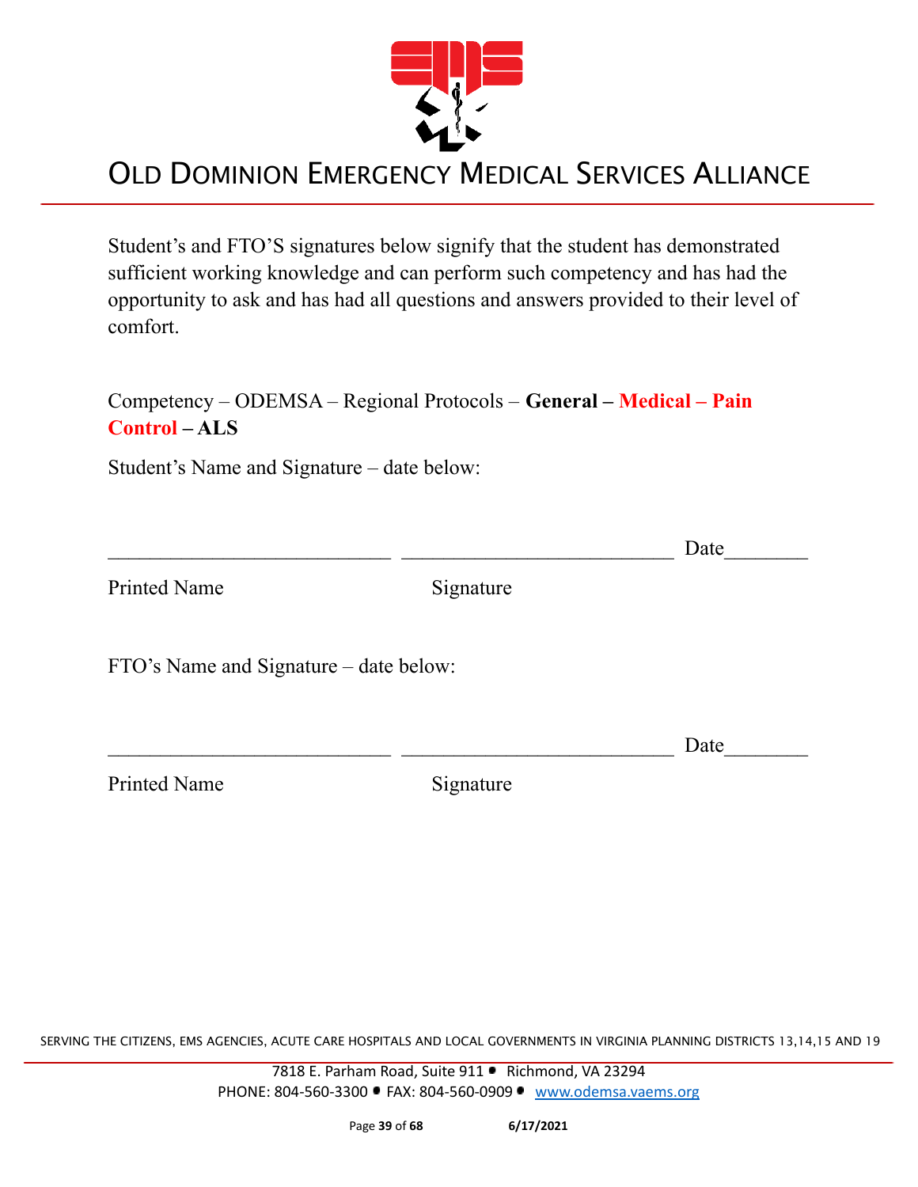# OLD DOMINION EMERGENCY MEDICAL SERVICES ALLIANCE

Student's and FTO'S signatures below signify that the student has demonstrated sufficient working knowledge and can perform such competency and has had the opportunity to ask and has had all questions and answers provided to their level of comfort.

Competency – ODEMSA – Regional Protocols – **General – Medical – Pain Control – ALS**

Student's Name and Signature – date below:

___________________________ ___________________________ Date________

Printed Name Signature

FTO's Name and Signature – date below:

___________________________ ___________________________ Date________

Printed Name Signature

SERVING THE CITIZENS, EMS AGENCIES, ACUTE CARE HOSPITALS AND LOCAL GOVERNMENTS IN VIRGINIA PLANNING DISTRICTS 13,14,15 AND 19

7818 E. Parham Road, Suite 911 • Richmond, VA 23294
PHONE: 804-560-3300 • FAX: 804-560-0909 • www.odemsa.vaems.org

6/17/2021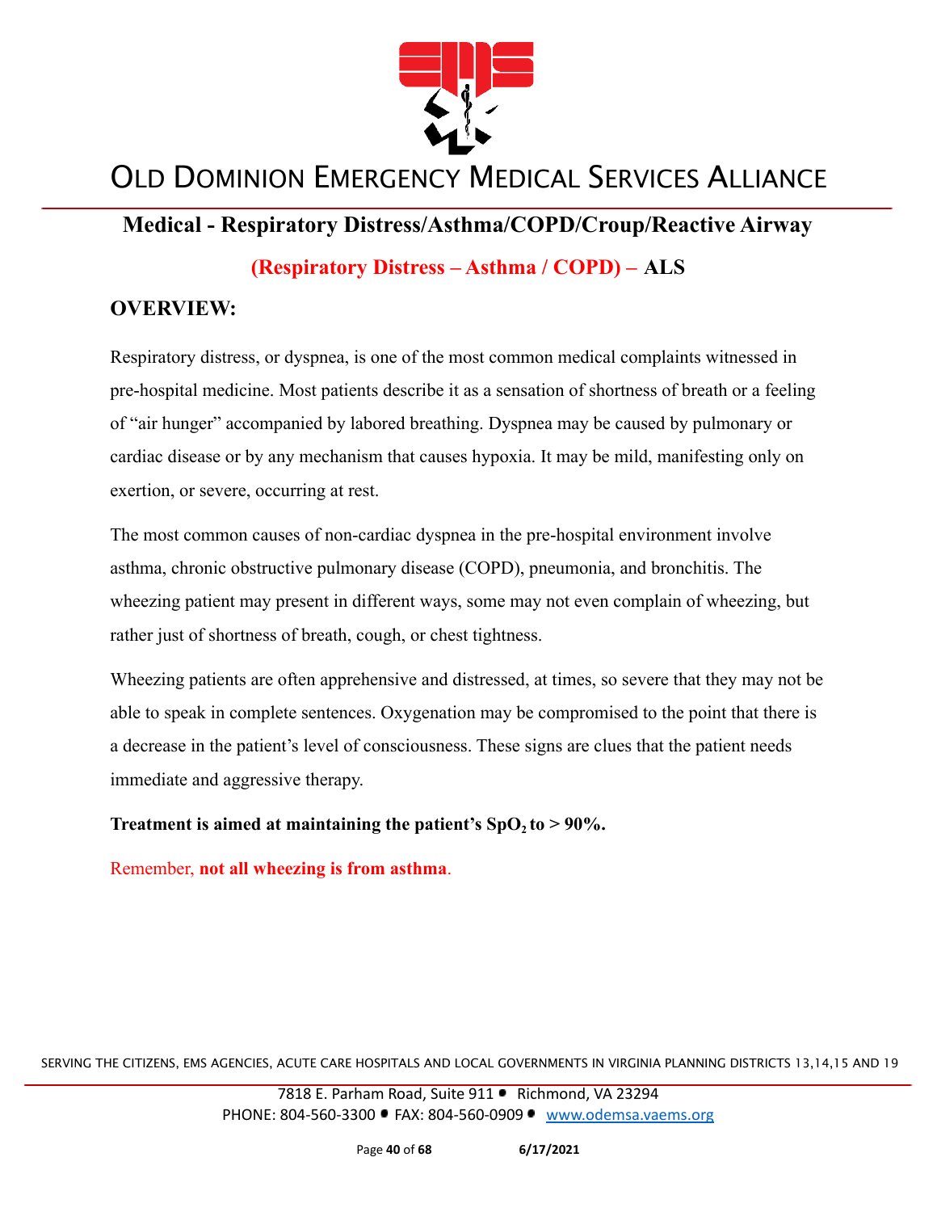## Medical - Respiratory Distress/Asthma/COPD/Croup/Reactive Airway

### (Respiratory Distress – Asthma / COPD) – ALS

### OVERVIEW:

Respiratory distress, or dyspnea, is one of the most common medical complaints witnessed in pre-hospital medicine. Most patients describe it as a sensation of shortness of breath or a feeling of "air hunger" accompanied by labored breathing. Dyspnea may be caused by pulmonary or cardiac disease or by any mechanism that causes hypoxia. It may be mild, manifesting only on exertion, or severe, occurring at rest.

The most common causes of non-cardiac dyspnea in the pre-hospital environment involve asthma, chronic obstructive pulmonary disease (COPD), pneumonia, and bronchitis. The wheezing patient may present in different ways, some may not even complain of wheezing, but rather just of shortness of breath, cough, or chest tightness.

Wheezing patients are often apprehensive and distressed, at times, so severe that they may not be able to speak in complete sentences. Oxygenation may be compromised to the point that there is a decrease in the patient's level of consciousness. These signs are clues that the patient needs immediate and aggressive therapy.

**Treatment is aimed at maintaining the patient's $SpO_2$ to > 90%.**

Remember, **not all wheezing is from asthma**.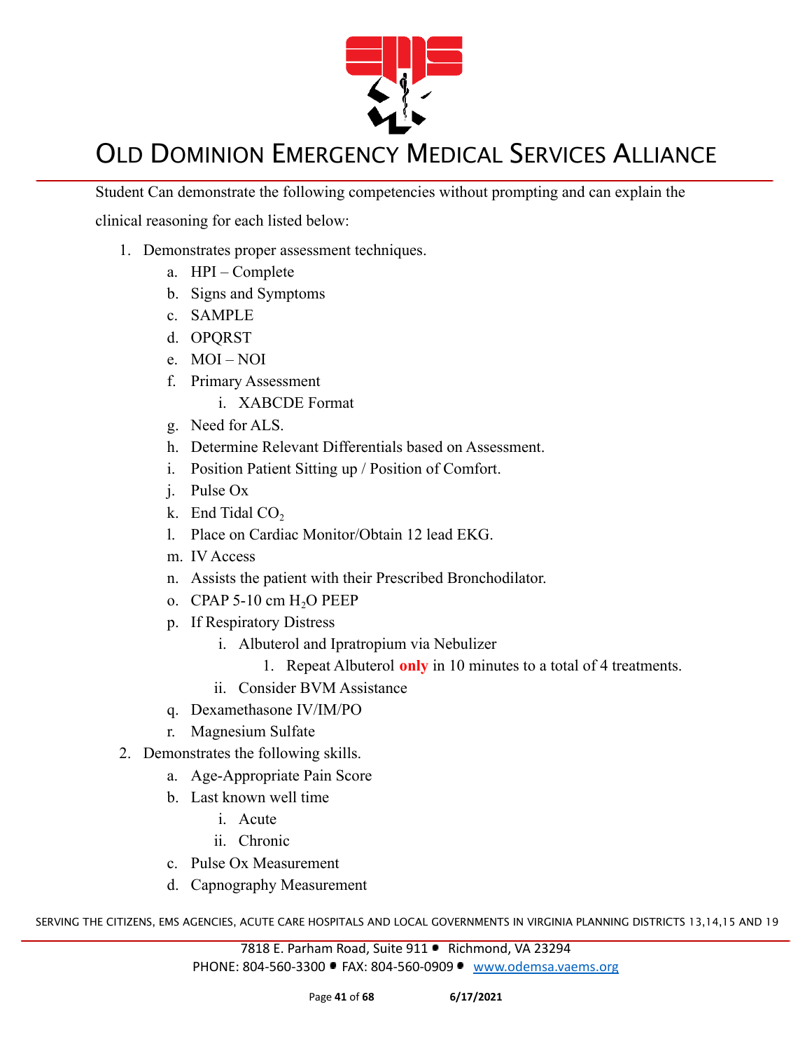Student Can demonstrate the following competencies without prompting and can explain the clinical reasoning for each listed below:

1. Demonstrates proper assessment techniques.
    a. HPI – Complete
    b. Signs and Symptoms
    c. SAMPLE
    d. OPQRST
    e. MOI – NOI
    f. Primary Assessment
        i. XABCDE Format
    g. Need for ALS.
    h. Determine Relevant Differentials based on Assessment.
    i. Position Patient Sitting up / Position of Comfort.
    j. Pulse Ox
    k. End Tidal $CO_2$
    l. Place on Cardiac Monitor/Obtain 12 lead EKG.
    m. IV Access
    n. Assists the patient with their Prescribed Bronchodilator.
    o. CPAP 5-10 cm $H_2O$ PEEP
    p. If Respiratory Distress
        i. Albuterol and Ipratropium via Nebulizer
            1. Repeat Albuterol **only** in 10 minutes to a total of 4 treatments.
        ii. Consider BVM Assistance
    q. Dexamethasone IV/IM/PO
    r. Magnesium Sulfate
2. Demonstrates the following skills.
    a. Age-Appropriate Pain Score
    b. Last known well time
        i. Acute
        ii. Chronic
    c. Pulse Ox Measurement
    d. Capnography Measurement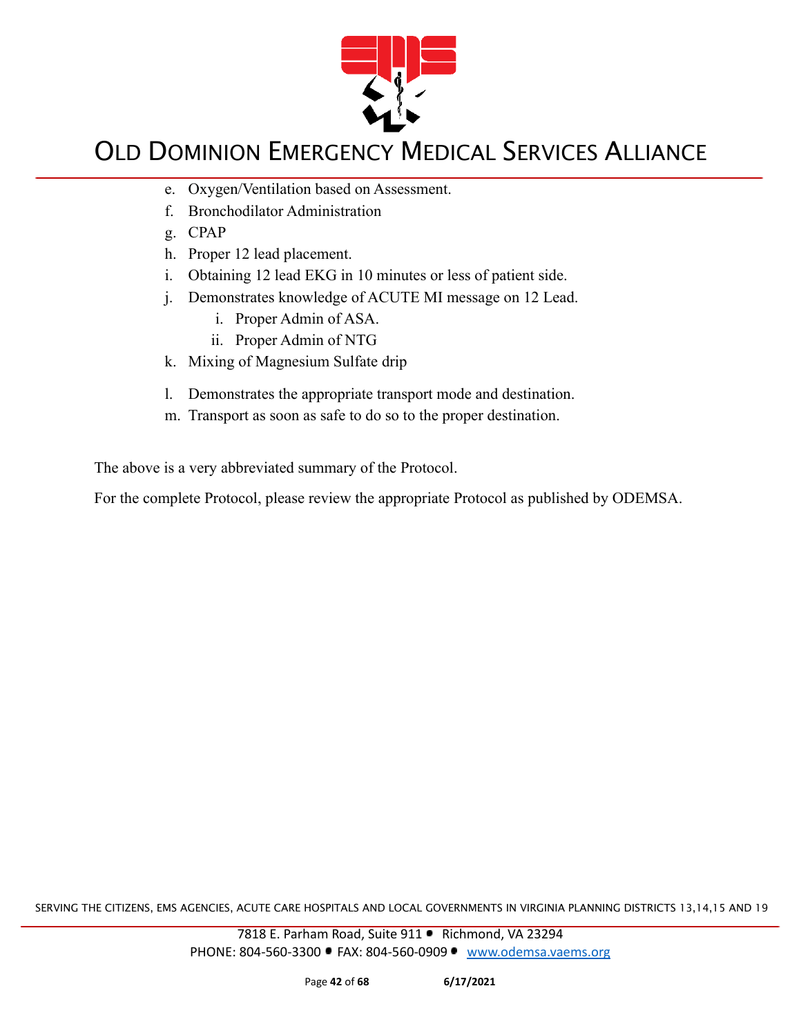e. Oxygen/Ventilation based on Assessment.
f. Bronchodilator Administration
g. CPAP
h. Proper 12 lead placement.
i. Obtaining 12 lead EKG in 10 minutes or less of patient side.
j. Demonstrates knowledge of ACUTE MI message on 12 Lead.
    i. Proper Admin of ASA.
    ii. Proper Admin of NTG
k. Mixing of Magnesium Sulfate drip
l. Demonstrates the appropriate transport mode and destination.
m. Transport as soon as safe to do so to the proper destination.

The above is a very abbreviated summary of the Protocol.

For the complete Protocol, please review the appropriate Protocol as published by ODEMSA.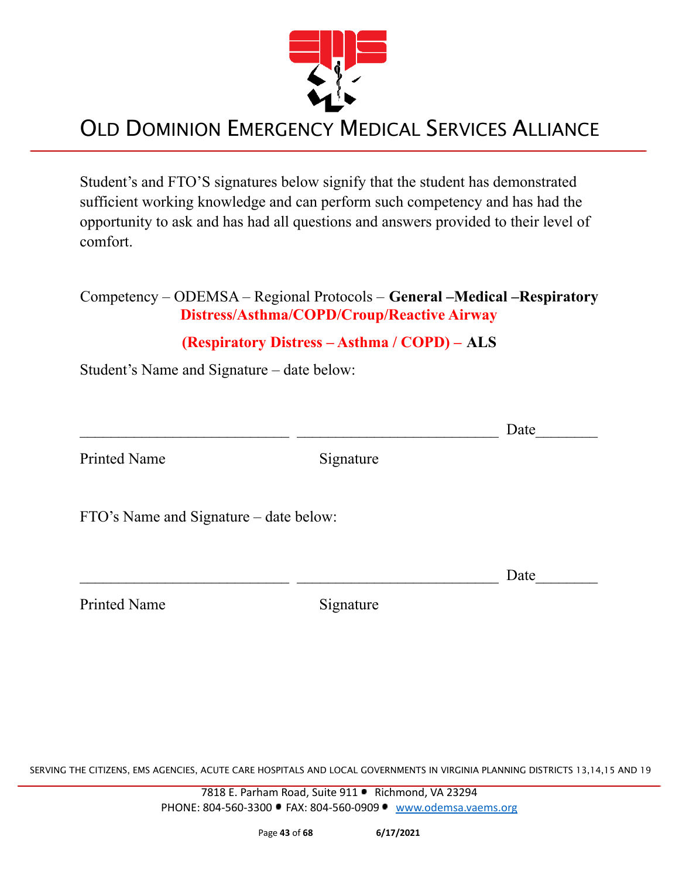Student's and FTO'S signatures below signify that the student has demonstrated sufficient working knowledge and can perform such competency and has had the opportunity to ask and has had all questions and answers provided to their level of comfort.

Competency – ODEMSA – Regional Protocols – **General –Medical –Respiratory Distress/Asthma/COPD/Croup/Reactive Airway**

**(Respiratory Distress – Asthma / COPD) – ALS**

Student's Name and Signature – date below:

\_\_\_\_\_\_\_\_\_\_\_\_\_\_\_\_\_\_\_\_\_\_\_\_\_\_ \_\_\_\_\_\_\_\_\_\_\_\_\_\_\_\_\_\_\_\_\_\_\_\_\_ Date\_\_\_\_\_\_\_\_

Printed Name Signature

FTO's Name and Signature – date below:

\_\_\_\_\_\_\_\_\_\_\_\_\_\_\_\_\_\_\_\_\_\_\_\_\_\_ \_\_\_\_\_\_\_\_\_\_\_\_\_\_\_\_\_\_\_\_\_\_\_\_\_ Date\_\_\_\_\_\_\_\_

Printed Name Signature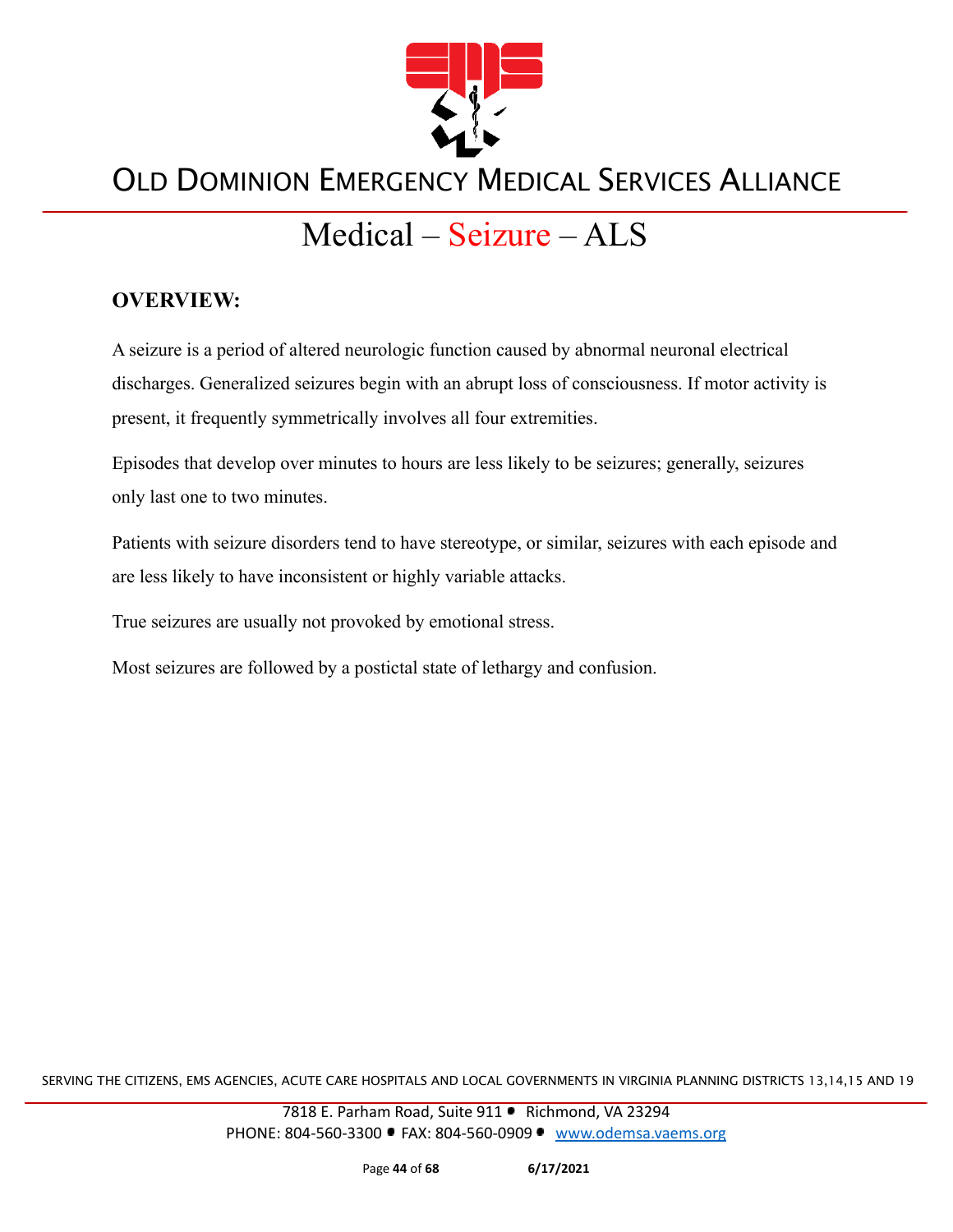# Medical – Seizure – ALS

## OVERVIEW:

A seizure is a period of altered neurologic function caused by abnormal neuronal electrical discharges. Generalized seizures begin with an abrupt loss of consciousness. If motor activity is present, it frequently symmetrically involves all four extremities.

Episodes that develop over minutes to hours are less likely to be seizures; generally, seizures only last one to two minutes.

Patients with seizure disorders tend to have stereotype, or similar, seizures with each episode and are less likely to have inconsistent or highly variable attacks.

True seizures are usually not provoked by emotional stress.

Most seizures are followed by a postictal state of lethargy and confusion.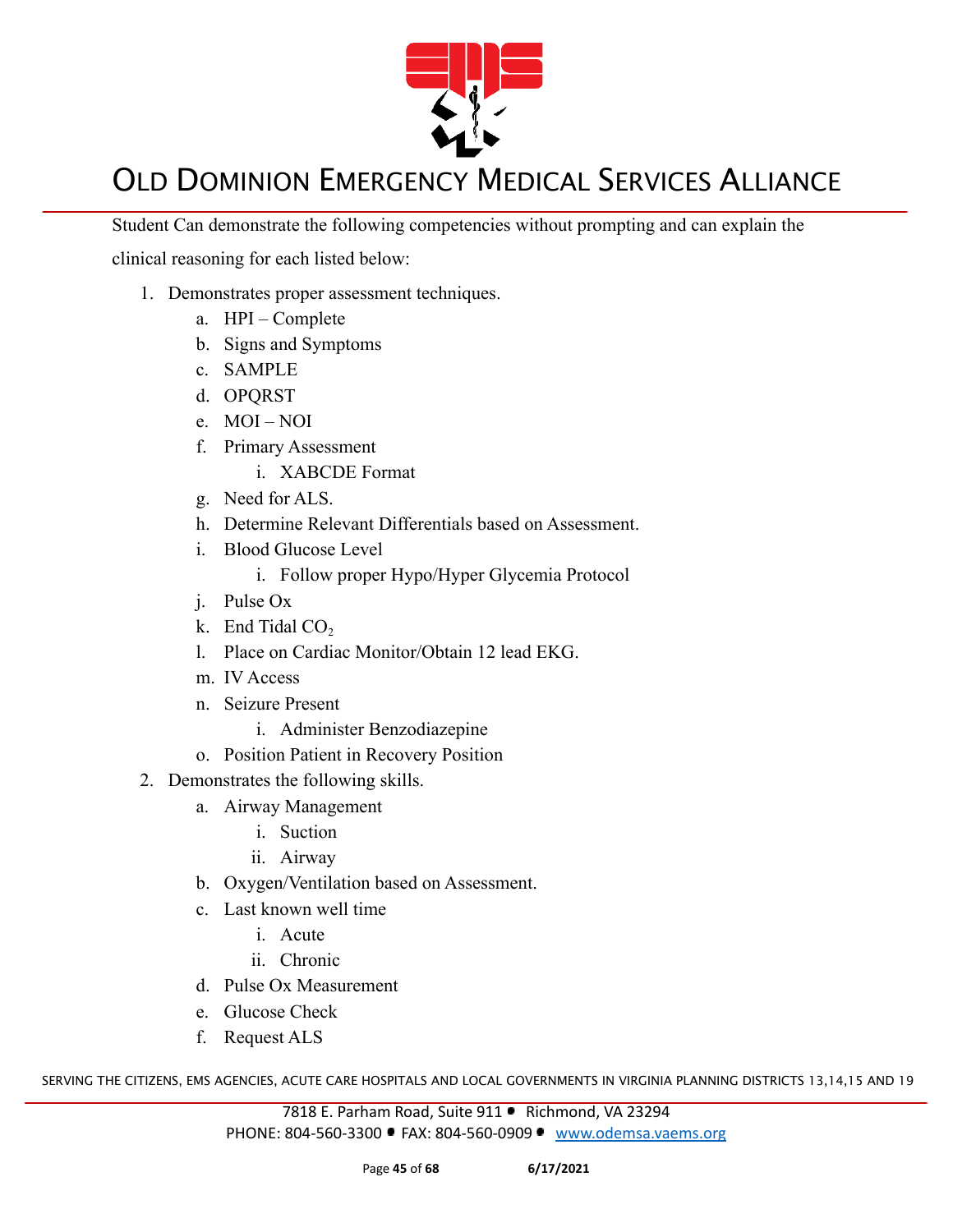Student Can demonstrate the following competencies without prompting and can explain the clinical reasoning for each listed below:

1. Demonstrates proper assessment techniques.
    a. HPI – Complete
    b. Signs and Symptoms
    c. SAMPLE
    d. OPQRST
    e. MOI – NOI
    f. Primary Assessment
        i. XABCDE Format
    g. Need for ALS.
    h. Determine Relevant Differentials based on Assessment.
    i. Blood Glucose Level
        i. Follow proper Hypo/Hyper Glycemia Protocol
    j. Pulse Ox
    k. End Tidal $CO_2$
    l. Place on Cardiac Monitor/Obtain 12 lead EKG.
    m. IV Access
    n. Seizure Present
        i. Administer Benzodiazepine
    o. Position Patient in Recovery Position
2. Demonstrates the following skills.
    a. Airway Management
        i. Suction
        ii. Airway
    b. Oxygen/Ventilation based on Assessment.
    c. Last known well time
        i. Acute
        ii. Chronic
    d. Pulse Ox Measurement
    e. Glucose Check
    f. Request ALS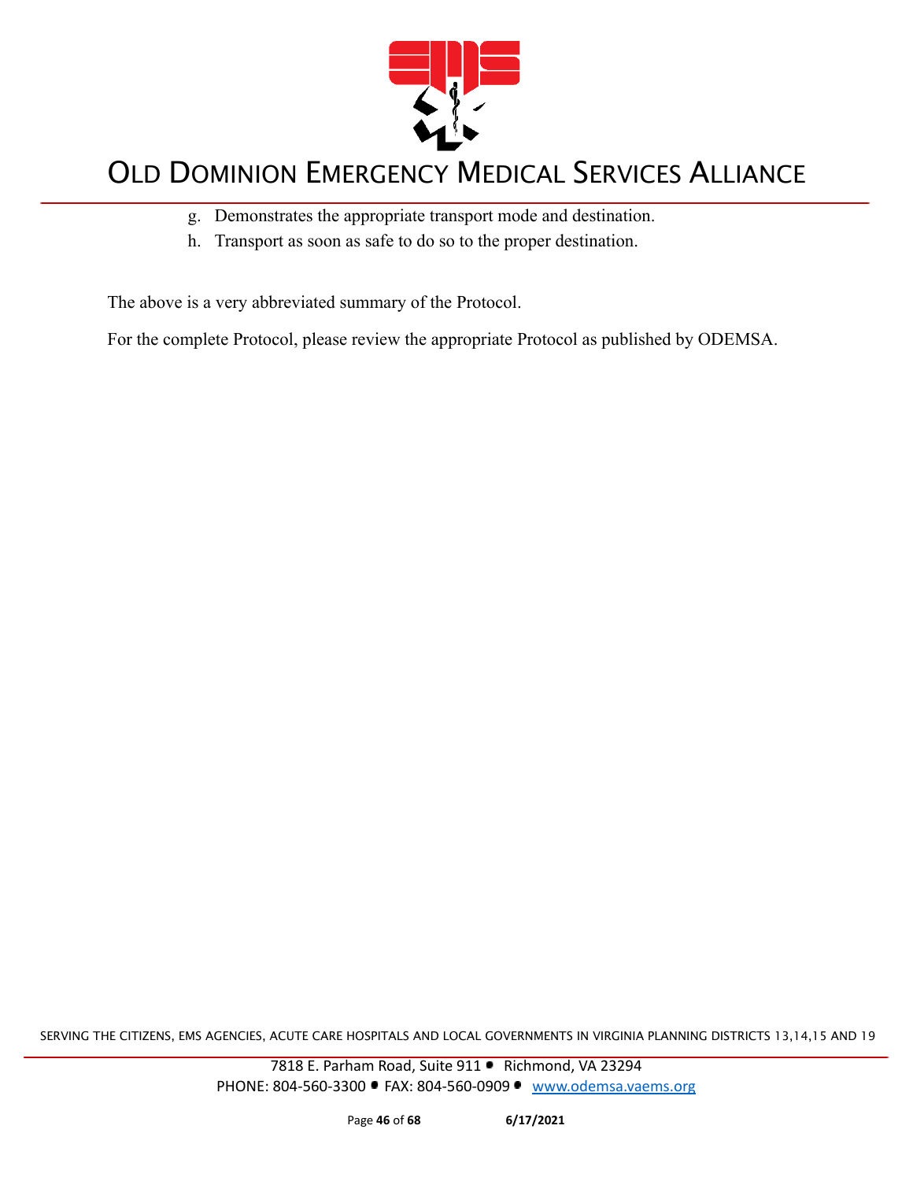g. Demonstrates the appropriate transport mode and destination.
h. Transport as soon as safe to do so to the proper destination.

The above is a very abbreviated summary of the Protocol.

For the complete Protocol, please review the appropriate Protocol as published by ODEMSA.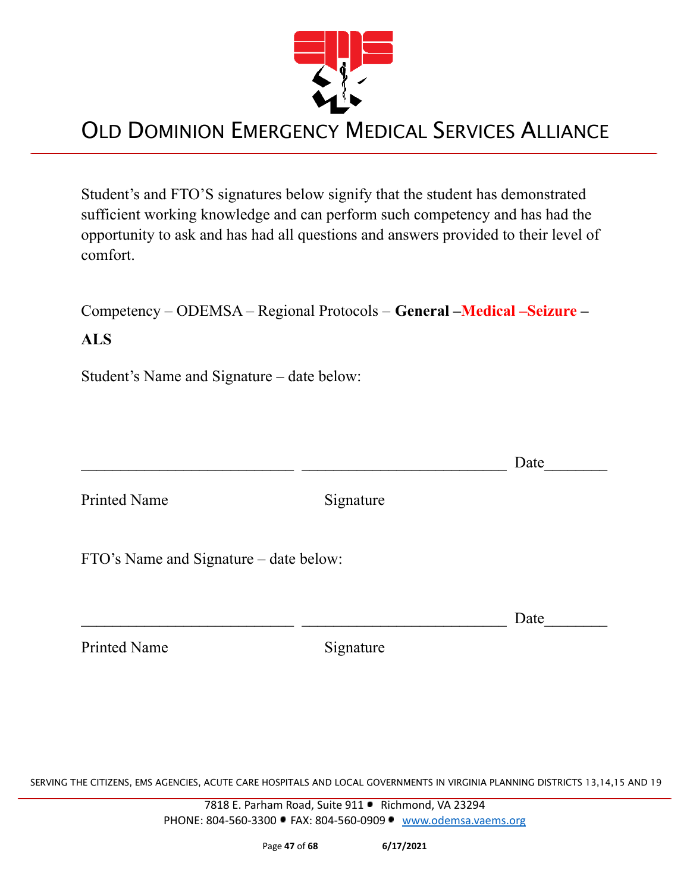Student's and FTO'S signatures below signify that the student has demonstrated sufficient working knowledge and can perform such competency and has had the opportunity to ask and has had all questions and answers provided to their level of comfort.

Competency – ODEMSA – Regional Protocols – **General –Medical –Seizure – ALS**

Student's Name and Signature – date below:

___________________________ ___________________________ Date________

Printed Name Signature

FTO's Name and Signature – date below:

___________________________ ___________________________ Date________

Printed Name Signature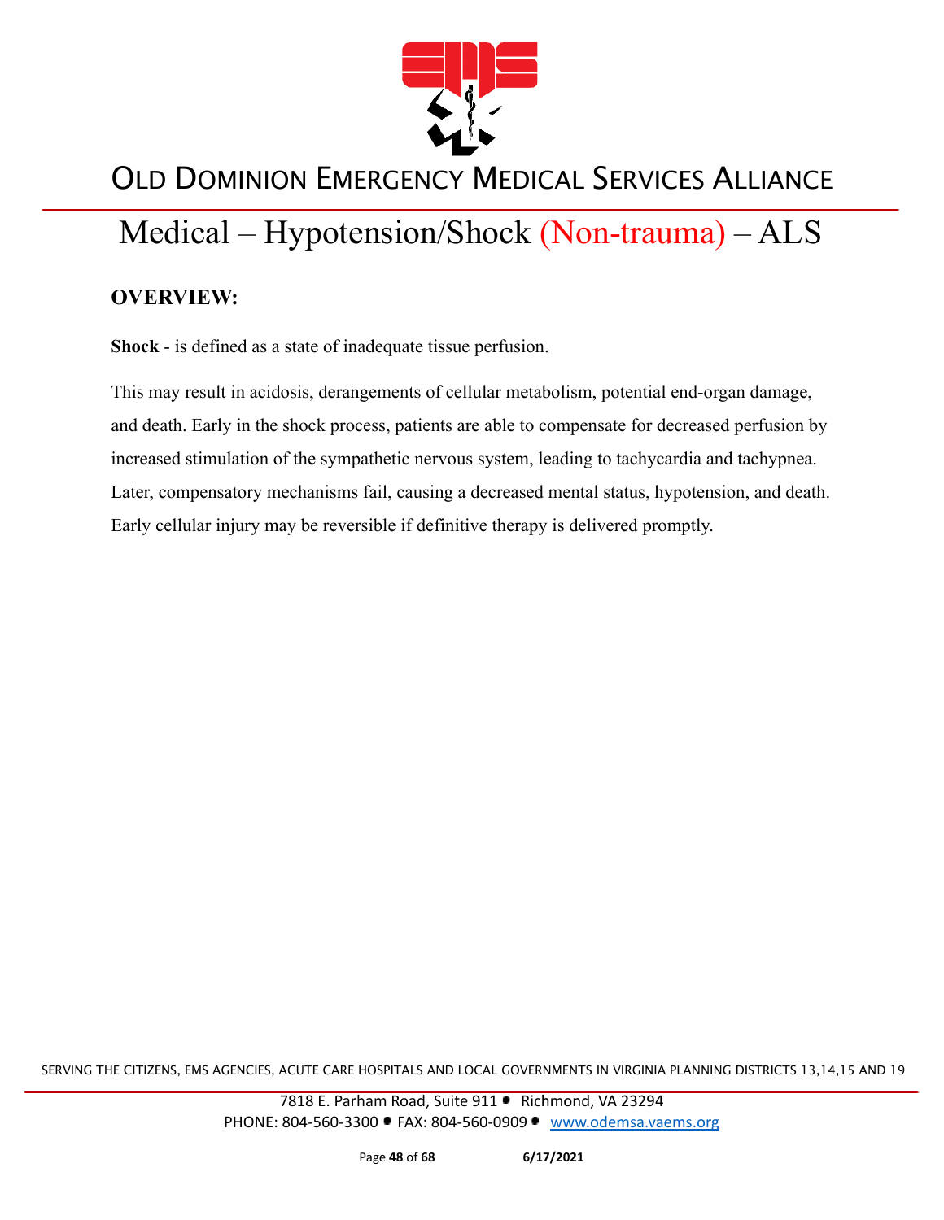# Medical – Hypotension/Shock (Non-trauma) – ALS

## OVERVIEW:

**Shock** - is defined as a state of inadequate tissue perfusion.

This may result in acidosis, derangements of cellular metabolism, potential end-organ damage, and death. Early in the shock process, patients are able to compensate for decreased perfusion by increased stimulation of the sympathetic nervous system, leading to tachycardia and tachypnea. Later, compensatory mechanisms fail, causing a decreased mental status, hypotension, and death. Early cellular injury may be reversible if definitive therapy is delivered promptly.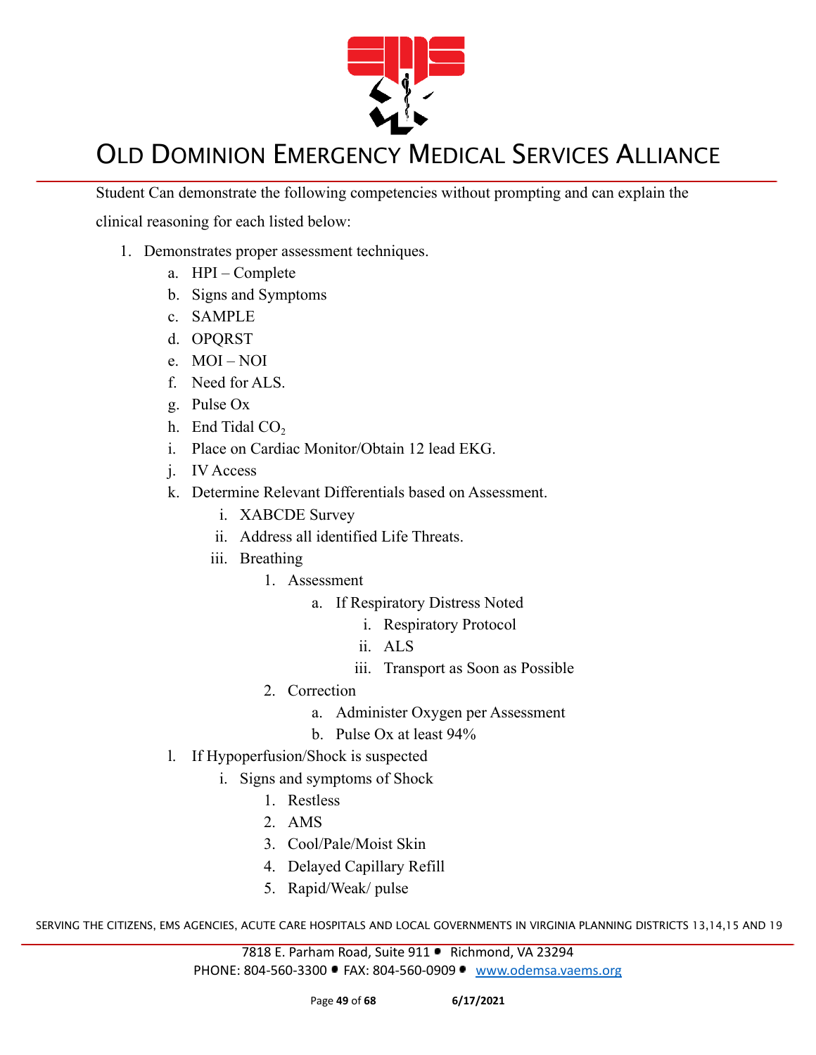Student Can demonstrate the following competencies without prompting and can explain the clinical reasoning for each listed below:

1. Demonstrates proper assessment techniques.
    a. HPI – Complete
    b. Signs and Symptoms
    c. SAMPLE
    d. OPQRST
    e. MOI – NOI
    f. Need for ALS.
    g. Pulse Ox
    h. End Tidal $CO_2$
    i. Place on Cardiac Monitor/Obtain 12 lead EKG.
    j. IV Access
    k. Determine Relevant Differentials based on Assessment.
        i. XABCDE Survey
        ii. Address all identified Life Threats.
        iii. Breathing
            1. Assessment
                a. If Respiratory Distress Noted
                    i. Respiratory Protocol
                    ii. ALS
                    iii. Transport as Soon as Possible
            2. Correction
                a. Administer Oxygen per Assessment
                b. Pulse Ox at least 94%
    l. If Hypoperfusion/Shock is suspected
        i. Signs and symptoms of Shock
            1. Restless
            2. AMS
            3. Cool/Pale/Moist Skin
            4. Delayed Capillary Refill
            5. Rapid/Weak/ pulse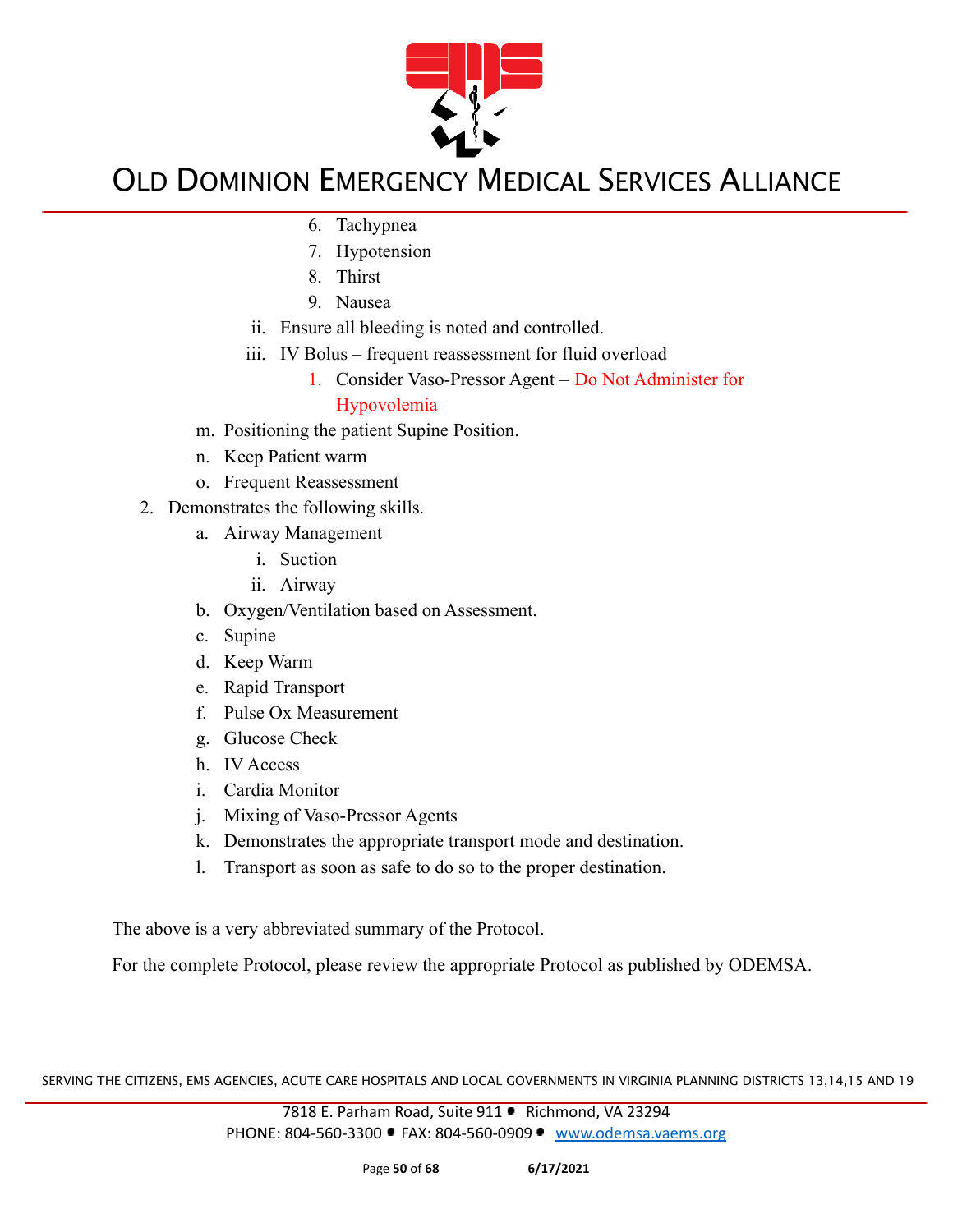6. Tachypnea
7. Hypotension
8. Thirst
9. Nausea

ii. Ensure all bleeding is noted and controlled.

iii. IV Bolus – frequent reassessment for fluid overload

1. Consider Vaso-Pressor Agent – Do Not Administer for Hypovolemia

m. Positioning the patient Supine Position.

n. Keep Patient warm

o. Frequent Reassessment

2. Demonstrates the following skills.
   - a. Airway Management
     - i. Suction
     - ii. Airway
   - b. Oxygen/Ventilation based on Assessment.
   - c. Supine
   - d. Keep Warm
   - e. Rapid Transport
   - f. Pulse Ox Measurement
   - g. Glucose Check
   - h. IV Access
   - i. Cardia Monitor
   - j. Mixing of Vaso-Pressor Agents
   - k. Demonstrates the appropriate transport mode and destination.
   - l. Transport as soon as safe to do so to the proper destination.

The above is a very abbreviated summary of the Protocol.

For the complete Protocol, please review the appropriate Protocol as published by ODEMSA.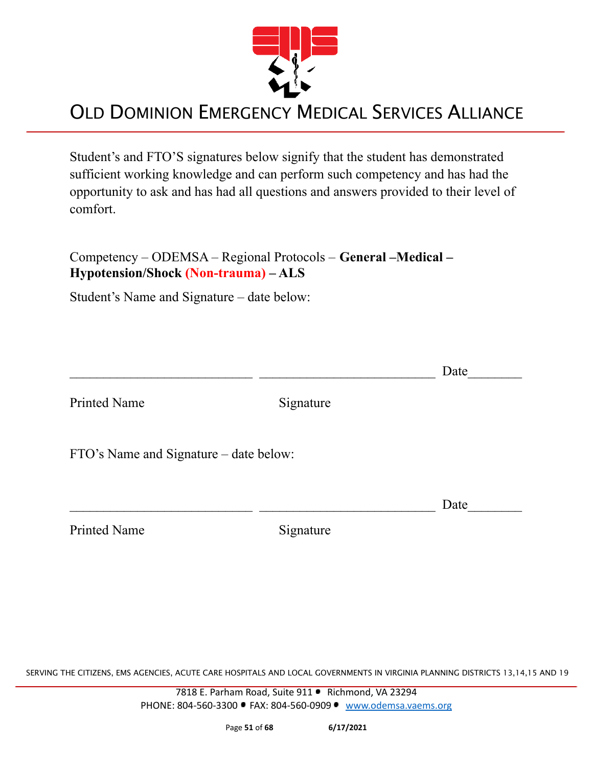# OLD DOMINION EMERGENCY MEDICAL SERVICES ALLIANCE

Student's and FTO'S signatures below signify that the student has demonstrated sufficient working knowledge and can perform such competency and has had the opportunity to ask and has had all questions and answers provided to their level of comfort.

Competency – ODEMSA – Regional Protocols – **General –Medical – Hypotension/Shock (Non-trauma) – ALS**

Student's Name and Signature – date below:

___________________________ __________________________ Date________

Printed Name Signature

FTO's Name and Signature – date below:

___________________________ __________________________ Date________

Printed Name Signature

SERVING THE CITIZENS, EMS AGENCIES, ACUTE CARE HOSPITALS AND LOCAL GOVERNMENTS IN VIRGINIA PLANNING DISTRICTS 13,14,15 AND 19

7818 E. Parham Road, Suite 911 • Richmond, VA 23294
PHONE: 804-560-3300 • FAX: 804-560-0909 • www.odemsa.vaems.org

6/17/2021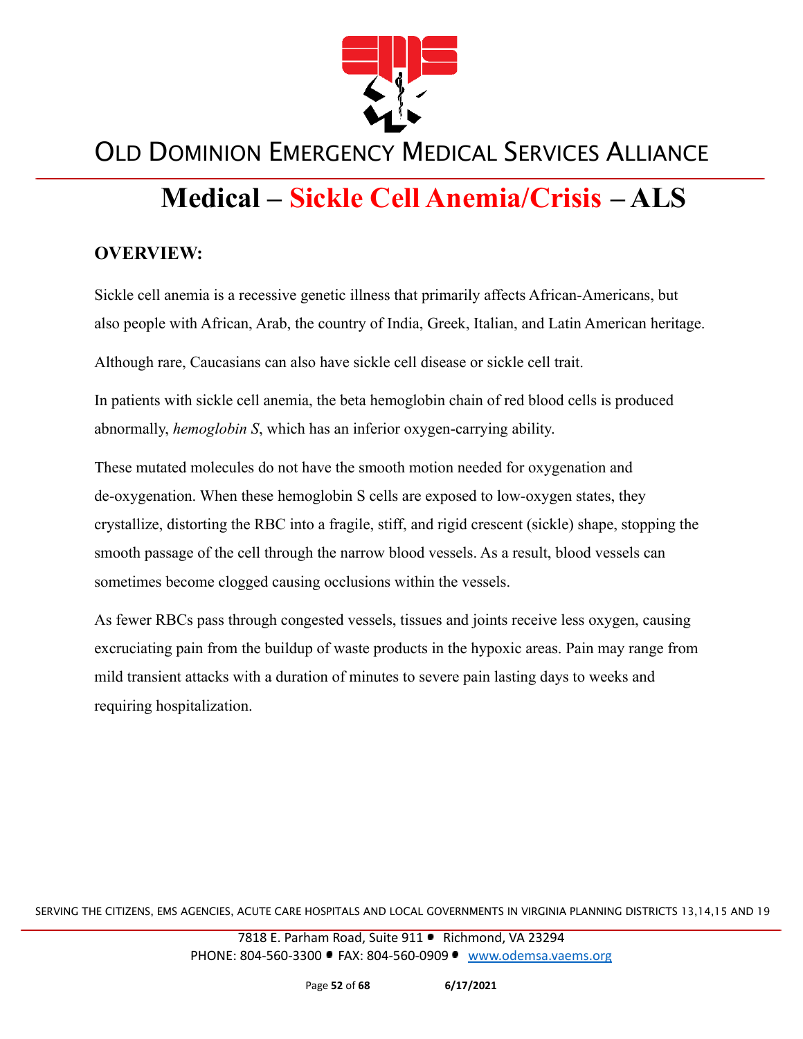# Medical – Sickle Cell Anemia/Crisis – ALS

## OVERVIEW:

Sickle cell anemia is a recessive genetic illness that primarily affects African-Americans, but also people with African, Arab, the country of India, Greek, Italian, and Latin American heritage.

Although rare, Caucasians can also have sickle cell disease or sickle cell trait.

In patients with sickle cell anemia, the beta hemoglobin chain of red blood cells is produced abnormally, *hemoglobin S*, which has an inferior oxygen-carrying ability.

These mutated molecules do not have the smooth motion needed for oxygenation and de-oxygenation. When these hemoglobin S cells are exposed to low-oxygen states, they crystallize, distorting the RBC into a fragile, stiff, and rigid crescent (sickle) shape, stopping the smooth passage of the cell through the narrow blood vessels. As a result, blood vessels can sometimes become clogged causing occlusions within the vessels.

As fewer RBCs pass through congested vessels, tissues and joints receive less oxygen, causing excruciating pain from the buildup of waste products in the hypoxic areas. Pain may range from mild transient attacks with a duration of minutes to severe pain lasting days to weeks and requiring hospitalization.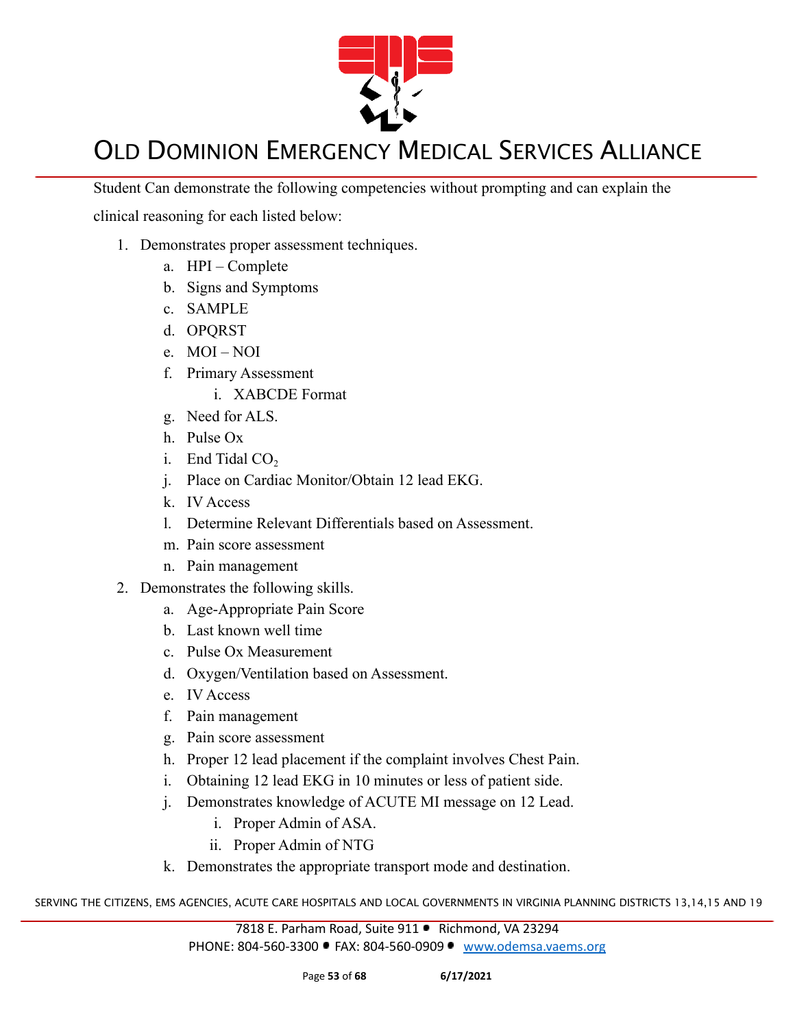Student Can demonstrate the following competencies without prompting and can explain the clinical reasoning for each listed below:

1. Demonstrates proper assessment techniques.
    a. HPI – Complete
    b. Signs and Symptoms
    c. SAMPLE
    d. OPQRST
    e. MOI – NOI
    f. Primary Assessment
        i. XABCDE Format
    g. Need for ALS.
    h. Pulse Ox
    i. End Tidal $CO_2$
    j. Place on Cardiac Monitor/Obtain 12 lead EKG.
    k. IV Access
    l. Determine Relevant Differentials based on Assessment.
    m. Pain score assessment
    n. Pain management
2. Demonstrates the following skills.
    a. Age-Appropriate Pain Score
    b. Last known well time
    c. Pulse Ox Measurement
    d. Oxygen/Ventilation based on Assessment.
    e. IV Access
    f. Pain management
    g. Pain score assessment
    h. Proper 12 lead placement if the complaint involves Chest Pain.
    i. Obtaining 12 lead EKG in 10 minutes or less of patient side.
    j. Demonstrates knowledge of ACUTE MI message on 12 Lead.
        i. Proper Admin of ASA.
        ii. Proper Admin of NTG
    k. Demonstrates the appropriate transport mode and destination.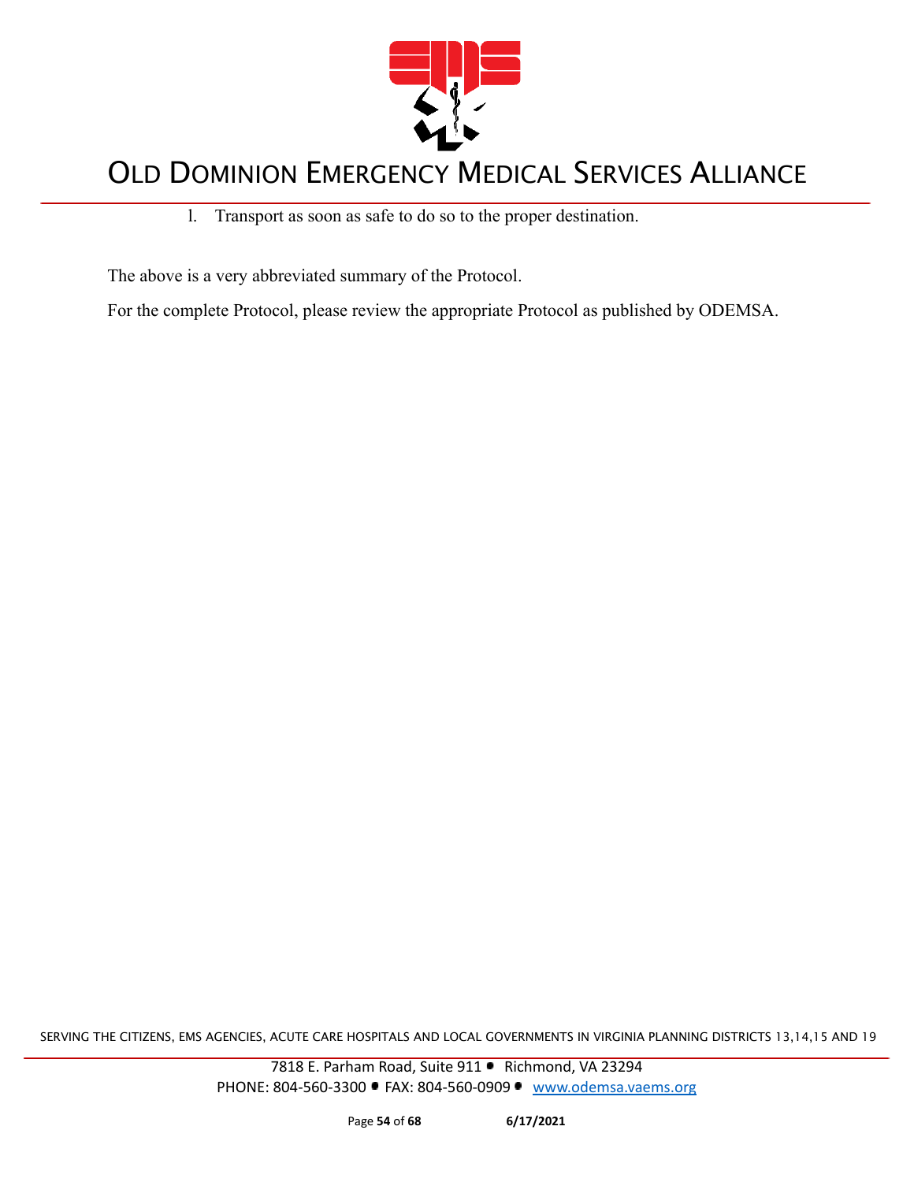l. Transport as soon as safe to do so to the proper destination.

The above is a very abbreviated summary of the Protocol.

For the complete Protocol, please review the appropriate Protocol as published by ODEMSA.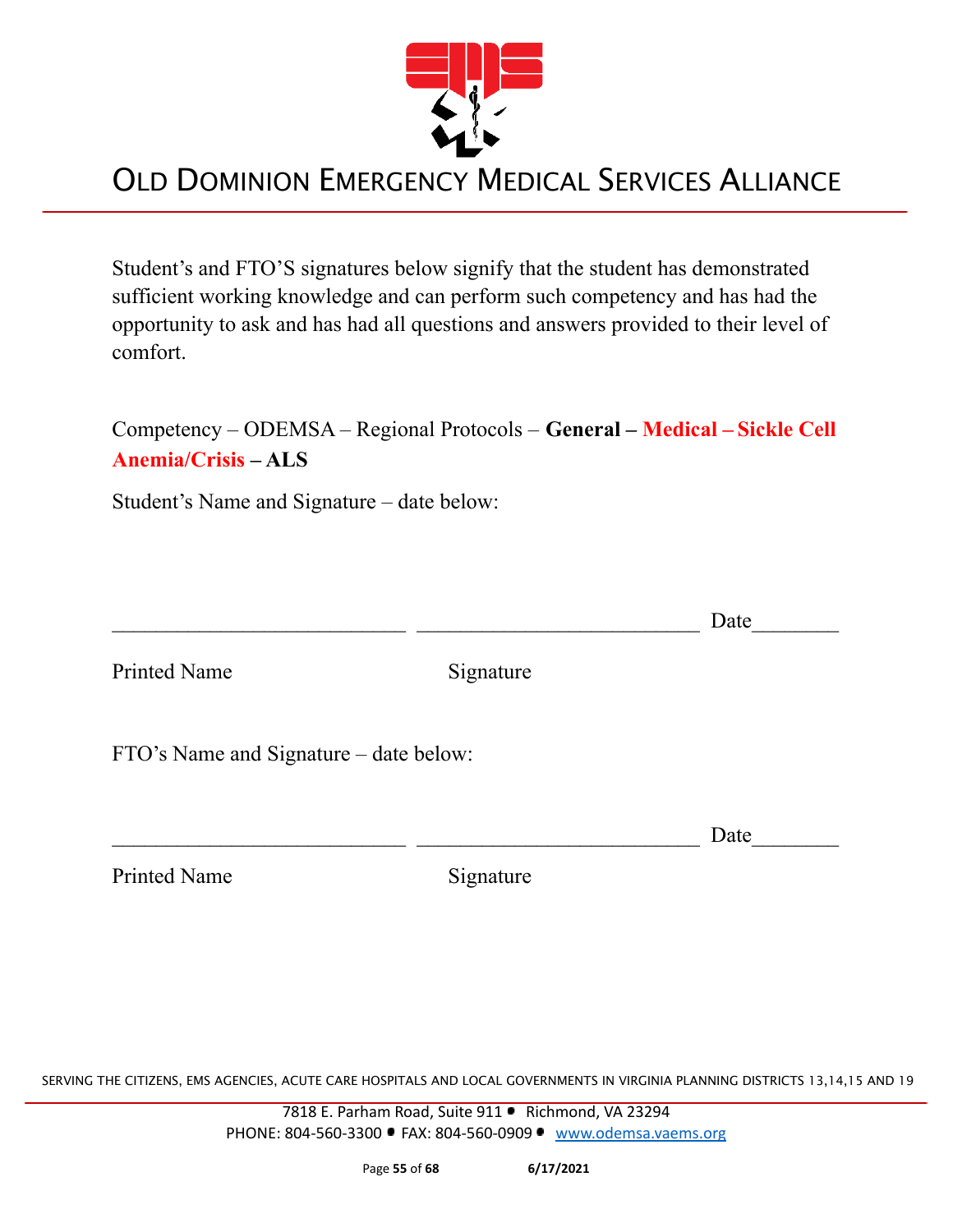Student's and FTO'S signatures below signify that the student has demonstrated sufficient working knowledge and can perform such competency and has had the opportunity to ask and has had all questions and answers provided to their level of comfort.

Competency – ODEMSA – Regional Protocols – **General – Medical – Sickle Cell Anemia/Crisis – ALS**

Student's Name and Signature – date below:

___________________________ ___________________________ Date________

Printed Name                                        Signature

FTO's Name and Signature – date below:

___________________________ ___________________________ Date________

Printed Name                                        Signature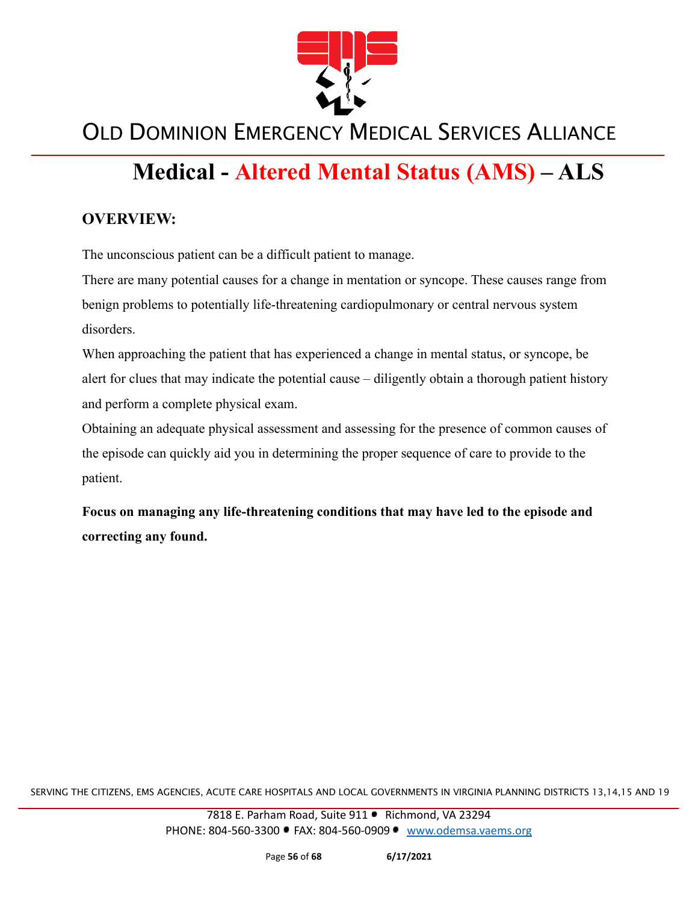# Medical - Altered Mental Status (AMS) – ALS

## OVERVIEW:

The unconscious patient can be a difficult patient to manage.

There are many potential causes for a change in mentation or syncope. These causes range from benign problems to potentially life-threatening cardiopulmonary or central nervous system disorders.

When approaching the patient that has experienced a change in mental status, or syncope, be alert for clues that may indicate the potential cause – diligently obtain a thorough patient history and perform a complete physical exam.

Obtaining an adequate physical assessment and assessing for the presence of common causes of the episode can quickly aid you in determining the proper sequence of care to provide to the patient.

**Focus on managing any life-threatening conditions that may have led to the episode and correcting any found.**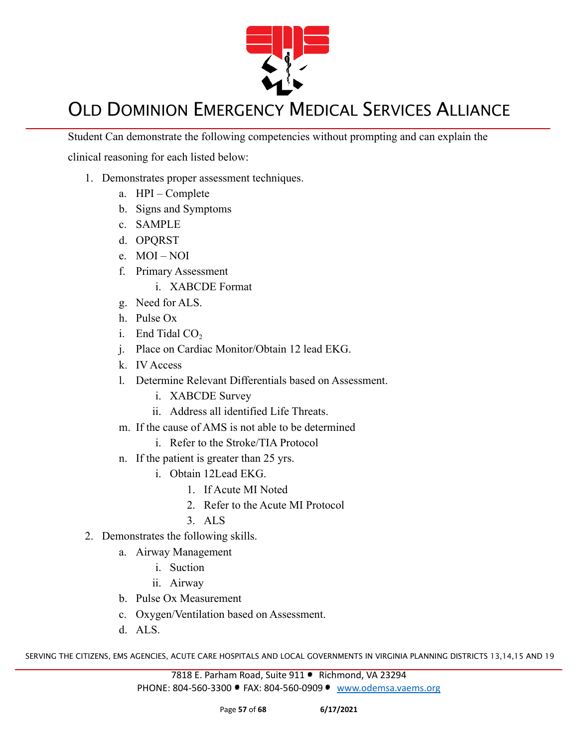Student Can demonstrate the following competencies without prompting and can explain the clinical reasoning for each listed below:

1. Demonstrates proper assessment techniques.
   a. HPI – Complete
   b. Signs and Symptoms
   c. SAMPLE
   d. OPQRST
   e. MOI – NOI
   f. Primary Assessment
      i. XABCDE Format
   g. Need for ALS.
   h. Pulse Ox
   i. End Tidal $CO_2$
   j. Place on Cardiac Monitor/Obtain 12 lead EKG.
   k. IV Access
   l. Determine Relevant Differentials based on Assessment.
      i. XABCDE Survey
      ii. Address all identified Life Threats.
   m. If the cause of AMS is not able to be determined
      i. Refer to the Stroke/TIA Protocol
   n. If the patient is greater than 25 yrs.
      i. Obtain 12Lead EKG.
         1. If Acute MI Noted
         2. Refer to the Acute MI Protocol
         3. ALS
2. Demonstrates the following skills.
   a. Airway Management
      i. Suction
      ii. Airway
   b. Pulse Ox Measurement
   c. Oxygen/Ventilation based on Assessment.
   d. ALS.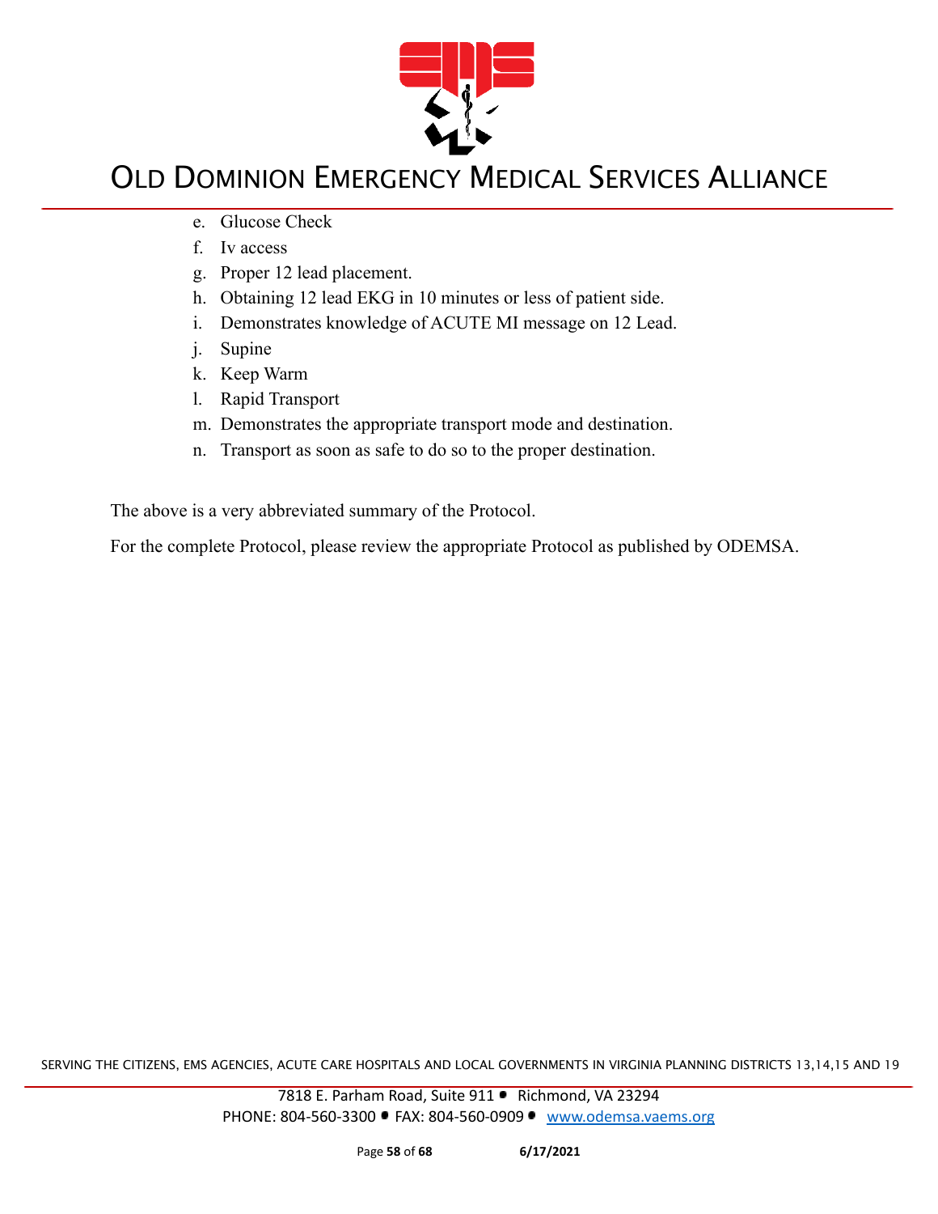e. Glucose Check
f. Iv access
g. Proper 12 lead placement.
h. Obtaining 12 lead EKG in 10 minutes or less of patient side.
i. Demonstrates knowledge of ACUTE MI message on 12 Lead.
j. Supine
k. Keep Warm
l. Rapid Transport
m. Demonstrates the appropriate transport mode and destination.
n. Transport as soon as safe to do so to the proper destination.

The above is a very abbreviated summary of the Protocol.

For the complete Protocol, please review the appropriate Protocol as published by ODEMSA.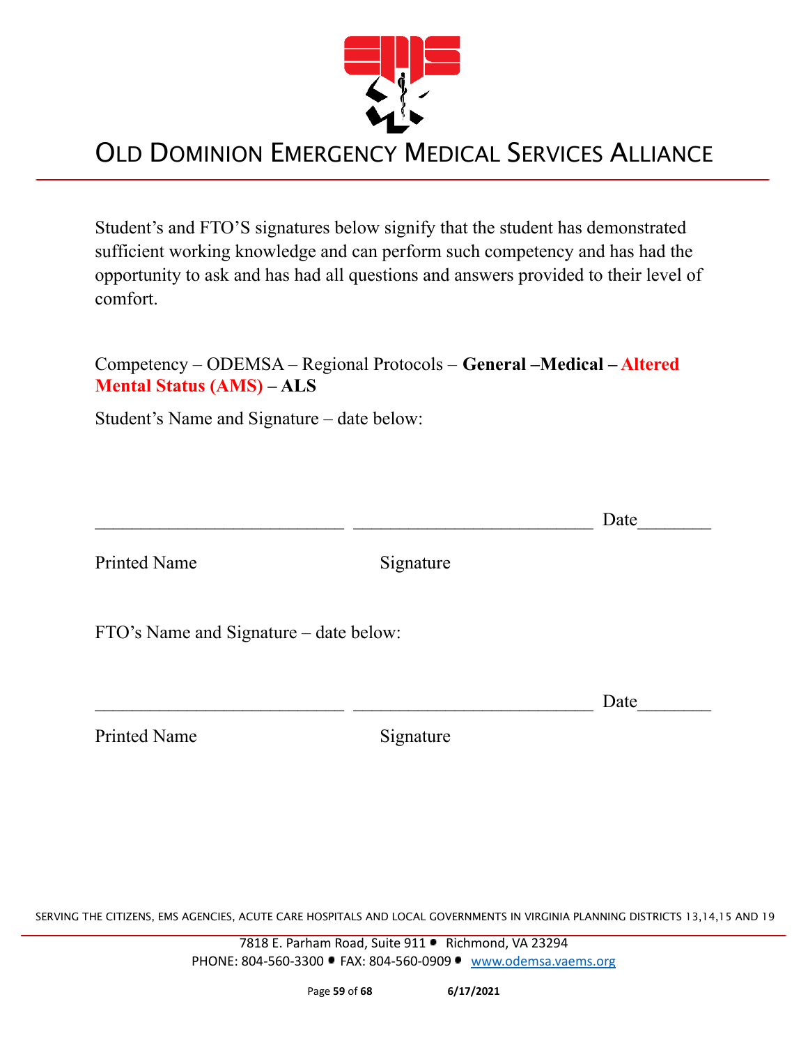# OLD DOMINION EMERGENCY MEDICAL SERVICES ALLIANCE

Student's and FTO'S signatures below signify that the student has demonstrated sufficient working knowledge and can perform such competency and has had the opportunity to ask and has had all questions and answers provided to their level of comfort.

Competency – ODEMSA – Regional Protocols – **General –Medical – Altered Mental Status (AMS) – ALS**

Student's Name and Signature – date below:

___________________________ ___________________________ Date________

Printed Name Signature

FTO's Name and Signature – date below:

___________________________ ___________________________ Date________

Printed Name Signature

SERVING THE CITIZENS, EMS AGENCIES, ACUTE CARE HOSPITALS AND LOCAL GOVERNMENTS IN VIRGINIA PLANNING DISTRICTS 13,14,15 AND 19

7818 E. Parham Road, Suite 911 • Richmond, VA 23294
PHONE: 804-560-3300 • FAX: 804-560-0909 • www.odemsa.vaems.org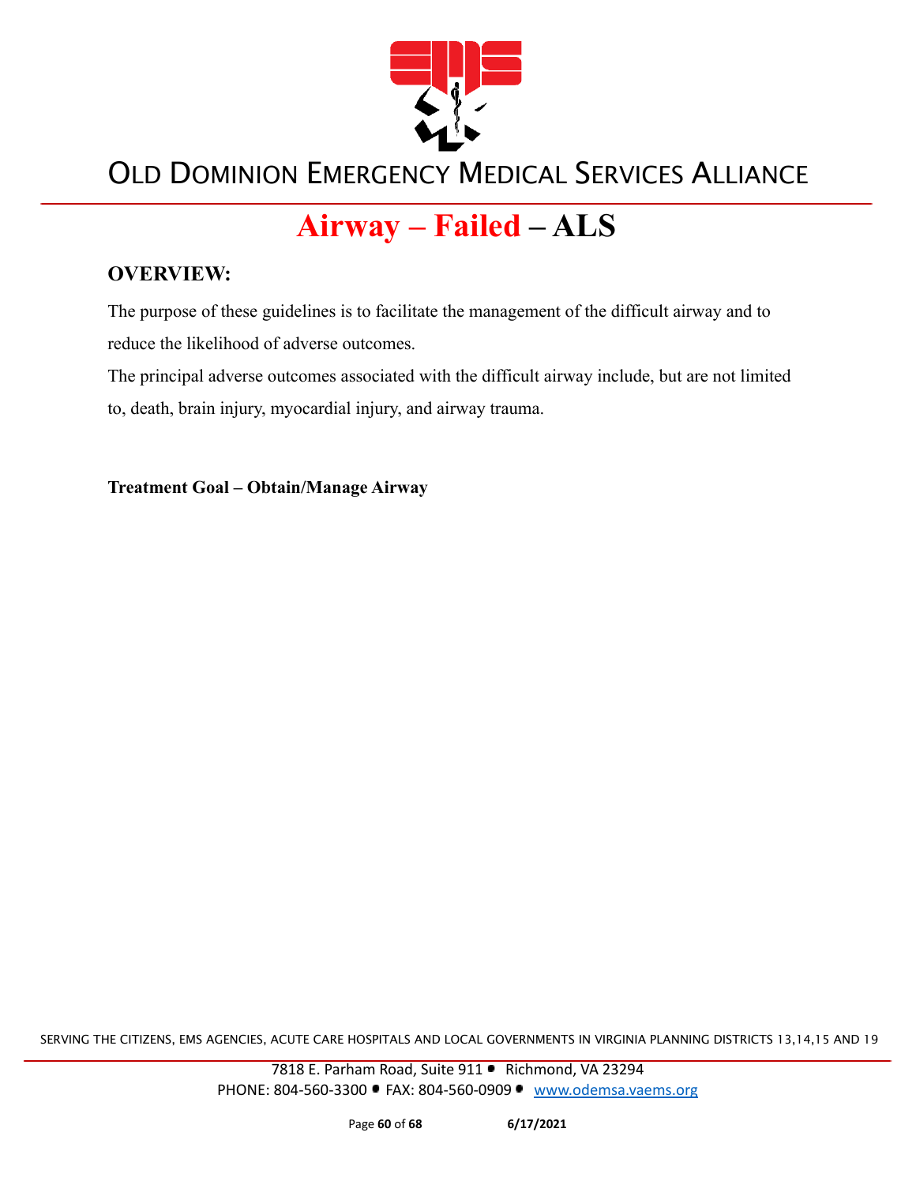# Airway – Failed – ALS

## OVERVIEW:

The purpose of these guidelines is to facilitate the management of the difficult airway and to reduce the likelihood of adverse outcomes.

The principal adverse outcomes associated with the difficult airway include, but are not limited to, death, brain injury, myocardial injury, and airway trauma.

**Treatment Goal – Obtain/Manage Airway**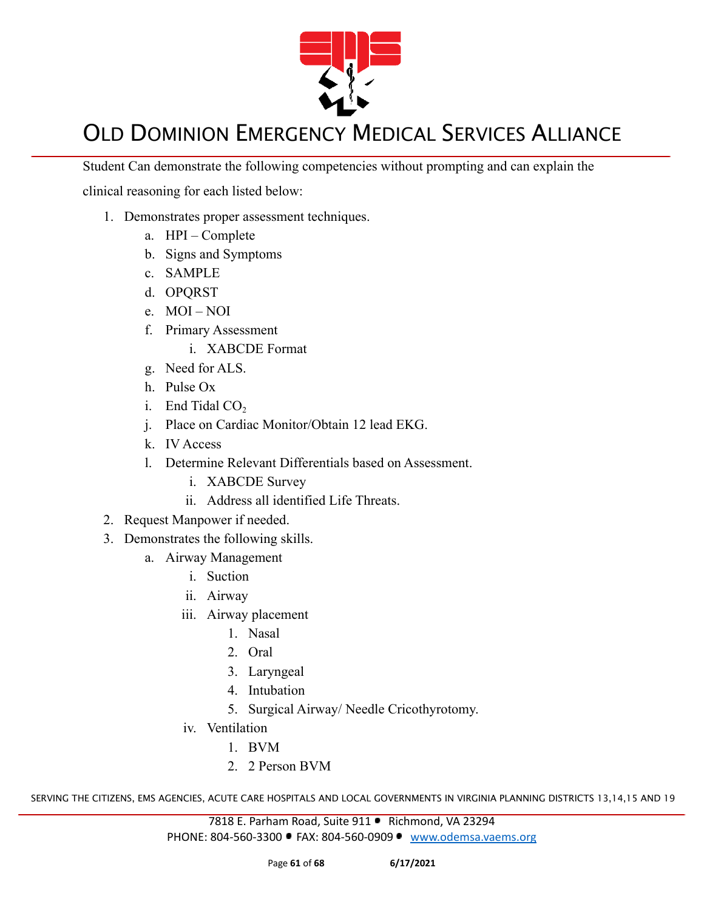Student Can demonstrate the following competencies without prompting and can explain the clinical reasoning for each listed below:

1. Demonstrates proper assessment techniques.
   a. HPI – Complete
   b. Signs and Symptoms
   c. SAMPLE
   d. OPQRST
   e. MOI – NOI
   f. Primary Assessment
      i. XABCDE Format
   g. Need for ALS.
   h. Pulse Ox
   i. End Tidal $CO_2$
   j. Place on Cardiac Monitor/Obtain 12 lead EKG.
   k. IV Access
   l. Determine Relevant Differentials based on Assessment.
      i. XABCDE Survey
      ii. Address all identified Life Threats.
2. Request Manpower if needed.
3. Demonstrates the following skills.
   a. Airway Management
      i. Suction
      ii. Airway
      iii. Airway placement
         1. Nasal
         2. Oral
         3. Laryngeal
         4. Intubation
         5. Surgical Airway/ Needle Cricothyrotomy.
      iv. Ventilation
         1. BVM
         2. 2 Person BVM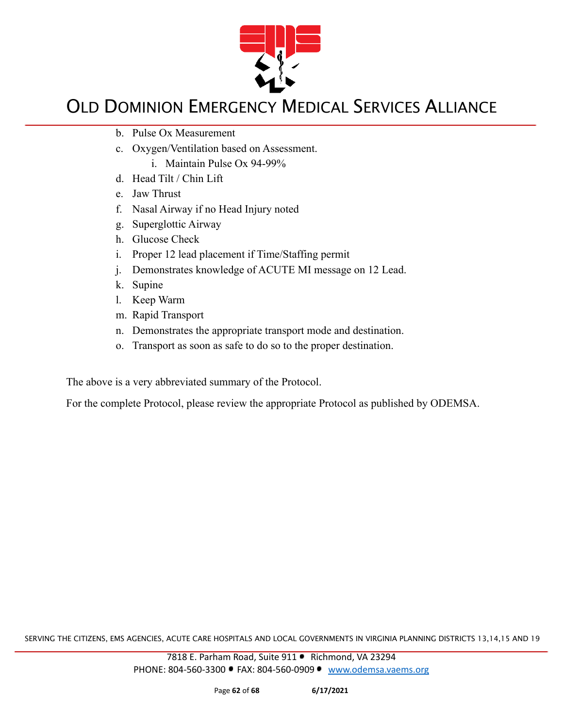b. Pulse Ox Measurement
c. Oxygen/Ventilation based on Assessment.
    i. Maintain Pulse Ox 94-99%
d. Head Tilt / Chin Lift
e. Jaw Thrust
f. Nasal Airway if no Head Injury noted
g. Superglottic Airway
h. Glucose Check
i. Proper 12 lead placement if Time/Staffing permit
j. Demonstrates knowledge of ACUTE MI message on 12 Lead.
k. Supine
l. Keep Warm
m. Rapid Transport
n. Demonstrates the appropriate transport mode and destination.
o. Transport as soon as safe to do so to the proper destination.

The above is a very abbreviated summary of the Protocol.

For the complete Protocol, please review the appropriate Protocol as published by ODEMSA.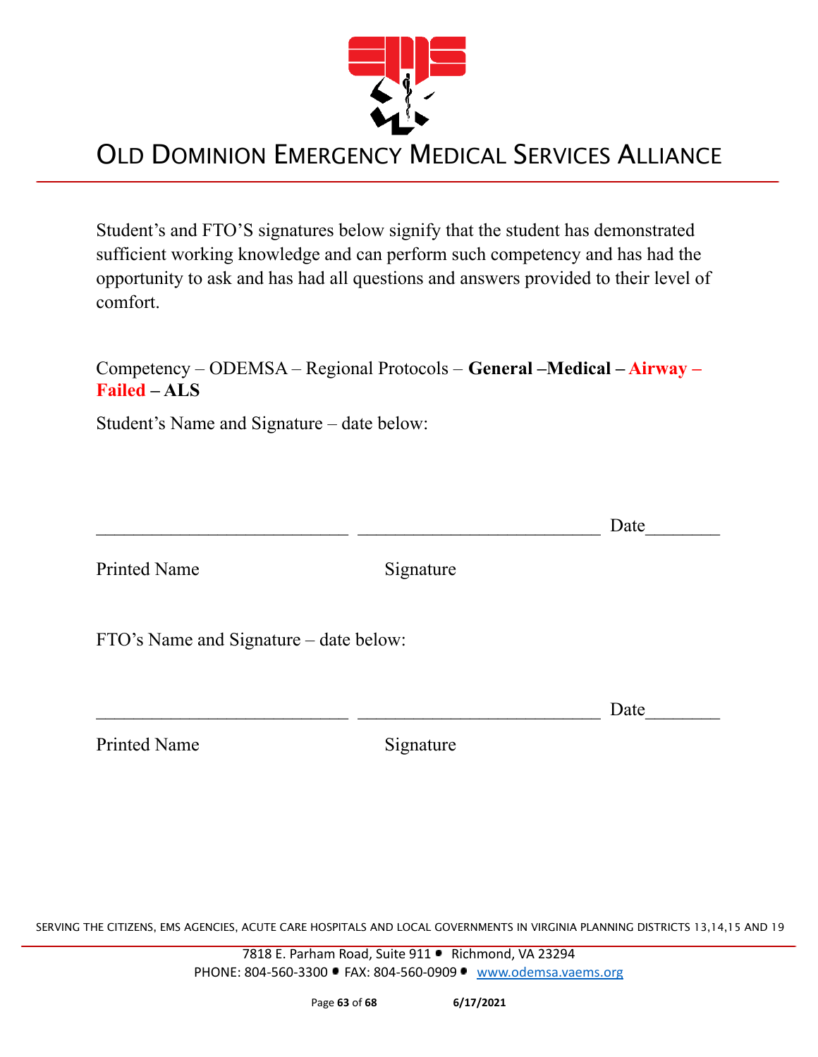Student's and FTO'S signatures below signify that the student has demonstrated sufficient working knowledge and can perform such competency and has had the opportunity to ask and has had all questions and answers provided to their level of comfort.

Competency – ODEMSA – Regional Protocols – **General –Medical – Airway – Failed – ALS**

Student's Name and Signature – date below:

\_\_\_\_\_\_\_\_\_\_\_\_\_\_\_\_\_\_\_\_\_\_\_\_\_\_\_\_ \_\_\_\_\_\_\_\_\_\_\_\_\_\_\_\_\_\_\_\_\_\_\_\_\_\_\_ Date\_\_\_\_\_\_\_\_

Printed Name Signature

FTO's Name and Signature – date below:

\_\_\_\_\_\_\_\_\_\_\_\_\_\_\_\_\_\_\_\_\_\_\_\_\_\_\_\_ \_\_\_\_\_\_\_\_\_\_\_\_\_\_\_\_\_\_\_\_\_\_\_\_\_\_\_ Date\_\_\_\_\_\_\_\_

Printed Name Signature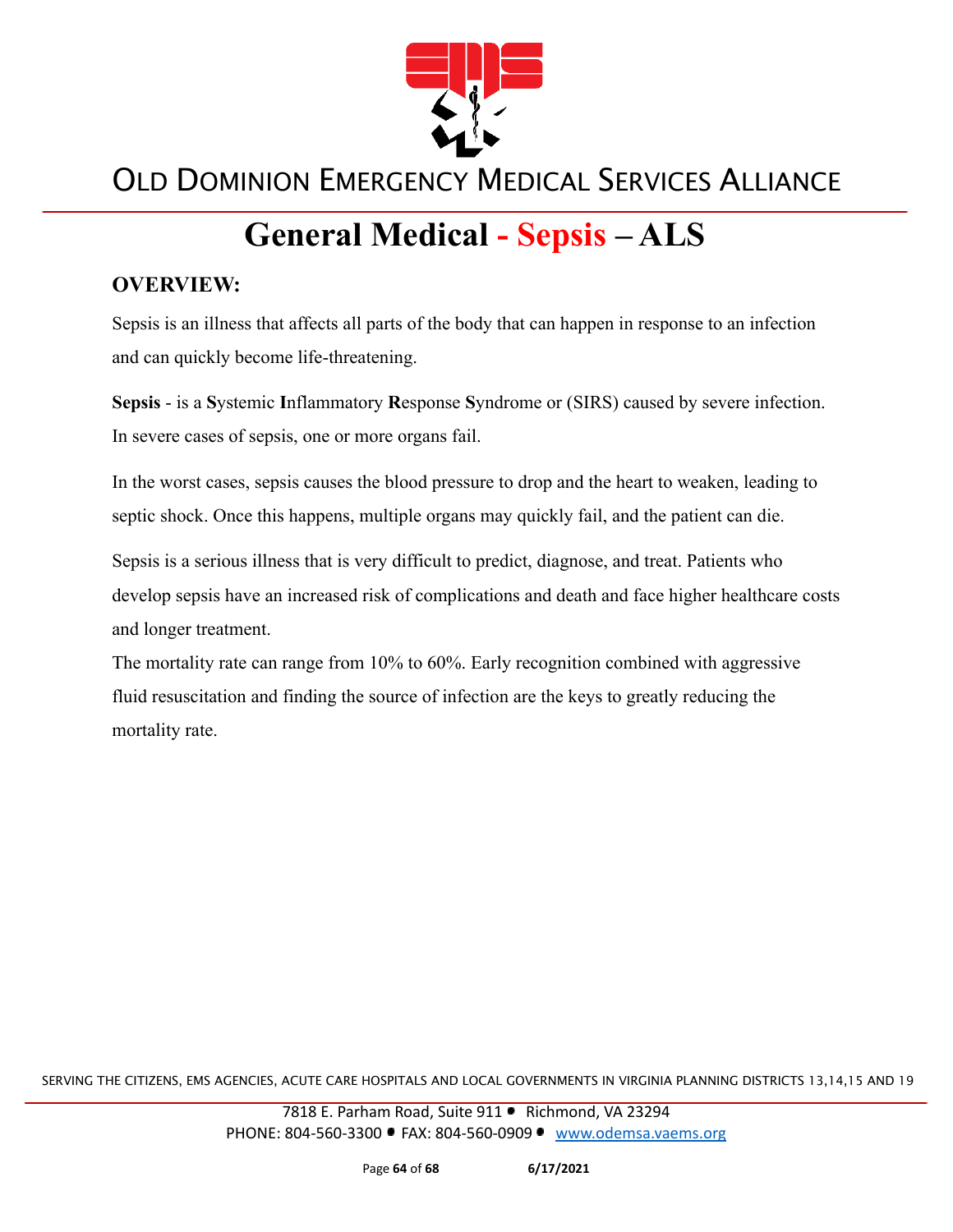# General Medical - Sepsis – ALS

## OVERVIEW:

Sepsis is an illness that affects all parts of the body that can happen in response to an infection and can quickly become life-threatening.

**Sepsis** - is a **S**ystemic **I**nflammatory **R**esponse **S**yndrome or (SIRS) caused by severe infection. In severe cases of sepsis, one or more organs fail.

In the worst cases, sepsis causes the blood pressure to drop and the heart to weaken, leading to septic shock. Once this happens, multiple organs may quickly fail, and the patient can die.

Sepsis is a serious illness that is very difficult to predict, diagnose, and treat. Patients who develop sepsis have an increased risk of complications and death and face higher healthcare costs and longer treatment.

The mortality rate can range from 10% to 60%. Early recognition combined with aggressive fluid resuscitation and finding the source of infection are the keys to greatly reducing the mortality rate.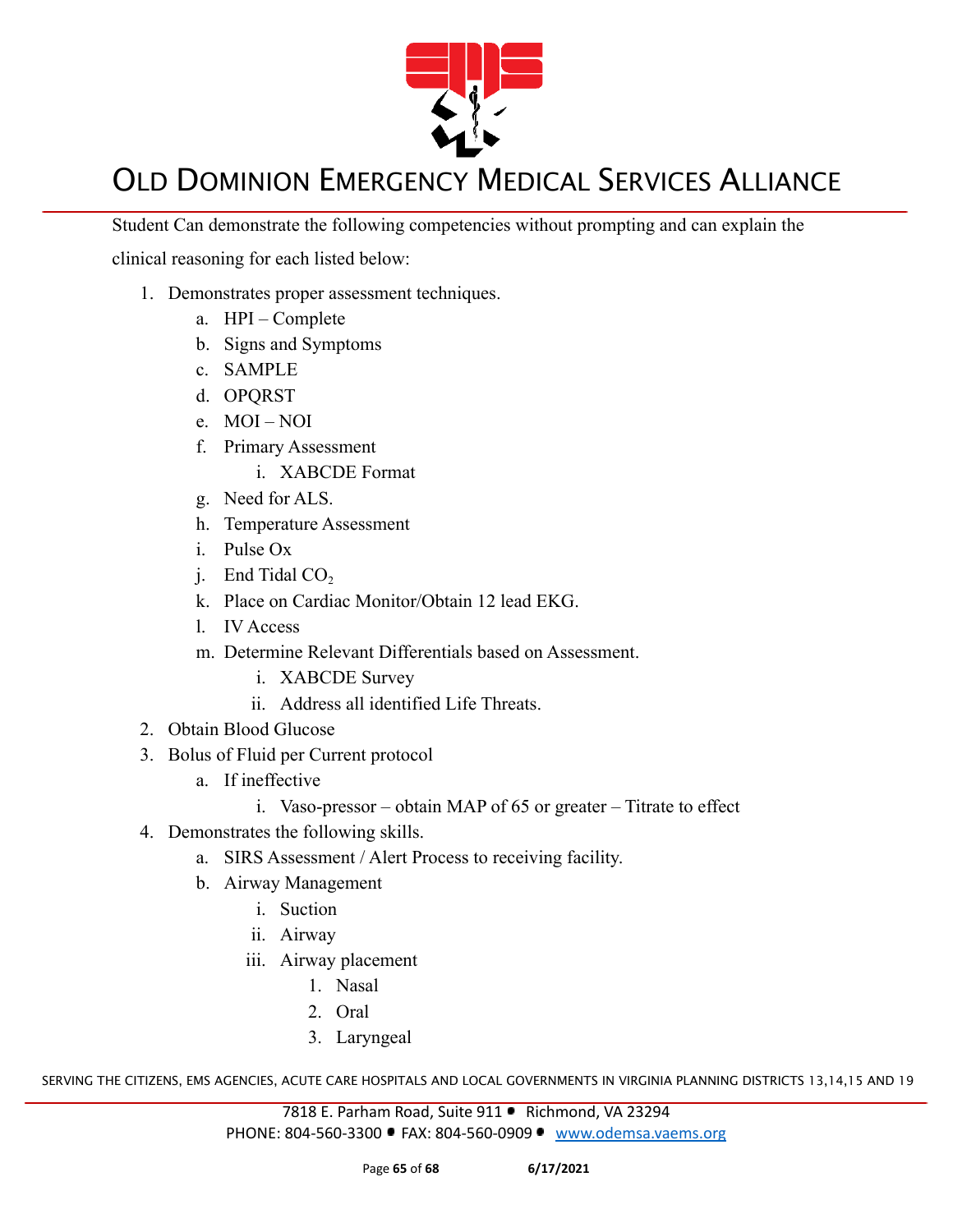Student Can demonstrate the following competencies without prompting and can explain the clinical reasoning for each listed below:

1. Demonstrates proper assessment techniques.
    a. HPI – Complete
    b. Signs and Symptoms
    c. SAMPLE
    d. OPQRST
    e. MOI – NOI
    f. Primary Assessment
        i. XABCDE Format
    g. Need for ALS.
    h. Temperature Assessment
    i. Pulse Ox
    j. End Tidal $CO_2$
    k. Place on Cardiac Monitor/Obtain 12 lead EKG.
    l. IV Access
    m. Determine Relevant Differentials based on Assessment.
        i. XABCDE Survey
        ii. Address all identified Life Threats.
2. Obtain Blood Glucose
3. Bolus of Fluid per Current protocol
    a. If ineffective
        i. Vaso-pressor – obtain MAP of 65 or greater – Titrate to effect
4. Demonstrates the following skills.
    a. SIRS Assessment / Alert Process to receiving facility.
    b. Airway Management
        i. Suction
        ii. Airway
        iii. Airway placement
            1. Nasal
            2. Oral
            3. Laryngeal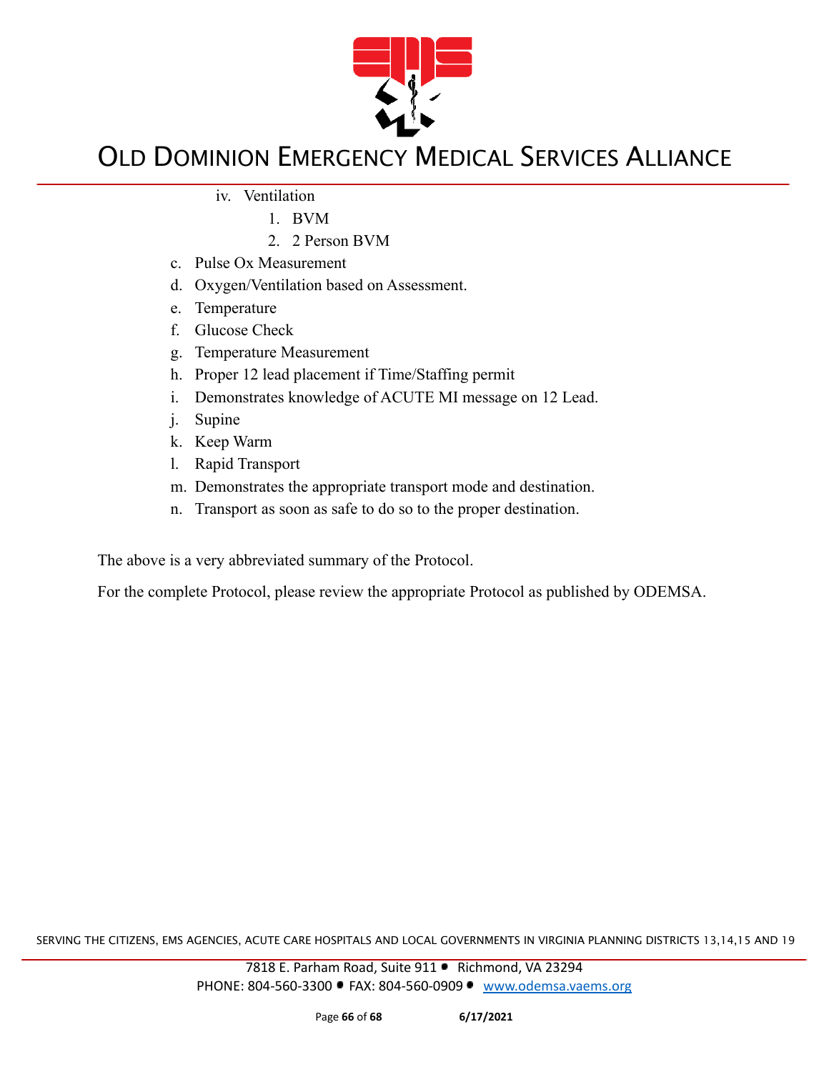iv. Ventilation
   1. BVM
   2. 2 Person BVM

c. Pulse Ox Measurement
d. Oxygen/Ventilation based on Assessment.
e. Temperature
f. Glucose Check
g. Temperature Measurement
h. Proper 12 lead placement if Time/Staffing permit
i. Demonstrates knowledge of ACUTE MI message on 12 Lead.
j. Supine
k. Keep Warm
l. Rapid Transport
m. Demonstrates the appropriate transport mode and destination.
n. Transport as soon as safe to do so to the proper destination.

The above is a very abbreviated summary of the Protocol.

For the complete Protocol, please review the appropriate Protocol as published by ODEMSA.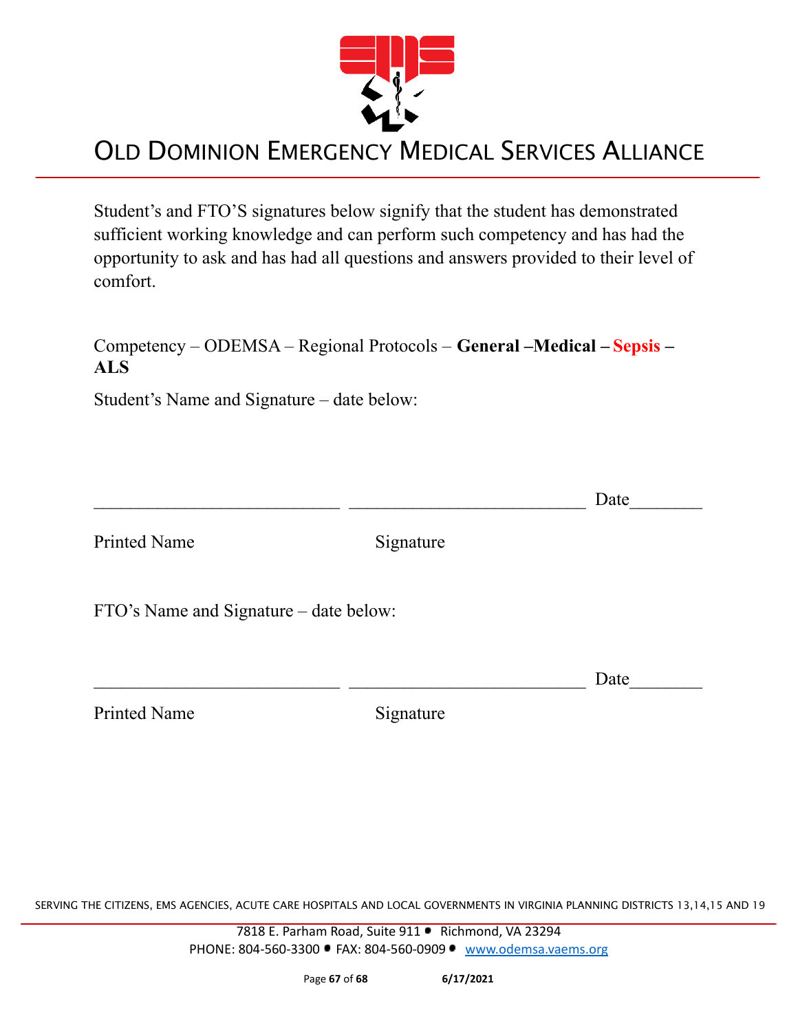# OLD DOMINION EMERGENCY MEDICAL SERVICES ALLIANCE

Student's and FTO'S signatures below signify that the student has demonstrated sufficient working knowledge and can perform such competency and has had the opportunity to ask and has had all questions and answers provided to their level of comfort.

Competency – ODEMSA – Regional Protocols – **General –Medical – Sepsis – ALS**

Student's Name and Signature – date below:

___________________________ __________________________ Date________

Printed Name Signature

FTO's Name and Signature – date below:

___________________________ __________________________ Date________

Printed Name Signature

SERVING THE CITIZENS, EMS AGENCIES, ACUTE CARE HOSPITALS AND LOCAL GOVERNMENTS IN VIRGINIA PLANNING DISTRICTS 13,14,15 AND 19

7818 E. Parham Road, Suite 911 • Richmond, VA 23294
PHONE: 804-560-3300 • FAX: 804-560-0909 • www.odemsa.vaems.org

6/17/2021